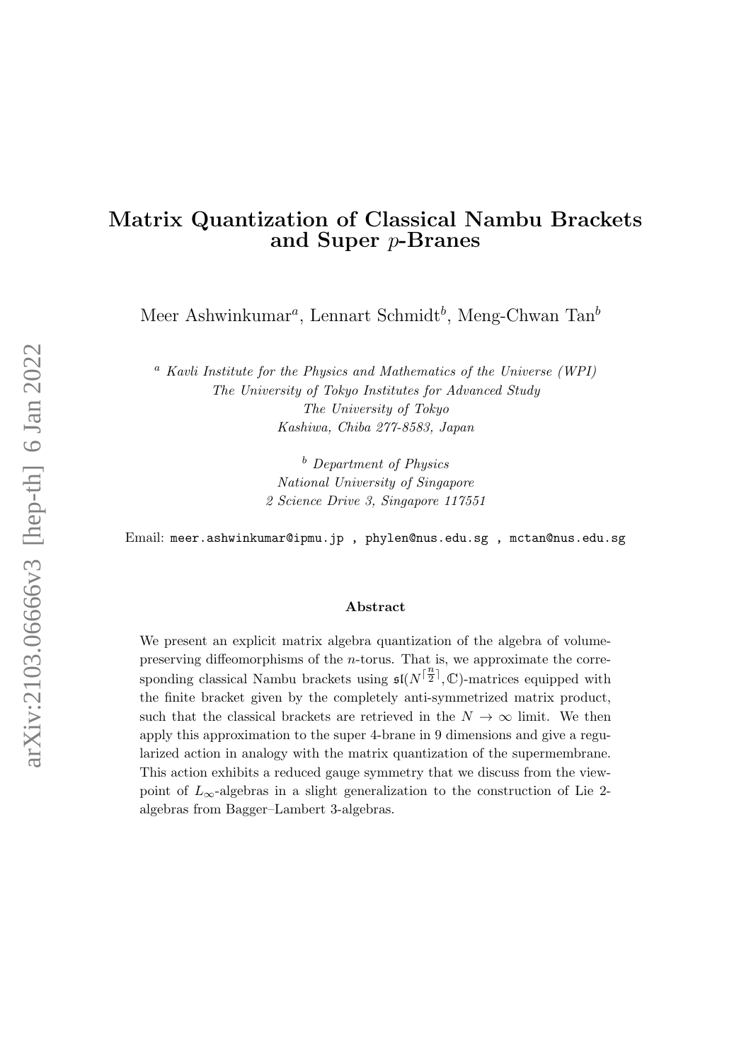# Matrix Quantization of Classical Nambu Brackets and Super $p$-Branes

Meer Ashwinkumar[a], Lennart Schmidt[b], Meng-Chwan Tan[b]

[a] *Kavli Institute for the Physics and Mathematics of the Universe (WPI)*
*The University of Tokyo Institutes for Advanced Study*
*The University of Tokyo*
*Kashiwa, Chiba 277-8583, Japan*

[b] *Department of Physics*
*National University of Singapore*
*2 Science Drive 3, Singapore 117551*

Email: meer.ashwinkumar@ipmu.jp , phylen@nus.edu.sg , mctan@nus.edu.sg

**Abstract**

We present an explicit matrix algebra quantization of the algebra of volume-preserving diffeomorphisms of the $n$-torus. That is, we approximate the corresponding classical Nambu brackets using $\mathfrak{sl}(N^{\lceil \frac{n}{2} \rceil}, \mathbb{C})$-matrices equipped with the finite bracket given by the completely anti-symmetrized matrix product, such that the classical brackets are retrieved in the $N \to \infty$ limit. We then apply this approximation to the super 4-brane in 9 dimensions and give a regularized action in analogy with the matrix quantization of the supermembrane. This action exhibits a reduced gauge symmetry that we discuss from the viewpoint of $L_\infty$-algebras in a slight generalization to the construction of Lie 2-algebras from Bagger–Lambert 3-algebras.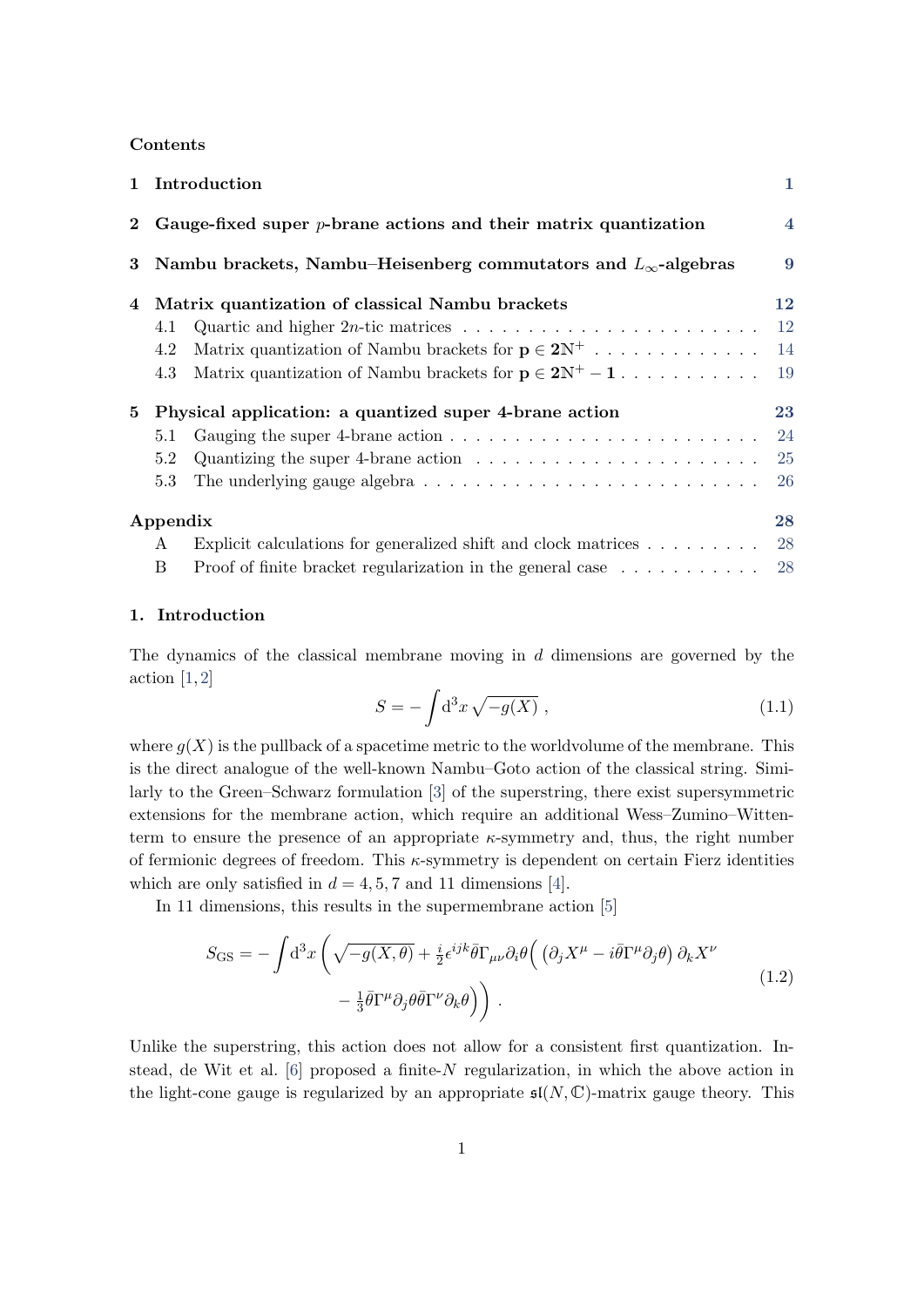## Contents

| | | |
|---|---|---|
| **1** | **Introduction** | **1** |
| **2** | **Gauge-fixed super $p$-brane actions and their matrix quantization** | **4** |
| **3** | **Nambu brackets, Nambu–Heisenberg commutators and $L_\infty$-algebras** | **9** |
| **4** | **Matrix quantization of classical Nambu brackets** | **12** |
| | 4.1 Quartic and higher $2n$-tic matrices | 12 |
| | 4.2 Matrix quantization of Nambu brackets for $\mathbf{p} \in \mathbf{2}\mathbb{N}^+$ | 14 |
| | 4.3 Matrix quantization of Nambu brackets for $\mathbf{p} \in \mathbf{2}\mathbb{N}^+ - \mathbf{1}$ | 19 |
| **5** | **Physical application: a quantized super 4-brane action** | **23** |
| | 5.1 Gauging the super 4-brane action | 24 |
| | 5.2 Quantizing the super 4-brane action | 25 |
| | 5.3 The underlying gauge algebra | 26 |
| | **Appendix** | **28** |
| | A Explicit calculations for generalized shift and clock matrices | 28 |
| | B Proof of finite bracket regularization in the general case | 28 |

## 1. Introduction

The dynamics of the classical membrane moving in $d$ dimensions are governed by the action [1,2]

$$S = -\int \mathrm{d}^3 x \sqrt{-g(X)}\ , \tag{1.1}$$

where $g(X)$ is the pullback of a spacetime metric to the worldvolume of the membrane. This is the direct analogue of the well-known Nambu–Goto action of the classical string. Similarly to the Green–Schwarz formulation [3] of the superstring, there exist supersymmetric extensions for the membrane action, which require an additional Wess–Zumino–Witten-term to ensure the presence of an appropriate $\kappa$-symmetry and, thus, the right number of fermionic degrees of freedom. This $\kappa$-symmetry is dependent on certain Fierz identities which are only satisfied in $d = 4, 5, 7$ and 11 dimensions [4].

In 11 dimensions, this results in the supermembrane action [5]

$$\begin{aligned} S_{\mathrm{GS}} = -\int \mathrm{d}^3 x \bigg( \sqrt{-g(X,\theta)} + \tfrac{i}{2}\epsilon^{ijk}\bar{\theta}\Gamma_{\mu\nu}\partial_i\theta \Big( \big(\partial_j X^\mu - i\bar{\theta}\Gamma^\mu\partial_j\theta\big)\, \partial_k X^\nu \\ - \tfrac{1}{3}\bar{\theta}\Gamma^\mu\partial_j\theta\bar{\theta}\Gamma^\nu\partial_k\theta \Big) \bigg)\ . \end{aligned} \tag{1.2}$$

Unlike the superstring, this action does not allow for a consistent first quantization. Instead, de Wit et al. [6] proposed a finite-$N$ regularization, in which the above action in the light-cone gauge is regularized by an appropriate $\mathfrak{sl}(N,\mathbb{C})$-matrix gauge theory. This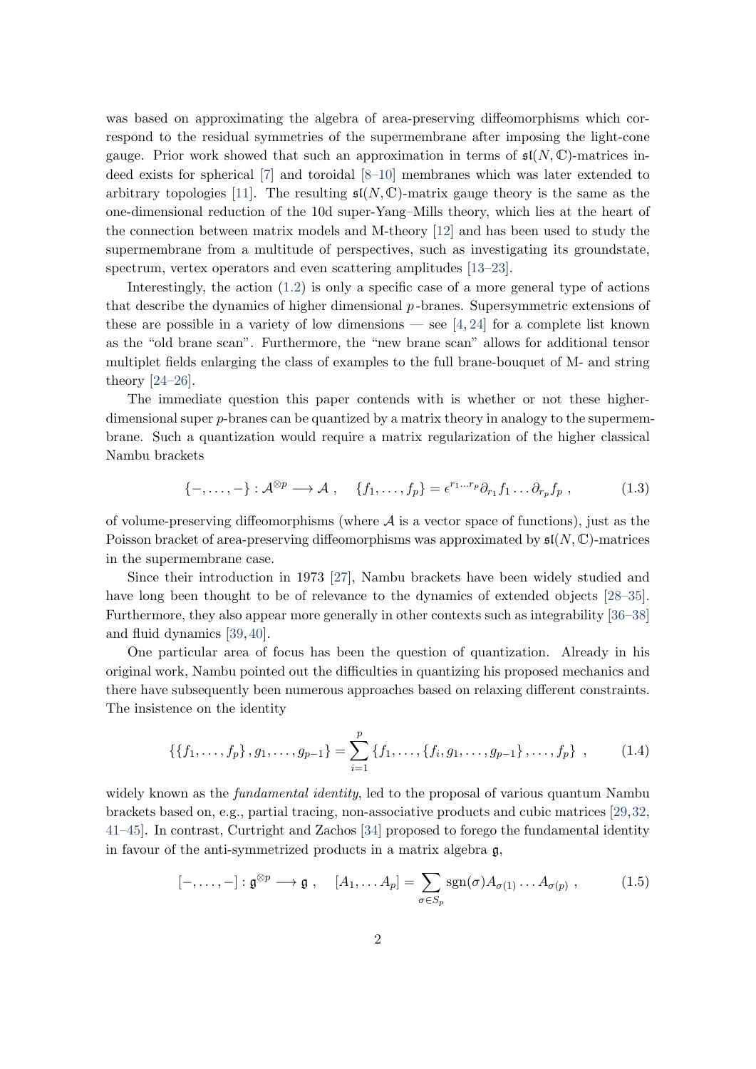was based on approximating the algebra of area-preserving diffeomorphisms which correspond to the residual symmetries of the supermembrane after imposing the light-cone gauge. Prior work showed that such an approximation in terms of $\mathfrak{sl}(N,\mathbb{C})$-matrices indeed exists for spherical [7] and toroidal [8–10] membranes which was later extended to arbitrary topologies [11]. The resulting $\mathfrak{sl}(N,\mathbb{C})$-matrix gauge theory is the same as the one-dimensional reduction of the 10d super-Yang–Mills theory, which lies at the heart of the connection between matrix models and M-theory [12] and has been used to study the supermembrane from a multitude of perspectives, such as investigating its groundstate, spectrum, vertex operators and even scattering amplitudes [13–23].

Interestingly, the action (1.2) is only a specific case of a more general type of actions that describe the dynamics of higher dimensional $p$-branes. Supersymmetric extensions of these are possible in a variety of low dimensions — see [4, 24] for a complete list known as the "old brane scan". Furthermore, the "new brane scan" allows for additional tensor multiplet fields enlarging the class of examples to the full brane-bouquet of M- and string theory [24–26].

The immediate question this paper contends with is whether or not these higher-dimensional super $p$-branes can be quantized by a matrix theory in analogy to the supermembrane. Such a quantization would require a matrix regularization of the higher classical Nambu brackets

$$\{-,\ldots,-\} : \mathcal{A}^{\otimes p} \longrightarrow \mathcal{A} \ , \quad \{f_1,\ldots,f_p\} = \epsilon^{r_1\ldots r_p}\partial_{r_1}f_1\ldots\partial_{r_p}f_p \ , \tag{1.3}$$

of volume-preserving diffeomorphisms (where $\mathcal{A}$ is a vector space of functions), just as the Poisson bracket of area-preserving diffeomorphisms was approximated by $\mathfrak{sl}(N,\mathbb{C})$-matrices in the supermembrane case.

Since their introduction in 1973 [27], Nambu brackets have been widely studied and have long been thought to be of relevance to the dynamics of extended objects [28–35]. Furthermore, they also appear more generally in other contexts such as integrability [36–38] and fluid dynamics [39, 40].

One particular area of focus has been the question of quantization. Already in his original work, Nambu pointed out the difficulties in quantizing his proposed mechanics and there have subsequently been numerous approaches based on relaxing different constraints. The insistence on the identity

$$\{\{f_1,\ldots,f_p\}, g_1,\ldots,g_{p-1}\} = \sum_{i=1}^{p}\{f_1,\ldots,\{f_i,g_1,\ldots,g_{p-1}\},\ldots,f_p\} \ , \tag{1.4}$$

widely known as the *fundamental identity*, led to the proposal of various quantum Nambu brackets based on, e.g., partial tracing, non-associative products and cubic matrices [29, 32, 41–45]. In contrast, Curtright and Zachos [34] proposed to forego the fundamental identity in favour of the anti-symmetrized products in a matrix algebra $\mathfrak{g}$,

$$[-,\ldots,-] : \mathfrak{g}^{\otimes p} \longrightarrow \mathfrak{g} \ , \quad [A_1,\ldots A_p] = \sum_{\sigma\in S_p}\mathrm{sgn}(\sigma)A_{\sigma(1)}\ldots A_{\sigma(p)} \ , \tag{1.5}$$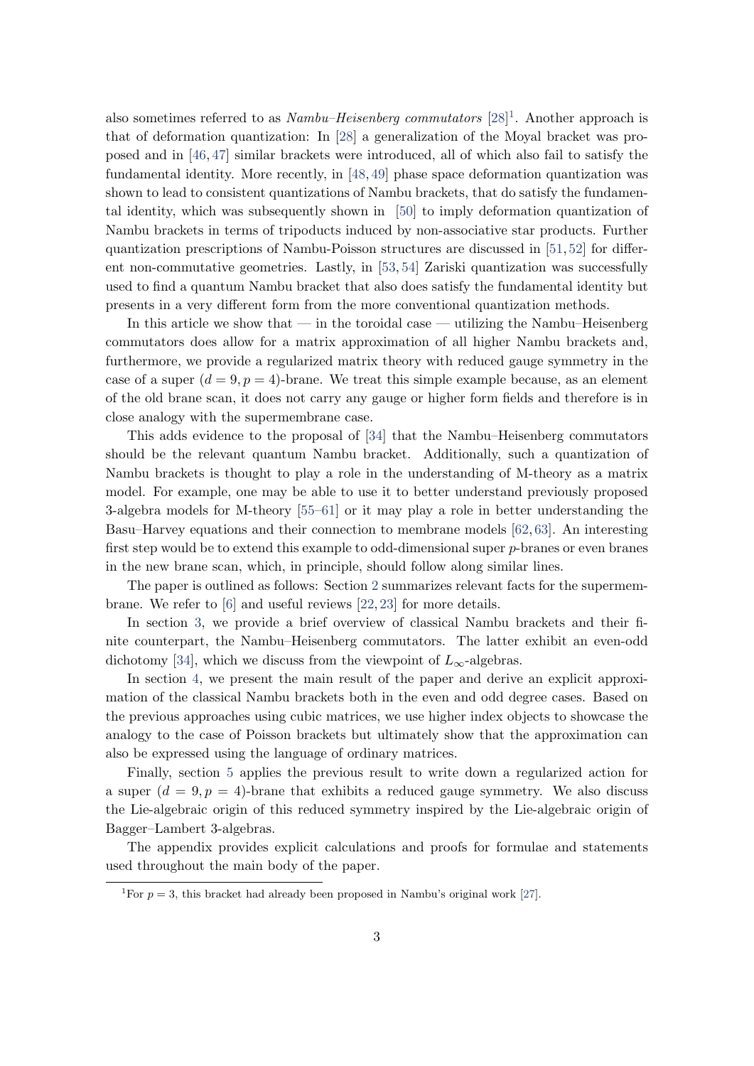also sometimes referred to as *Nambu–Heisenberg commutators* [28][1]. Another approach is that of deformation quantization: In [28] a generalization of the Moyal bracket was proposed and in [46, 47] similar brackets were introduced, all of which also fail to satisfy the fundamental identity. More recently, in [48, 49] phase space deformation quantization was shown to lead to consistent quantizations of Nambu brackets, that do satisfy the fundamental identity, which was subsequently shown in [50] to imply deformation quantization of Nambu brackets in terms of tripoducts induced by non-associative star products. Further quantization prescriptions of Nambu-Poisson structures are discussed in [51, 52] for different non-commutative geometries. Lastly, in [53, 54] Zariski quantization was successfully used to find a quantum Nambu bracket that also does satisfy the fundamental identity but presents in a very different form from the more conventional quantization methods.

In this article we show that — in the toroidal case — utilizing the Nambu–Heisenberg commutators does allow for a matrix approximation of all higher Nambu brackets and, furthermore, we provide a regularized matrix theory with reduced gauge symmetry in the case of a super $(d = 9, p = 4)$-brane. We treat this simple example because, as an element of the old brane scan, it does not carry any gauge or higher form fields and therefore is in close analogy with the supermembrane case.

This adds evidence to the proposal of [34] that the Nambu–Heisenberg commutators should be the relevant quantum Nambu bracket. Additionally, such a quantization of Nambu brackets is thought to play a role in the understanding of M-theory as a matrix model. For example, one may be able to use it to better understand previously proposed 3-algebra models for M-theory [55–61] or it may play a role in better understanding the Basu–Harvey equations and their connection to membrane models [62, 63]. An interesting first step would be to extend this example to odd-dimensional super $p$-branes or even branes in the new brane scan, which, in principle, should follow along similar lines.

The paper is outlined as follows: Section 2 summarizes relevant facts for the supermembrane. We refer to [6] and useful reviews [22, 23] for more details.

In section 3, we provide a brief overview of classical Nambu brackets and their finite counterpart, the Nambu–Heisenberg commutators. The latter exhibit an even-odd dichotomy [34], which we discuss from the viewpoint of $L_\infty$-algebras.

In section 4, we present the main result of the paper and derive an explicit approximation of the classical Nambu brackets both in the even and odd degree cases. Based on the previous approaches using cubic matrices, we use higher index objects to showcase the analogy to the case of Poisson brackets but ultimately show that the approximation can also be expressed using the language of ordinary matrices.

Finally, section 5 applies the previous result to write down a regularized action for a super $(d = 9, p = 4)$-brane that exhibits a reduced gauge symmetry. We also discuss the Lie-algebraic origin of this reduced symmetry inspired by the Lie-algebraic origin of Bagger–Lambert 3-algebras.

The appendix provides explicit calculations and proofs for formulae and statements used throughout the main body of the paper.

[1] For $p = 3$, this bracket had already been proposed in Nambu's original work [27].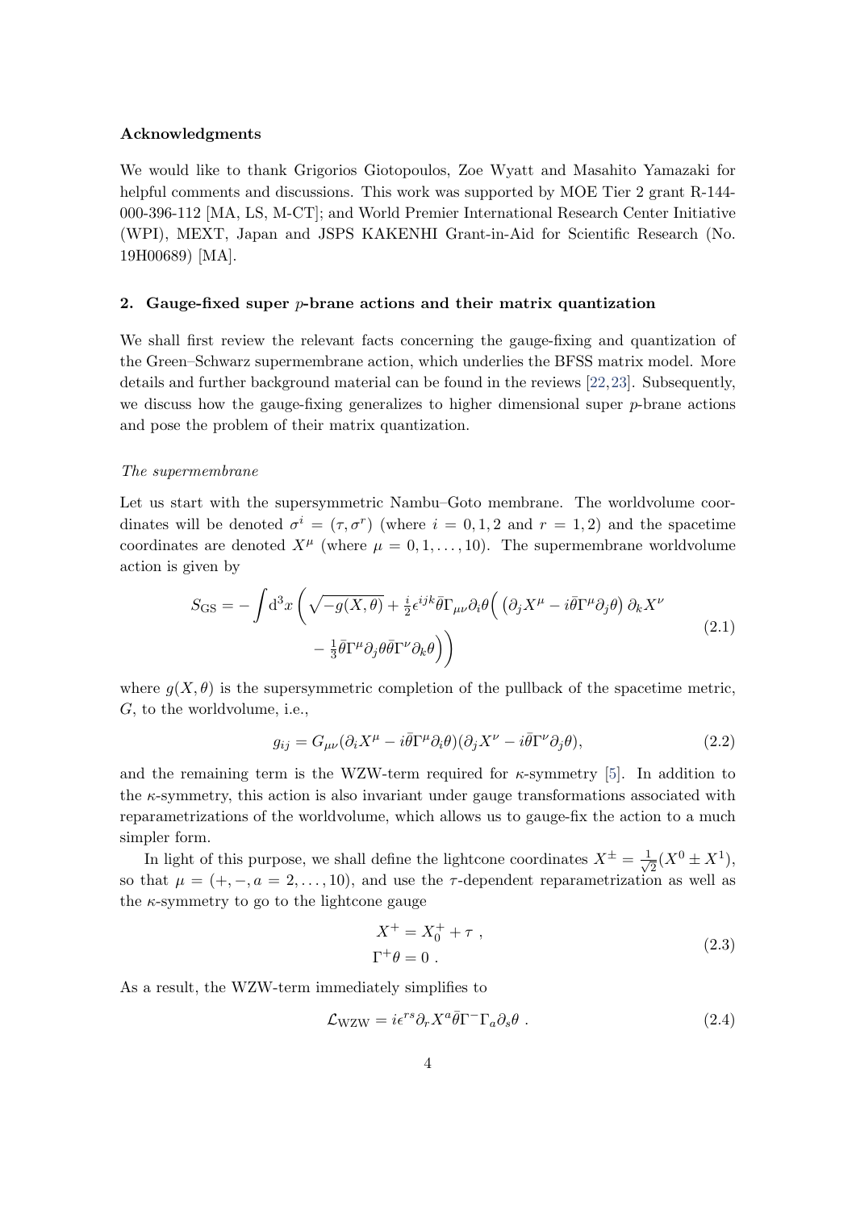#### Acknowledgments

We would like to thank Grigorios Giotopoulos, Zoe Wyatt and Masahito Yamazaki for helpful comments and discussions. This work was supported by MOE Tier 2 grant R-144-000-396-112 [MA, LS, M-CT]; and World Premier International Research Center Initiative (WPI), MEXT, Japan and JSPS KAKENHI Grant-in-Aid for Scientific Research (No. 19H00689) [MA].

## 2. Gauge-fixed super $p$-brane actions and their matrix quantization

We shall first review the relevant facts concerning the gauge-fixing and quantization of the Green–Schwarz supermembrane action, which underlies the BFSS matrix model. More details and further background material can be found in the reviews [22,23]. Subsequently, we discuss how the gauge-fixing generalizes to higher dimensional super $p$-brane actions and pose the problem of their matrix quantization.

*The supermembrane*

Let us start with the supersymmetric Nambu–Goto membrane. The worldvolume coordinates will be denoted $\sigma^i = (\tau, \sigma^r)$ (where $i = 0, 1, 2$ and $r = 1, 2$) and the spacetime coordinates are denoted $X^\mu$ (where $\mu = 0, 1, \ldots, 10$). The supermembrane worldvolume action is given by

$$
\begin{aligned}
S_{\mathrm{GS}} = -\int \mathrm{d}^3 x \bigg( \sqrt{-g(X,\theta)} + \tfrac{i}{2}\epsilon^{ijk}\bar{\theta}\Gamma_{\mu\nu}\partial_i\theta \Big( \left(\partial_j X^\mu - i\bar{\theta}\Gamma^\mu \partial_j \theta\right) \partial_k X^\nu \\
- \tfrac{1}{3}\bar{\theta}\Gamma^\mu \partial_j \theta \bar{\theta}\Gamma^\nu \partial_k \theta \Big) \bigg)
\end{aligned}
\tag{2.1}
$$

where $g(X,\theta)$ is the supersymmetric completion of the pullback of the spacetime metric, $G$, to the worldvolume, i.e.,

$$
g_{ij} = G_{\mu\nu}(\partial_i X^\mu - i\bar{\theta}\Gamma^\mu \partial_i \theta)(\partial_j X^\nu - i\bar{\theta}\Gamma^\nu \partial_j \theta),
\tag{2.2}
$$

and the remaining term is the WZW-term required for $\kappa$-symmetry [5]. In addition to the $\kappa$-symmetry, this action is also invariant under gauge transformations associated with reparametrizations of the worldvolume, which allows us to gauge-fix the action to a much simpler form.

In light of this purpose, we shall define the lightcone coordinates $X^\pm = \frac{1}{\sqrt{2}}(X^0 \pm X^1)$, so that $\mu = (+, -, a = 2, \ldots, 10)$, and use the $\tau$-dependent reparametrization as well as the $\kappa$-symmetry to go to the lightcone gauge

$$
\begin{aligned}
X^+ &= X_0^+ + \tau\ , \\
\Gamma^+\theta &= 0\ .
\end{aligned}
\tag{2.3}
$$

As a result, the WZW-term immediately simplifies to

$$
\mathcal{L}_{\mathrm{WZW}} = i\epsilon^{rs}\partial_r X^a \bar{\theta}\Gamma^- \Gamma_a \partial_s \theta\ .
\tag{2.4}
$$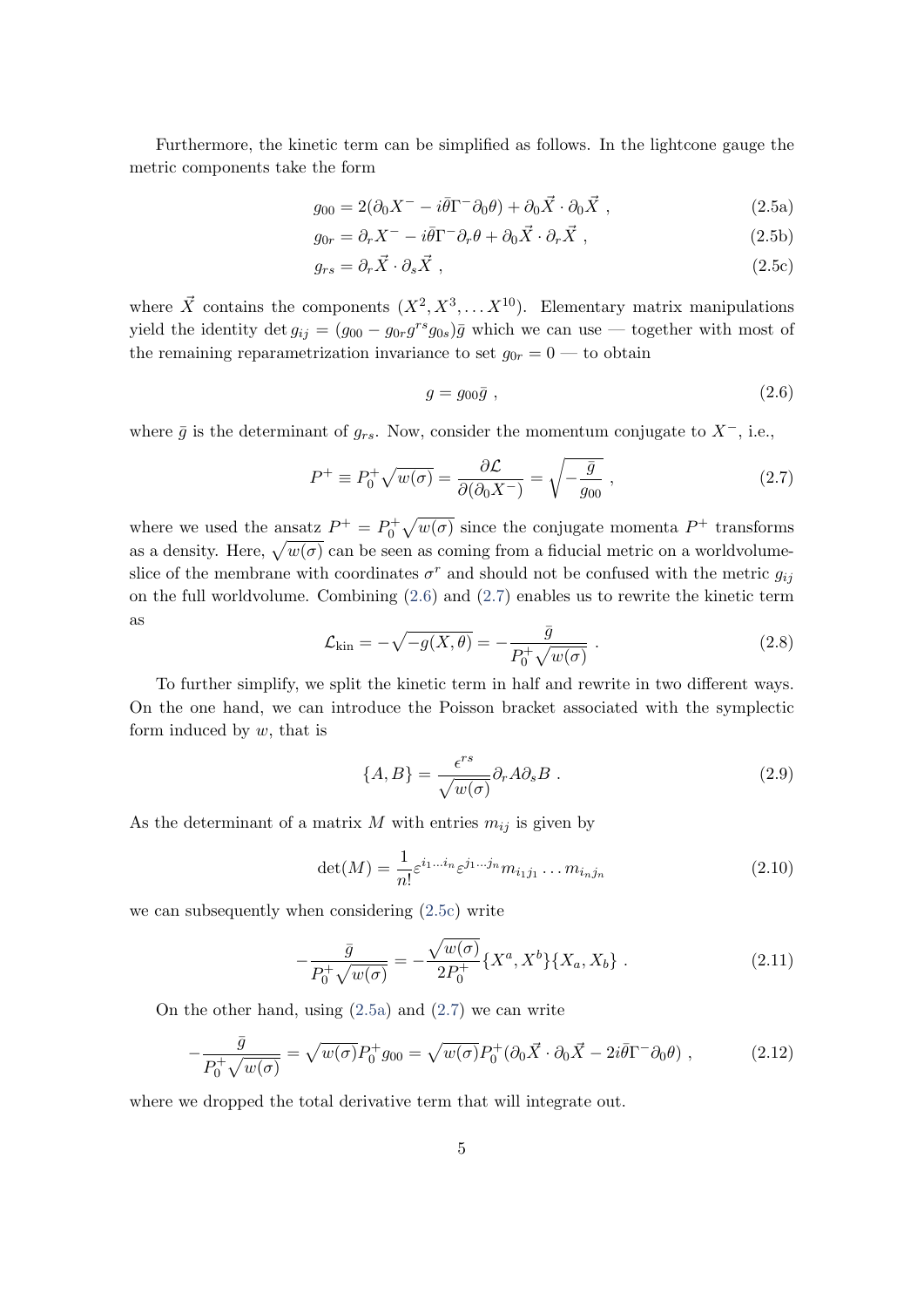Furthermore, the kinetic term can be simplified as follows. In the lightcone gauge the metric components take the form

$$g_{00} = 2(\partial_0 X^- - i\bar{\theta}\Gamma^- \partial_0 \theta) + \partial_0 \vec{X} \cdot \partial_0 \vec{X} \ , \tag{2.5a}$$

$$g_{0r} = \partial_r X^- - i\bar{\theta}\Gamma^- \partial_r \theta + \partial_0 \vec{X} \cdot \partial_r \vec{X} \ , \tag{2.5b}$$

$$g_{rs} = \partial_r \vec{X} \cdot \partial_s \vec{X} \ , \tag{2.5c}$$

where $\vec{X}$ contains the components $(X^2, X^3, \ldots X^{10})$. Elementary matrix manipulations yield the identity $\det g_{ij} = (g_{00} - g_{0r} g^{rs} g_{0s})\bar{g}$ which we can use — together with most of the remaining reparametrization invariance to set $g_{0r} = 0$ — to obtain

$$g = g_{00}\bar{g} \ , \tag{2.6}$$

where $\bar{g}$ is the determinant of $g_{rs}$. Now, consider the momentum conjugate to $X^-$, i.e.,

$$P^+ \equiv P_0^+ \sqrt{w(\sigma)} = \frac{\partial \mathcal{L}}{\partial(\partial_0 X^-)} = \sqrt{-\frac{\bar{g}}{g_{00}}} \ , \tag{2.7}$$

where we used the ansatz $P^+ = P_0^+ \sqrt{w(\sigma)}$ since the conjugate momenta $P^+$ transforms as a density. Here, $\sqrt{w(\sigma)}$ can be seen as coming from a fiducial metric on a worldvolume-slice of the membrane with coordinates $\sigma^r$ and should not be confused with the metric $g_{ij}$ on the full worldvolume. Combining (2.6) and (2.7) enables us to rewrite the kinetic term as

$$\mathcal{L}_{\text{kin}} = -\sqrt{-g(X,\theta)} = -\frac{\bar{g}}{P_0^+ \sqrt{w(\sigma)}} \ . \tag{2.8}$$

To further simplify, we split the kinetic term in half and rewrite in two different ways. On the one hand, we can introduce the Poisson bracket associated with the symplectic form induced by $w$, that is

$$\{A, B\} = \frac{\epsilon^{rs}}{\sqrt{w(\sigma)}} \partial_r A \partial_s B \ . \tag{2.9}$$

As the determinant of a matrix $M$ with entries $m_{ij}$ is given by

$$\det(M) = \frac{1}{n!} \varepsilon^{i_1 \ldots i_n} \varepsilon^{j_1 \ldots j_n} m_{i_1 j_1} \ldots m_{i_n j_n} \tag{2.10}$$

we can subsequently when considering (2.5c) write

$$-\frac{\bar{g}}{P_0^+ \sqrt{w(\sigma)}} = -\frac{\sqrt{w(\sigma)}}{2P_0^+} \{X^a, X^b\}\{X_a, X_b\} \ . \tag{2.11}$$

On the other hand, using (2.5a) and (2.7) we can write

$$-\frac{\bar{g}}{P_0^+ \sqrt{w(\sigma)}} = \sqrt{w(\sigma)} P_0^+ g_{00} = \sqrt{w(\sigma)} P_0^+ (\partial_0 \vec{X} \cdot \partial_0 \vec{X} - 2i\bar{\theta}\Gamma^- \partial_0 \theta) \ , \tag{2.12}$$

where we dropped the total derivative term that will integrate out.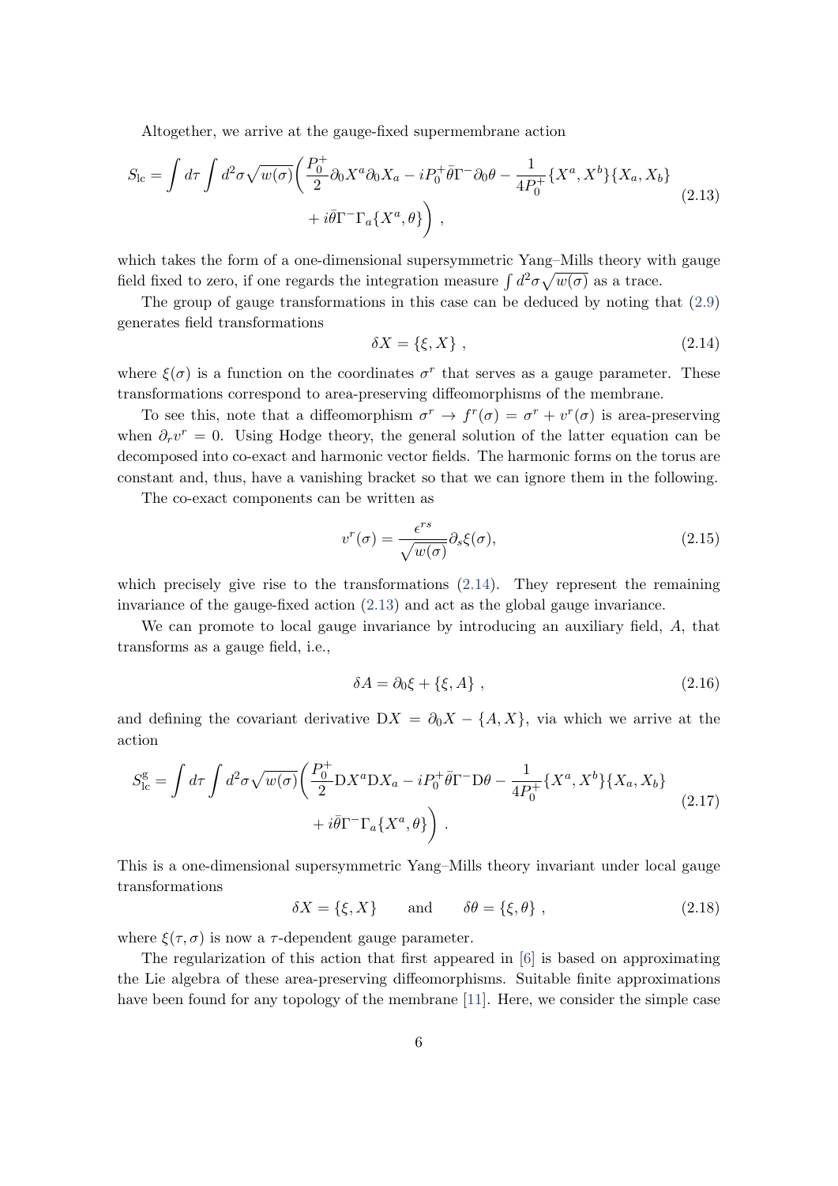Altogether, we arrive at the gauge-fixed supermembrane action

$$
S_{\mathrm{lc}} = \int d\tau \int d^2\sigma \sqrt{w(\sigma)} \Big( \frac{P_0^+}{2} \partial_0 X^a \partial_0 X_a - i P_0^+ \bar{\theta} \Gamma^- \partial_0 \theta - \frac{1}{4P_0^+} \{X^a, X^b\}\{X_a, X_b\} + i\bar{\theta}\Gamma^- \Gamma_a \{X^a, \theta\} \Big) \ , \tag{2.13}
$$

which takes the form of a one-dimensional supersymmetric Yang–Mills theory with gauge field fixed to zero, if one regards the integration measure $\int d^2\sigma \sqrt{w(\sigma)}$ as a trace.

The group of gauge transformations in this case can be deduced by noting that (2.9) generates field transformations

$$
\delta X = \{\xi, X\} \ , \tag{2.14}
$$

where $\xi(\sigma)$ is a function on the coordinates $\sigma^r$ that serves as a gauge parameter. These transformations correspond to area-preserving diffeomorphisms of the membrane.

To see this, note that a diffeomorphism $\sigma^r \to f^r(\sigma) = \sigma^r + v^r(\sigma)$ is area-preserving when $\partial_r v^r = 0$. Using Hodge theory, the general solution of the latter equation can be decomposed into co-exact and harmonic vector fields. The harmonic forms on the torus are constant and, thus, have a vanishing bracket so that we can ignore them in the following.

The co-exact components can be written as

$$
v^r(\sigma) = \frac{\epsilon^{rs}}{\sqrt{w(\sigma)}} \partial_s \xi(\sigma), \tag{2.15}
$$

which precisely give rise to the transformations (2.14). They represent the remaining invariance of the gauge-fixed action (2.13) and act as the global gauge invariance.

We can promote to local gauge invariance by introducing an auxiliary field, $A$, that transforms as a gauge field, i.e.,

$$
\delta A = \partial_0 \xi + \{\xi, A\} \ , \tag{2.16}
$$

and defining the covariant derivative $\mathrm{D}X = \partial_0 X - \{A, X\}$, via which we arrive at the action

$$
S_{\mathrm{lc}}^{\mathrm{g}} = \int d\tau \int d^2\sigma \sqrt{w(\sigma)} \Big( \frac{P_0^+}{2} \mathrm{D} X^a \mathrm{D} X_a - i P_0^+ \bar{\theta} \Gamma^- \mathrm{D} \theta - \frac{1}{4P_0^+} \{X^a, X^b\}\{X_a, X_b\} + i\bar{\theta}\Gamma^- \Gamma_a \{X^a, \theta\} \Big) \ . \tag{2.17}
$$

This is a one-dimensional supersymmetric Yang–Mills theory invariant under local gauge transformations

$$
\delta X = \{\xi, X\} \qquad \text{and} \qquad \delta\theta = \{\xi, \theta\} \ , \tag{2.18}
$$

where $\xi(\tau, \sigma)$ is now a $\tau$-dependent gauge parameter.

The regularization of this action that first appeared in [6] is based on approximating the Lie algebra of these area-preserving diffeomorphisms. Suitable finite approximations have been found for any topology of the membrane [11]. Here, we consider the simple case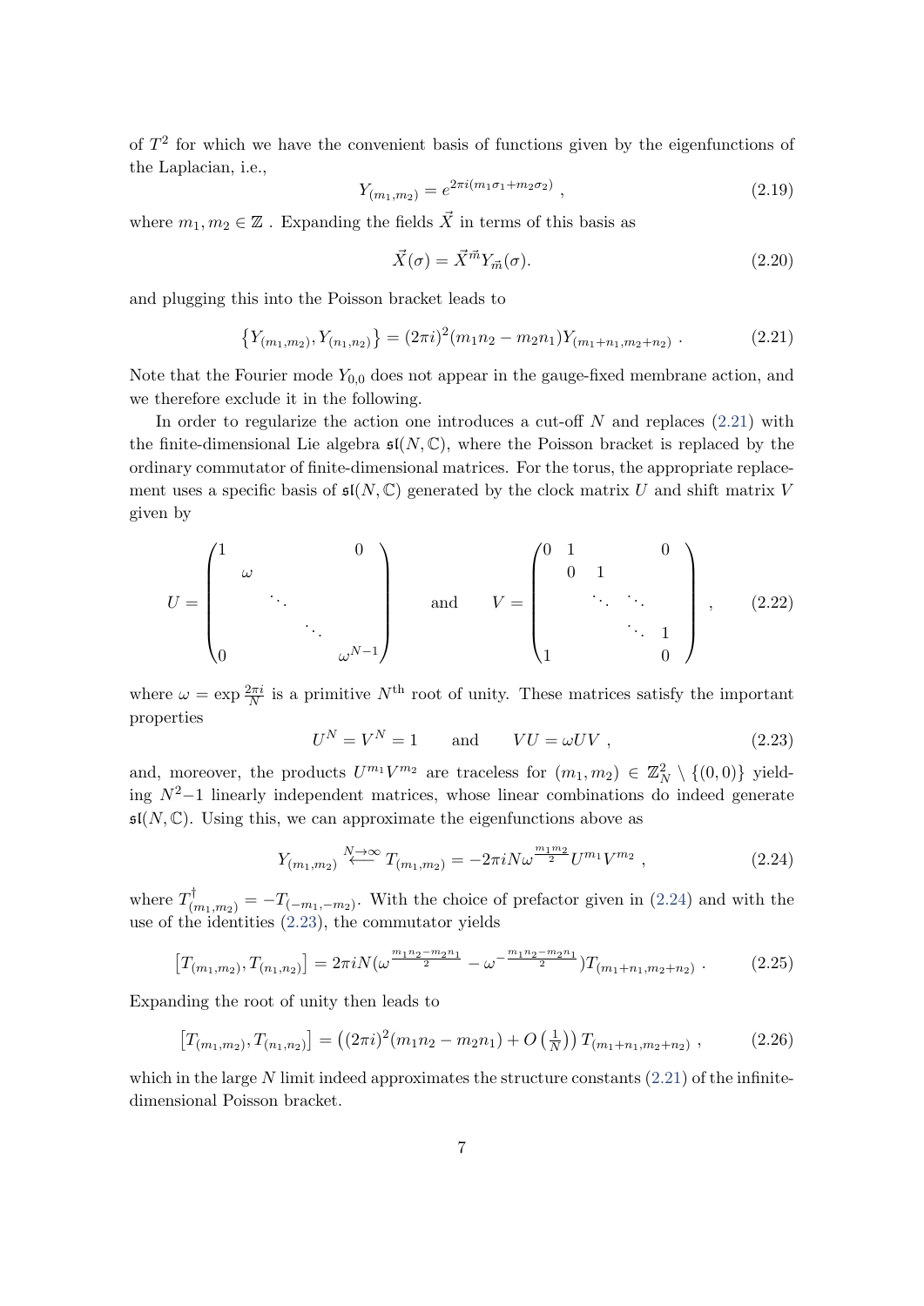of $T^2$ for which we have the convenient basis of functions given by the eigenfunctions of the Laplacian, i.e.,

$$Y_{(m_1,m_2)} = e^{2\pi i(m_1\sigma_1+m_2\sigma_2)} \;, \tag{2.19}$$

where $m_1, m_2 \in \mathbb{Z}$ . Expanding the fields $\vec{X}$ in terms of this basis as

$$\vec{X}(\sigma) = \vec{X}^{\vec{m}} Y_{\vec{m}}(\sigma). \tag{2.20}$$

and plugging this into the Poisson bracket leads to

$$\left\{Y_{(m_1,m_2)}, Y_{(n_1,n_2)}\right\} = (2\pi i)^2 (m_1 n_2 - m_2 n_1) Y_{(m_1+n_1,m_2+n_2)} \;. \tag{2.21}$$

Note that the Fourier mode $Y_{0,0}$ does not appear in the gauge-fixed membrane action, and we therefore exclude it in the following.

In order to regularize the action one introduces a cut-off $N$ and replaces (2.21) with the finite-dimensional Lie algebra $\mathfrak{sl}(N,\mathbb{C})$, where the Poisson bracket is replaced by the ordinary commutator of finite-dimensional matrices. For the torus, the appropriate replacement uses a specific basis of $\mathfrak{sl}(N,\mathbb{C})$ generated by the clock matrix $U$ and shift matrix $V$ given by

$$U = \begin{pmatrix} 1 & & & & 0 \\ & \omega & & & \\ & & \ddots & & \\ & & & \ddots & \\ 0 & & & & \omega^{N-1} \end{pmatrix} \qquad \text{and} \qquad V = \begin{pmatrix} 0 & 1 & & & 0 \\ & 0 & 1 & & \\ & & \ddots & \ddots & \\ & & & \ddots & 1 \\ 1 & & & & 0 \end{pmatrix} \;, \tag{2.22}$$

where $\omega = \exp \frac{2\pi i}{N}$ is a primitive $N^{\text{th}}$ root of unity. These matrices satisfy the important properties

$$U^N = V^N = 1 \qquad \text{and} \qquad VU = \omega UV \;, \tag{2.23}$$

and, moreover, the products $U^{m_1}V^{m_2}$ are traceless for $(m_1, m_2) \in \mathbb{Z}_N^2 \setminus \{(0,0)\}$ yielding $N^2-1$ linearly independent matrices, whose linear combinations do indeed generate $\mathfrak{sl}(N,\mathbb{C})$. Using this, we can approximate the eigenfunctions above as

$$Y_{(m_1,m_2)} \overset{N\to\infty}{\longleftarrow} T_{(m_1,m_2)} = -2\pi i N \omega^{\frac{m_1 m_2}{2}} U^{m_1} V^{m_2} \;, \tag{2.24}$$

where $T^\dagger_{(m_1,m_2)} = -T_{(-m_1,-m_2)}$. With the choice of prefactor given in (2.24) and with the use of the identities (2.23), the commutator yields

$$\left[T_{(m_1,m_2)}, T_{(n_1,n_2)}\right] = 2\pi i N (\omega^{\frac{m_1 n_2 - m_2 n_1}{2}} - \omega^{-\frac{m_1 n_2 - m_2 n_1}{2}}) T_{(m_1+n_1,m_2+n_2)} \;. \tag{2.25}$$

Expanding the root of unity then leads to

$$\left[T_{(m_1,m_2)}, T_{(n_1,n_2)}\right] = \left((2\pi i)^2 (m_1 n_2 - m_2 n_1) + O\left(\tfrac{1}{N}\right)\right) T_{(m_1+n_1,m_2+n_2)} \;, \tag{2.26}$$

which in the large $N$ limit indeed approximates the structure constants (2.21) of the infinite-dimensional Poisson bracket.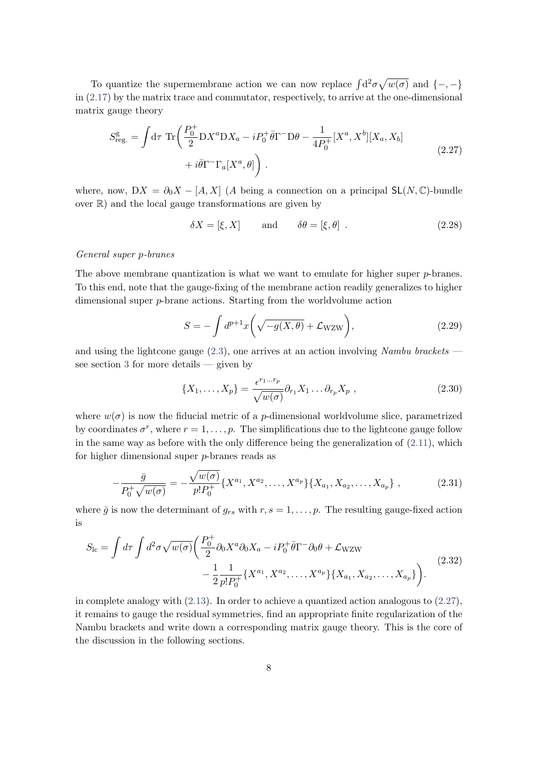To quantize the supermembrane action we can now replace $\int \mathrm{d}^2\sigma\sqrt{w(\sigma)}$ and $\{-,-\}$ in (2.17) by the matrix trace and commutator, respectively, to arrive at the one-dimensional matrix gauge theory

$$
S^{\mathrm{g}}_{\mathrm{reg.}} = \int \mathrm{d}\tau \; \mathrm{Tr}\bigg( \frac{P_0^+}{2} \mathrm{D}X^a \mathrm{D}X_a - iP_0^+ \bar{\theta}\Gamma^- \mathrm{D}\theta - \frac{1}{4P_0^+}[X^a, X^b][X_a, X_b] \\ + i\bar{\theta}\Gamma^-\Gamma_a[X^a, \theta]\bigg) \; . \tag{2.27}
$$

where, now, $\mathrm{D}X = \partial_0 X - [A, X]$ ($A$ being a connection on a principal $\mathsf{SL}(N,\mathbb{C})$-bundle over $\mathbb{R}$) and the local gauge transformations are given by

$$
\delta X = [\xi, X] \qquad \text{and} \qquad \delta\theta = [\xi, \theta] \; . \tag{2.28}
$$

*General super p-branes*

The above membrane quantization is what we want to emulate for higher super $p$-branes. To this end, note that the gauge-fixing of the membrane action readily generalizes to higher dimensional super $p$-brane actions. Starting from the worldvolume action

$$
S = -\int d^{p+1}x \bigg( \sqrt{-g(X,\theta)} + \mathcal{L}_{\mathrm{WZW}} \bigg), \tag{2.29}
$$

and using the lightcone gauge (2.3), one arrives at an action involving *Nambu brackets* — see section 3 for more details — given by

$$
\{X_1, \ldots, X_p\} = \frac{\epsilon^{r_1 \ldots r_p}}{\sqrt{w(\sigma)}} \partial_{r_1} X_1 \ldots \partial_{r_p} X_p \; , \tag{2.30}
$$

where $w(\sigma)$ is now the fiducial metric of a $p$-dimensional worldvolume slice, parametrized by coordinates $\sigma^r$, where $r = 1, \ldots, p$. The simplifications due to the lightcone gauge follow in the same way as before with the only difference being the generalization of (2.11), which for higher dimensional super $p$-branes reads as

$$
-\frac{\bar{g}}{P_0^+\sqrt{w(\sigma)}} = -\frac{\sqrt{w(\sigma)}}{p! P_0^+} \{X^{a_1}, X^{a_2}, \ldots, X^{a_p}\}\{X_{a_1}, X_{a_2}, \ldots, X_{a_p}\} \; , \tag{2.31}
$$

where $\bar{g}$ is now the determinant of $g_{rs}$ with $r, s = 1, \ldots, p$. The resulting gauge-fixed action is

$$
S_{\mathrm{lc}} = \int d\tau \int d^2\sigma \sqrt{w(\sigma)} \bigg( \frac{P_0^+}{2} \partial_0 X^a \partial_0 X_a - iP_0^+ \bar{\theta}\Gamma^- \partial_0\theta + \mathcal{L}_{\mathrm{WZW}} \\ - \frac{1}{2}\frac{1}{p! P_0^+} \{X^{a_1}, X^{a_2}, \ldots, X^{a_p}\}\{X_{a_1}, X_{a_2}, \ldots, X_{a_p}\} \bigg). \tag{2.32}
$$

in complete analogy with (2.13). In order to achieve a quantized action analogous to (2.27), it remains to gauge the residual symmetries, find an appropriate finite regularization of the Nambu brackets and write down a corresponding matrix gauge theory. This is the core of the discussion in the following sections.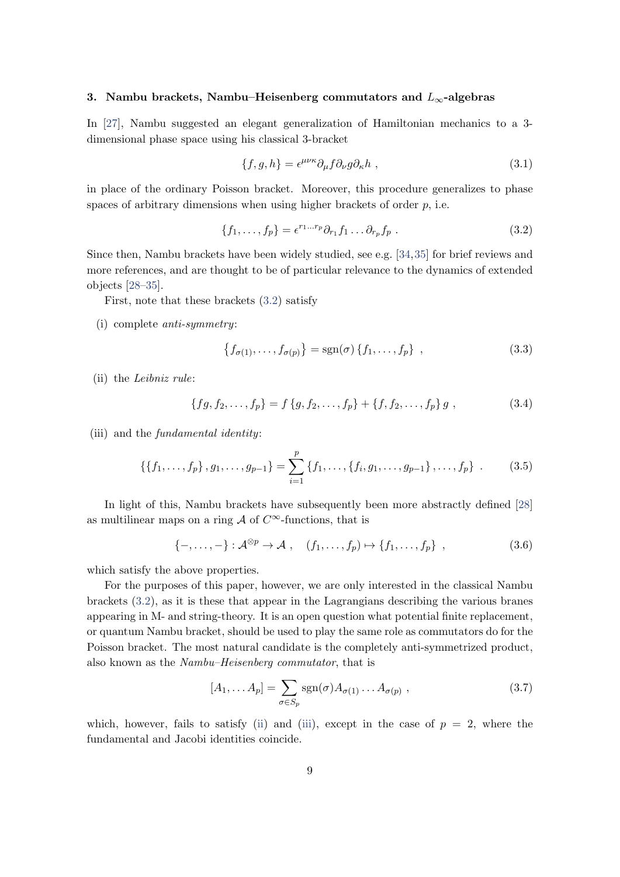## 3. Nambu brackets, Nambu–Heisenberg commutators and $L_\infty$-algebras

In [27], Nambu suggested an elegant generalization of Hamiltonian mechanics to a 3-dimensional phase space using his classical 3-bracket

$$\{f, g, h\} = \epsilon^{\mu\nu\kappa}\partial_\mu f \partial_\nu g \partial_\kappa h \ , \tag{3.1}$$

in place of the ordinary Poisson bracket. Moreover, this procedure generalizes to phase spaces of arbitrary dimensions when using higher brackets of order $p$, i.e.

$$\{f_1, \ldots, f_p\} = \epsilon^{r_1 \ldots r_p}\partial_{r_1} f_1 \ldots \partial_{r_p} f_p \ . \tag{3.2}$$

Since then, Nambu brackets have been widely studied, see e.g. [34,35] for brief reviews and more references, and are thought to be of particular relevance to the dynamics of extended objects [28–35].

First, note that these brackets (3.2) satisfy

(i) complete *anti-symmetry*:

$$\left\{f_{\sigma(1)}, \ldots, f_{\sigma(p)}\right\} = \mathrm{sgn}(\sigma)\left\{f_1, \ldots, f_p\right\} \ , \tag{3.3}$$

(ii) the *Leibniz rule*:

$$\{fg, f_2, \ldots, f_p\} = f\left\{g, f_2, \ldots, f_p\right\} + \{f, f_2, \ldots, f_p\}\, g \ , \tag{3.4}$$

(iii) and the *fundamental identity*:

$$\{\{f_1, \ldots, f_p\}, g_1, \ldots, g_{p-1}\} = \sum_{i=1}^{p} \{f_1, \ldots, \{f_i, g_1, \ldots, g_{p-1}\}, \ldots, f_p\} \ . \tag{3.5}$$

In light of this, Nambu brackets have subsequently been more abstractly defined [28] as multilinear maps on a ring $\mathcal{A}$ of $C^\infty$-functions, that is

$$\{-, \ldots, -\} : \mathcal{A}^{\otimes p} \to \mathcal{A} \ , \quad (f_1, \ldots, f_p) \mapsto \{f_1, \ldots, f_p\} \ , \tag{3.6}$$

which satisfy the above properties.

For the purposes of this paper, however, we are only interested in the classical Nambu brackets (3.2), as it is these that appear in the Lagrangians describing the various branes appearing in M- and string-theory. It is an open question what potential finite replacement, or quantum Nambu bracket, should be used to play the same role as commutators do for the Poisson bracket. The most natural candidate is the completely anti-symmetrized product, also known as the *Nambu–Heisenberg commutator*, that is

$$[A_1, \ldots A_p] = \sum_{\sigma \in S_p} \mathrm{sgn}(\sigma) A_{\sigma(1)} \ldots A_{\sigma(p)} \ , \tag{3.7}$$

which, however, fails to satisfy (ii) and (iii), except in the case of $p = 2$, where the fundamental and Jacobi identities coincide.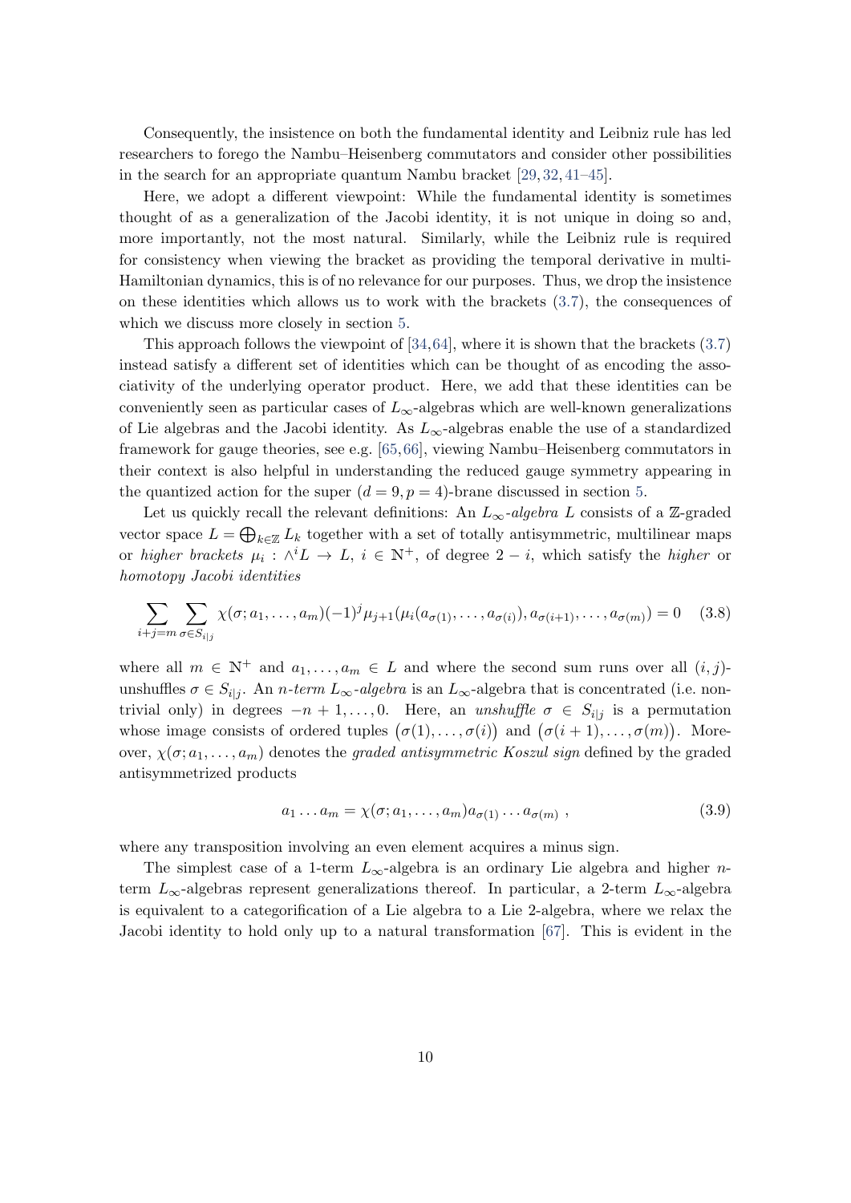Consequently, the insistence on both the fundamental identity and Leibniz rule has led researchers to forego the Nambu–Heisenberg commutators and consider other possibilities in the search for an appropriate quantum Nambu bracket [29, 32, 41–45].

Here, we adopt a different viewpoint: While the fundamental identity is sometimes thought of as a generalization of the Jacobi identity, it is not unique in doing so and, more importantly, not the most natural. Similarly, while the Leibniz rule is required for consistency when viewing the bracket as providing the temporal derivative in multi-Hamiltonian dynamics, this is of no relevance for our purposes. Thus, we drop the insistence on these identities which allows us to work with the brackets (3.7), the consequences of which we discuss more closely in section 5.

This approach follows the viewpoint of [34, 64], where it is shown that the brackets (3.7) instead satisfy a different set of identities which can be thought of as encoding the associativity of the underlying operator product. Here, we add that these identities can be conveniently seen as particular cases of $L_\infty$-algebras which are well-known generalizations of Lie algebras and the Jacobi identity. As $L_\infty$-algebras enable the use of a standardized framework for gauge theories, see e.g. [65, 66], viewing Nambu–Heisenberg commutators in their context is also helpful in understanding the reduced gauge symmetry appearing in the quantized action for the super $(d = 9, p = 4)$-brane discussed in section 5.

Let us quickly recall the relevant definitions: An *$L_\infty$-algebra* $L$ consists of a $\mathbb{Z}$-graded vector space $L = \bigoplus_{k\in\mathbb{Z}} L_k$ together with a set of totally antisymmetric, multilinear maps or *higher brackets* $\mu_i : \wedge^i L \to L$, $i \in \mathbb{N}^+$, of degree $2 - i$, which satisfy the *higher* or *homotopy Jacobi identities*

$$\sum_{i+j=m} \sum_{\sigma\in S_{i|j}} \chi(\sigma; a_1, \ldots, a_m)(-1)^j \mu_{j+1}(\mu_i(a_{\sigma(1)}, \ldots, a_{\sigma(i)}), a_{\sigma(i+1)}, \ldots, a_{\sigma(m)}) = 0 \quad (3.8)$$

where all $m \in \mathbb{N}^+$ and $a_1, \ldots, a_m \in L$ and where the second sum runs over all $(i, j)$-unshuffles $\sigma \in S_{i|j}$. An *$n$-term $L_\infty$-algebra* is an $L_\infty$-algebra that is concentrated (i.e. non-trivial only) in degrees $-n + 1, \ldots, 0$. Here, an *unshuffle* $\sigma \in S_{i|j}$ is a permutation whose image consists of ordered tuples $\big(\sigma(1), \ldots, \sigma(i)\big)$ and $\big(\sigma(i + 1), \ldots, \sigma(m)\big)$. Moreover, $\chi(\sigma; a_1, \ldots, a_m)$ denotes the *graded antisymmetric Koszul sign* defined by the graded antisymmetrized products

$$a_1 \ldots a_m = \chi(\sigma; a_1, \ldots, a_m) a_{\sigma(1)} \ldots a_{\sigma(m)} \ , \quad (3.9)$$

where any transposition involving an even element acquires a minus sign.

The simplest case of a 1-term $L_\infty$-algebra is an ordinary Lie algebra and higher $n$-term $L_\infty$-algebras represent generalizations thereof. In particular, a 2-term $L_\infty$-algebra is equivalent to a categorification of a Lie algebra to a Lie 2-algebra, where we relax the Jacobi identity to hold only up to a natural transformation [67]. This is evident in the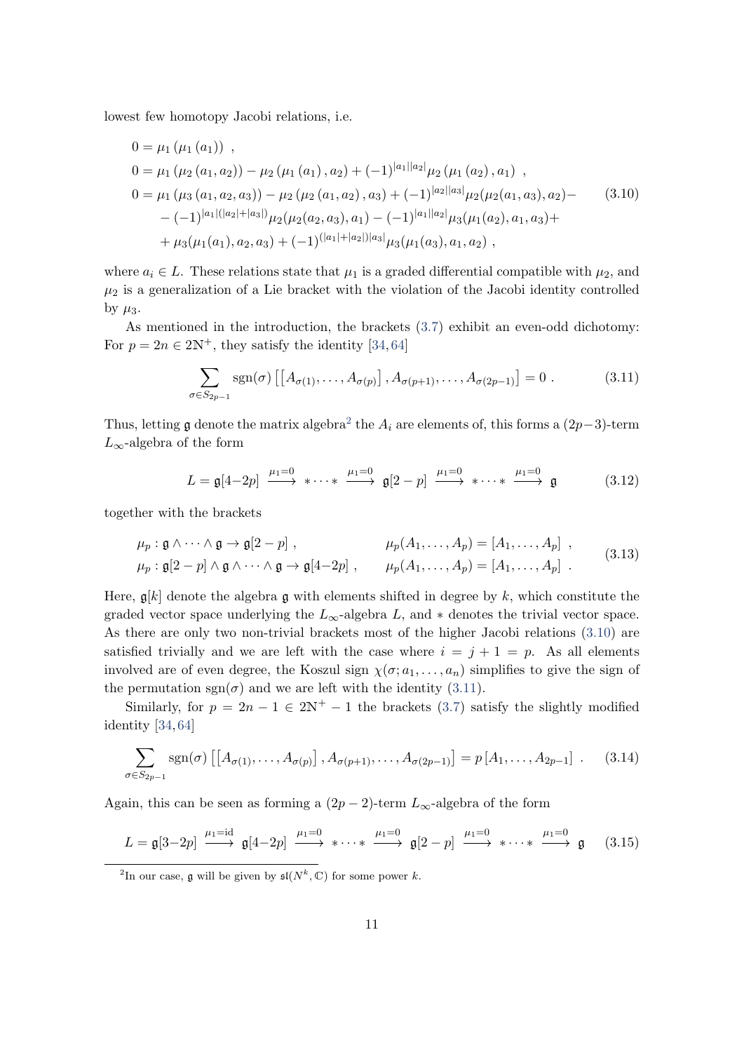lowest few homotopy Jacobi relations, i.e.

$$
\begin{aligned}
0 &= \mu_1\left(\mu_1\left(a_1\right)\right) \ , \\
0 &= \mu_1\left(\mu_2\left(a_1, a_2\right)\right) - \mu_2\left(\mu_1\left(a_1\right), a_2\right) + (-1)^{|a_1||a_2|}\mu_2\left(\mu_1\left(a_2\right), a_1\right) \ , \\
0 &= \mu_1\left(\mu_3\left(a_1, a_2, a_3\right)\right) - \mu_2\left(\mu_2\left(a_1, a_2\right), a_3\right) + (-1)^{|a_2||a_3|}\mu_2(\mu_2(a_1, a_3), a_2) - \\
&\quad - (-1)^{|a_1|(|a_2|+|a_3|)}\mu_2(\mu_2(a_2, a_3), a_1) - (-1)^{|a_1||a_2|}\mu_3(\mu_1(a_2), a_1, a_3) + \\
&\quad + \mu_3(\mu_1(a_1), a_2, a_3) + (-1)^{(|a_1|+|a_2|)|a_3|}\mu_3(\mu_1(a_3), a_1, a_2) \ ,
\end{aligned}
\tag{3.10}
$$

where $a_i \in L$. These relations state that $\mu_1$ is a graded differential compatible with $\mu_2$, and $\mu_2$ is a generalization of a Lie bracket with the violation of the Jacobi identity controlled by $\mu_3$.

As mentioned in the introduction, the brackets (3.7) exhibit an even-odd dichotomy: For $p = 2n \in 2\mathbb{N}^+$, they satisfy the identity [34, 64]

$$
\sum_{\sigma \in S_{2p-1}} \operatorname{sgn}(\sigma)\left[\left[A_{\sigma(1)}, \ldots, A_{\sigma(p)}\right], A_{\sigma(p+1)}, \ldots, A_{\sigma(2p-1)}\right] = 0 \ . \tag{3.11}
$$

Thus, letting $\mathfrak{g}$ denote the matrix algebra[2] the $A_i$ are elements of, this forms a $(2p-3)$-term $L_\infty$-algebra of the form

$$
L = \mathfrak{g}[4-2p] \xrightarrow{\mu_1=0} * \cdots * \xrightarrow{\mu_1=0} \mathfrak{g}[2-p] \xrightarrow{\mu_1=0} * \cdots * \xrightarrow{\mu_1=0} \mathfrak{g} \tag{3.12}
$$

together with the brackets

$$
\begin{aligned}
&\mu_p : \mathfrak{g} \wedge \cdots \wedge \mathfrak{g} \to \mathfrak{g}[2-p] \ , && \mu_p(A_1, \ldots, A_p) = [A_1, \ldots, A_p] \ , \\
&\mu_p : \mathfrak{g}[2-p] \wedge \mathfrak{g} \wedge \cdots \wedge \mathfrak{g} \to \mathfrak{g}[4-2p] \ , && \mu_p(A_1, \ldots, A_p) = [A_1, \ldots, A_p] \ .
\end{aligned}
\tag{3.13}
$$

Here, $\mathfrak{g}[k]$ denote the algebra $\mathfrak{g}$ with elements shifted in degree by $k$, which constitute the graded vector space underlying the $L_\infty$-algebra $L$, and $*$ denotes the trivial vector space. As there are only two non-trivial brackets most of the higher Jacobi relations (3.10) are satisfied trivially and we are left with the case where $i = j + 1 = p$. As all elements involved are of even degree, the Koszul sign $\chi(\sigma; a_1, \ldots, a_n)$ simplifies to give the sign of the permutation $\operatorname{sgn}(\sigma)$ and we are left with the identity (3.11).

Similarly, for $p = 2n - 1 \in 2\mathbb{N}^+ - 1$ the brackets (3.7) satisfy the slightly modified identity [34, 64]

$$
\sum_{\sigma \in S_{2p-1}} \operatorname{sgn}(\sigma)\left[\left[A_{\sigma(1)}, \ldots, A_{\sigma(p)}\right], A_{\sigma(p+1)}, \ldots, A_{\sigma(2p-1)}\right] = p\left[A_1, \ldots, A_{2p-1}\right] \ . \tag{3.14}
$$

Again, this can be seen as forming a $(2p-2)$-term $L_\infty$-algebra of the form

$$
L = \mathfrak{g}[3-2p] \xrightarrow{\mu_1=\mathrm{id}} \mathfrak{g}[4-2p] \xrightarrow{\mu_1=0} * \cdots * \xrightarrow{\mu_1=0} \mathfrak{g}[2-p] \xrightarrow{\mu_1=0} * \cdots * \xrightarrow{\mu_1=0} \mathfrak{g} \tag{3.15}
$$

[2] In our case, $\mathfrak{g}$ will be given by $\mathfrak{sl}(N^k, \mathbb{C})$ for some power $k$.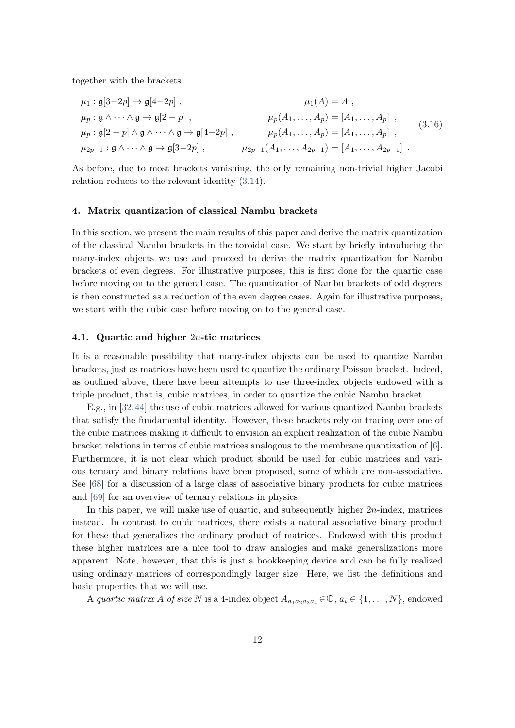together with the brackets

$$
\begin{aligned}
&\mu_1 : \mathfrak{g}[3-2p] \to \mathfrak{g}[4-2p]\ , && \mu_1(A) = A\ , \\
&\mu_p : \mathfrak{g} \wedge \cdots \wedge \mathfrak{g} \to \mathfrak{g}[2-p]\ , && \mu_p(A_1, \dots, A_p) = [A_1, \dots, A_p]\ , \\
&\mu_p : \mathfrak{g}[2-p] \wedge \mathfrak{g} \wedge \cdots \wedge \mathfrak{g} \to \mathfrak{g}[4-2p]\ , && \mu_p(A_1, \dots, A_p) = [A_1, \dots, A_p]\ , \\
&\mu_{2p-1} : \mathfrak{g} \wedge \cdots \wedge \mathfrak{g} \to \mathfrak{g}[3-2p]\ , && \mu_{2p-1}(A_1, \dots, A_{2p-1}) = [A_1, \dots, A_{2p-1}]\ .
\end{aligned}
\tag{3.16}
$$

As before, due to most brackets vanishing, the only remaining non-trivial higher Jacobi relation reduces to the relevant identity (3.14).

## 4. Matrix quantization of classical Nambu brackets

In this section, we present the main results of this paper and derive the matrix quantization of the classical Nambu brackets in the toroidal case. We start by briefly introducing the many-index objects we use and proceed to derive the matrix quantization for Nambu brackets of even degrees. For illustrative purposes, this is first done for the quartic case before moving on to the general case. The quantization of Nambu brackets of odd degrees is then constructed as a reduction of the even degree cases. Again for illustrative purposes, we start with the cubic case before moving on to the general case.

### 4.1. Quartic and higher $2n$-tic matrices

It is a reasonable possibility that many-index objects can be used to quantize Nambu brackets, just as matrices have been used to quantize the ordinary Poisson bracket. Indeed, as outlined above, there have been attempts to use three-index objects endowed with a triple product, that is, cubic matrices, in order to quantize the cubic Nambu bracket.

E.g., in [32,44] the use of cubic matrices allowed for various quantized Nambu brackets that satisfy the fundamental identity. However, these brackets rely on tracing over one of the cubic matrices making it difficult to envision an explicit realization of the cubic Nambu bracket relations in terms of cubic matrices analogous to the membrane quantization of [6]. Furthermore, it is not clear which product should be used for cubic matrices and various ternary and binary relations have been proposed, some of which are non-associative. See [68] for a discussion of a large class of associative binary products for cubic matrices and [69] for an overview of ternary relations in physics.

In this paper, we will make use of quartic, and subsequently higher $2n$-index, matrices instead. In contrast to cubic matrices, there exists a natural associative binary product for these that generalizes the ordinary product of matrices. Endowed with this product these higher matrices are a nice tool to draw analogies and make generalizations more apparent. Note, however, that this is just a bookkeeping device and can be fully realized using ordinary matrices of correspondingly larger size. Here, we list the definitions and basic properties that we will use.

A *quartic matrix $A$ of size $N$* is a 4-index object $A_{a_1a_2a_3a_4} \in \mathbb{C}$, $a_i \in \{1, \dots, N\}$, endowed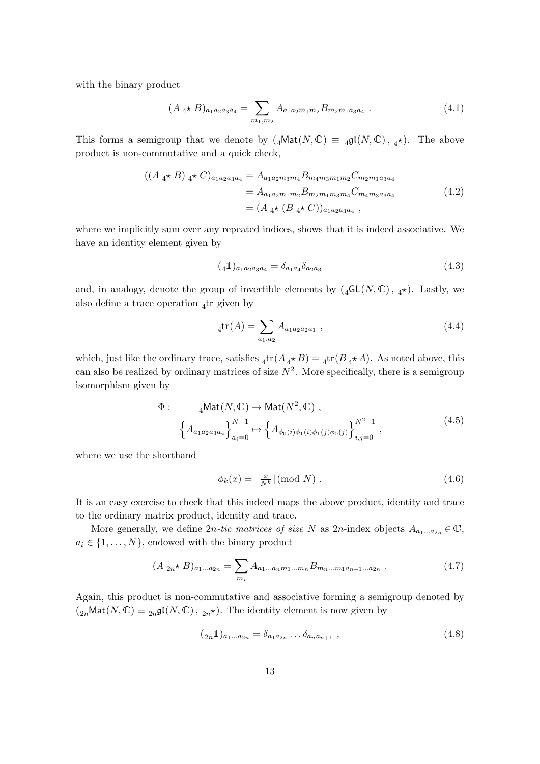with the binary product

$$(A \,{}_4\!\star\, B)_{a_1a_2a_3a_4} = \sum_{m_1,m_2} A_{a_1a_2m_1m_2} B_{m_2m_1a_3a_4} \; . \tag{4.1}$$

This forms a semigroup that we denote by $({}_4\mathsf{Mat}(N,\mathbb{C}) \equiv {}_4\mathfrak{gl}(N,\mathbb{C})\,,\, {}_4\star)$. The above product is non-commutative and a quick check,

$$\begin{aligned}((A \,{}_4\!\star\, B) \,{}_4\!\star\, C)_{a_1a_2a_3a_4} &= A_{a_1a_2m_3m_4} B_{m_4m_3m_1m_2} C_{m_2m_1a_3a_4} \\ &= A_{a_1a_2m_1m_2} B_{m_2m_1m_3m_4} C_{m_4m_3a_3a_4} \\ &= (A \,{}_4\!\star\, (B \,{}_4\!\star\, C))_{a_1a_2a_3a_4} \; ,\end{aligned} \tag{4.2}$$

where we implicitly sum over any repeated indices, shows that it is indeed associative. We have an identity element given by

$$({}_4\mathbb{1})_{a_1a_2a_3a_4} = \delta_{a_1a_4}\delta_{a_2a_3} \tag{4.3}$$

and, in analogy, denote the group of invertible elements by $({}_4\mathsf{GL}(N,\mathbb{C})\,,\, {}_4\star)$. Lastly, we also define a trace operation ${}_4\mathrm{tr}$ given by

$$ {}_4\mathrm{tr}(A) = \sum_{a_1,a_2} A_{a_1a_2a_2a_1} \; , \tag{4.4}$$

which, just like the ordinary trace, satisfies ${}_4\mathrm{tr}(A \,{}_4\!\star\, B) = {}_4\mathrm{tr}(B \,{}_4\!\star\, A)$. As noted above, this can also be realized by ordinary matrices of size $N^2$. More specifically, there is a semigroup isomorphism given by

$$\begin{aligned}\Phi : \qquad {}_4\mathsf{Mat}(N,\mathbb{C}) &\to \mathsf{Mat}(N^2,\mathbb{C}) \; , \\ \Big\{ A_{a_1a_2a_3a_4} \Big\}_{a_i=0}^{N-1} &\mapsto \Big\{ A_{\phi_0(i)\phi_1(i)\phi_1(j)\phi_0(j)} \Big\}_{i,j=0}^{N^2-1} \; ,\end{aligned} \tag{4.5}$$

where we use the shorthand

$$\phi_k(x) = \lfloor \tfrac{x}{N^k} \rfloor (\mathrm{mod}\ N) \; . \tag{4.6}$$

It is an easy exercise to check that this indeed maps the above product, identity and trace to the ordinary matrix product, identity and trace.

More generally, we define *$2n$-tic matrices of size* $N$ as $2n$-index objects $A_{a_1\ldots a_{2n}} \in \mathbb{C}$, $a_i \in \{1,\ldots,N\}$, endowed with the binary product

$$(A \,{}_{2n}\!\star\, B)_{a_1\ldots a_{2n}} = \sum_{m_i} A_{a_1\ldots a_n m_1\ldots m_n} B_{m_n\ldots m_1 a_{n+1}\ldots a_{2n}} \; . \tag{4.7}$$

Again, this product is non-commutative and associative forming a semigroup denoted by $({}_{2n}\mathsf{Mat}(N,\mathbb{C}) \equiv {}_{2n}\mathfrak{gl}(N,\mathbb{C})\,,\, {}_{2n}\star)$. The identity element is now given by

$$({}_{2n}\mathbb{1})_{a_1\ldots a_{2n}} = \delta_{a_1a_{2n}} \ldots \delta_{a_na_{n+1}} \; , \tag{4.8}$$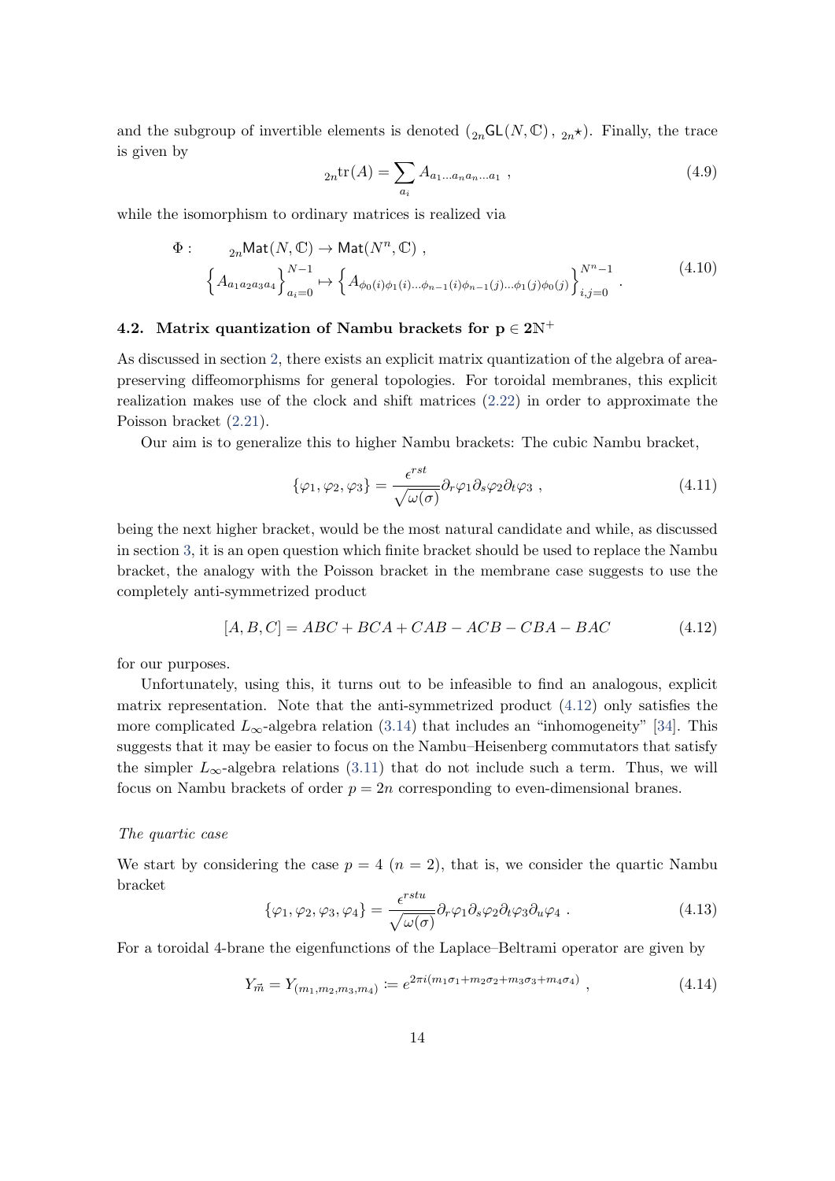and the subgroup of invertible elements is denoted $({}_{2n}\mathsf{GL}(N,\mathbb{C})\,,\ {}_{2n}\star)$. Finally, the trace is given by

$$
{}_{2n}\mathrm{tr}(A) = \sum_{a_i} A_{a_1 \dots a_n a_n \dots a_1} \ , \tag{4.9}
$$

while the isomorphism to ordinary matrices is realized via

$$
\begin{aligned}
\Phi : \qquad & {}_{2n}\mathsf{Mat}(N,\mathbb{C}) \to \mathsf{Mat}(N^n,\mathbb{C}) \ , \\
& \Big\{ A_{a_1 a_2 a_3 a_4} \Big\}_{a_i=0}^{N-1} \mapsto \Big\{ A_{\phi_0(i)\phi_1(i)\dots\phi_{n-1}(i)\phi_{n-1}(j)\dots\phi_1(j)\phi_0(j)} \Big\}_{i,j=0}^{N^n-1} \ .
\end{aligned} \tag{4.10}
$$

### 4.2. Matrix quantization of Nambu brackets for $\mathbf{p} \in \mathbf{2}\mathbb{N}^+$

As discussed in section 2, there exists an explicit matrix quantization of the algebra of area-preserving diffeomorphisms for general topologies. For toroidal membranes, this explicit realization makes use of the clock and shift matrices (2.22) in order to approximate the Poisson bracket (2.21).

Our aim is to generalize this to higher Nambu brackets: The cubic Nambu bracket,

$$
\{\varphi_1, \varphi_2, \varphi_3\} = \frac{\epsilon^{rst}}{\sqrt{\omega(\sigma)}} \partial_r \varphi_1 \partial_s \varphi_2 \partial_t \varphi_3 \ , \tag{4.11}
$$

being the next higher bracket, would be the most natural candidate and while, as discussed in section 3, it is an open question which finite bracket should be used to replace the Nambu bracket, the analogy with the Poisson bracket in the membrane case suggests to use the completely anti-symmetrized product

$$
[A, B, C] = ABC + BCA + CAB - ACB - CBA - BAC \tag{4.12}
$$

for our purposes.

Unfortunately, using this, it turns out to be infeasible to find an analogous, explicit matrix representation. Note that the anti-symmetrized product (4.12) only satisfies the more complicated $L_\infty$-algebra relation (3.14) that includes an "inhomogeneity" [34]. This suggests that it may be easier to focus on the Nambu–Heisenberg commutators that satisfy the simpler $L_\infty$-algebra relations (3.11) that do not include such a term. Thus, we will focus on Nambu brackets of order $p = 2n$ corresponding to even-dimensional branes.

*The quartic case*

We start by considering the case $p = 4$ ($n = 2$), that is, we consider the quartic Nambu bracket

$$
\{\varphi_1, \varphi_2, \varphi_3, \varphi_4\} = \frac{\epsilon^{rstu}}{\sqrt{\omega(\sigma)}} \partial_r \varphi_1 \partial_s \varphi_2 \partial_t \varphi_3 \partial_u \varphi_4 \ . \tag{4.13}
$$

For a toroidal 4-brane the eigenfunctions of the Laplace–Beltrami operator are given by

$$
Y_{\vec{m}} = Y_{(m_1,m_2,m_3,m_4)} := e^{2\pi i (m_1\sigma_1 + m_2\sigma_2 + m_3\sigma_3 + m_4\sigma_4)} \ , \tag{4.14}
$$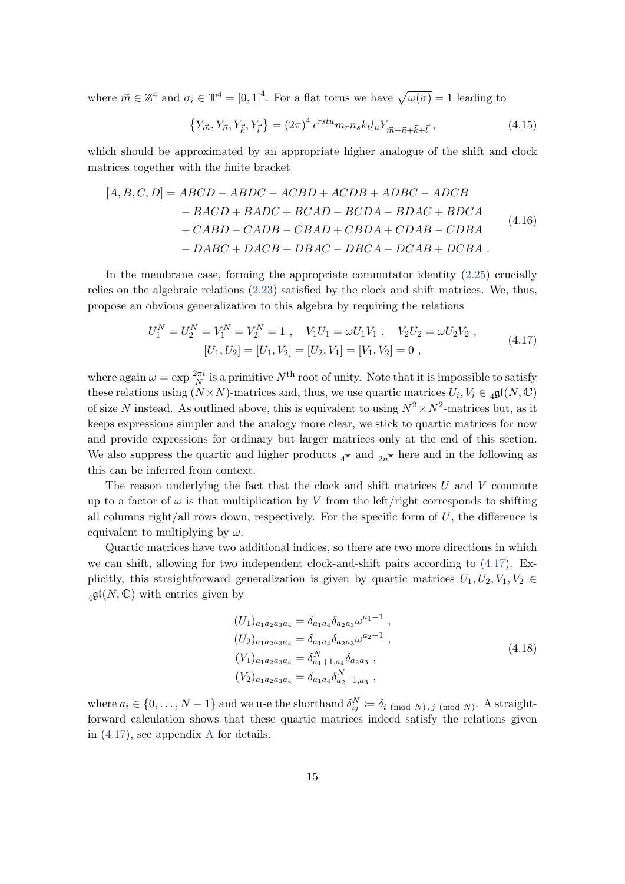where $\vec{m} \in \mathbb{Z}^4$ and $\sigma_i \in \mathbb{T}^4 = [0,1]^4$. For a flat torus we have $\sqrt{\omega(\sigma)} = 1$ leading to

$$\left\{Y_{\vec{m}}, Y_{\vec{n}}, Y_{\vec{k}}, Y_{\vec{l}}\right\} = (2\pi)^4 \, \epsilon^{rstu} m_r n_s k_t l_u Y_{\vec{m}+\vec{n}+\vec{k}+\vec{l}} \,, \tag{4.15}$$

which should be approximated by an appropriate higher analogue of the shift and clock matrices together with the finite bracket

$$\begin{aligned}
[A,B,C,D] = {} & ABCD - ABDC - ACBD + ACDB + ADBC - ADCB \\
& - BACD + BADC + BCAD - BCDA - BDAC + BDCA \\
& + CABD - CADB - CBAD + CBDA + CDAB - CDBA \\
& - DABC + DACB + DBAC - DBCA - DCAB + DCBA \,.
\end{aligned} \tag{4.16}$$

In the membrane case, forming the appropriate commutator identity (2.25) crucially relies on the algebraic relations (2.23) satisfied by the clock and shift matrices. We, thus, propose an obvious generalization to this algebra by requiring the relations

$$\begin{gathered}
U_1^N = U_2^N = V_1^N = V_2^N = 1 \,, \quad V_1 U_1 = \omega U_1 V_1 \,, \quad V_2 U_2 = \omega U_2 V_2 \,, \\
[U_1, U_2] = [U_1, V_2] = [U_2, V_1] = [V_1, V_2] = 0 \,,
\end{gathered} \tag{4.17}$$

where again $\omega = \exp \frac{2\pi i}{N}$ is a primitive $N^{\text{th}}$ root of unity. Note that it is impossible to satisfy these relations using $(N \times N)$-matrices and, thus, we use quartic matrices $U_i, V_i \in {}_4\mathfrak{gl}(N, \mathbb{C})$ of size $N$ instead. As outlined above, this is equivalent to using $N^2 \times N^2$-matrices but, as it keeps expressions simpler and the analogy more clear, we stick to quartic matrices for now and provide expressions for ordinary but larger matrices only at the end of this section. We also suppress the quartic and higher products ${}_4\star$ and ${}_{2n}\star$ here and in the following as this can be inferred from context.

The reason underlying the fact that the clock and shift matrices $U$ and $V$ commute up to a factor of $\omega$ is that multiplication by $V$ from the left/right corresponds to shifting all columns right/all rows down, respectively. For the specific form of $U$, the difference is equivalent to multiplying by $\omega$.

Quartic matrices have two additional indices, so there are two more directions in which we can shift, allowing for two independent clock-and-shift pairs according to (4.17). Explicitly, this straightforward generalization is given by quartic matrices $U_1, U_2, V_1, V_2 \in {}_4\mathfrak{gl}(N, \mathbb{C})$ with entries given by

$$\begin{aligned}
(U_1)_{a_1 a_2 a_3 a_4} &= \delta_{a_1 a_4} \delta_{a_2 a_3} \omega^{a_1 - 1} \,, \\
(U_2)_{a_1 a_2 a_3 a_4} &= \delta_{a_1 a_4} \delta_{a_2 a_3} \omega^{a_2 - 1} \,, \\
(V_1)_{a_1 a_2 a_3 a_4} &= \delta^N_{a_1 + 1, a_4} \delta_{a_2 a_3} \,, \\
(V_2)_{a_1 a_2 a_3 a_4} &= \delta_{a_1 a_4} \delta^N_{a_2 + 1, a_3} \,,
\end{aligned} \tag{4.18}$$

where $a_i \in \{0, \ldots, N-1\}$ and we use the shorthand $\delta^N_{ij} := \delta_{i \pmod N, \, j \pmod N}$. A straightforward calculation shows that these quartic matrices indeed satisfy the relations given in (4.17), see appendix A for details.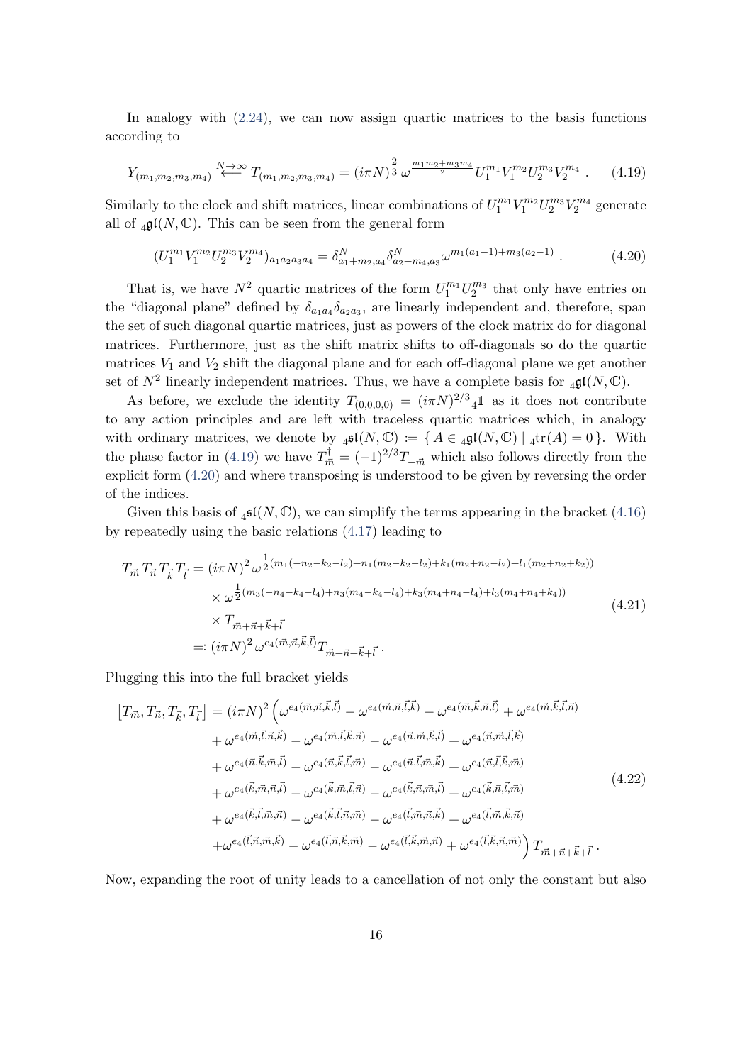In analogy with (2.24), we can now assign quartic matrices to the basis functions according to

$$Y_{(m_1,m_2,m_3,m_4)} \overset{N\to\infty}{\longleftarrow} T_{(m_1,m_2,m_3,m_4)} = (i\pi N)^{\frac{2}{3}}\, \omega^{\frac{m_1 m_2 + m_3 m_4}{2}} U_1^{m_1} V_1^{m_2} U_2^{m_3} V_2^{m_4} \,. \tag{4.19}$$

Similarly to the clock and shift matrices, linear combinations of $U_1^{m_1}V_1^{m_2}U_2^{m_3}V_2^{m_4}$ generate all of ${}_4\mathfrak{gl}(N,\mathbb{C})$. This can be seen from the general form

$$(U_1^{m_1}V_1^{m_2}U_2^{m_3}V_2^{m_4})_{a_1a_2a_3a_4} = \delta^N_{a_1+m_2,a_4}\delta^N_{a_2+m_4,a_3}\omega^{m_1(a_1-1)+m_3(a_2-1)} \,. \tag{4.20}$$

That is, we have $N^2$ quartic matrices of the form $U_1^{m_1}U_2^{m_3}$ that only have entries on the "diagonal plane" defined by $\delta_{a_1a_4}\delta_{a_2a_3}$, are linearly independent and, therefore, span the set of such diagonal quartic matrices, just as powers of the clock matrix do for diagonal matrices. Furthermore, just as the shift matrix shifts to off-diagonals so do the quartic matrices $V_1$ and $V_2$ shift the diagonal plane and for each off-diagonal plane we get another set of $N^2$ linearly independent matrices. Thus, we have a complete basis for ${}_4\mathfrak{gl}(N,\mathbb{C})$.

As before, we exclude the identity $T_{(0,0,0,0)} = (i\pi N)^{2/3}\,{}_4\mathbb{1}$ as it does not contribute to any action principles and are left with traceless quartic matrices which, in analogy with ordinary matrices, we denote by ${}_4\mathfrak{sl}(N,\mathbb{C}) := \{\, A \in {}_4\mathfrak{gl}(N,\mathbb{C}) \mid {}_4\mathrm{tr}(A) = 0\,\}$. With the phase factor in (4.19) we have $T^\dagger_{\vec{m}} = (-1)^{2/3}T_{-\vec{m}}$ which also follows directly from the explicit form (4.20) and where transposing is understood to be given by reversing the order of the indices.

Given this basis of ${}_4\mathfrak{sl}(N,\mathbb{C})$, we can simplify the terms appearing in the bracket (4.16) by repeatedly using the basic relations (4.17) leading to

$$\begin{aligned}
T_{\vec{m}}\,T_{\vec{n}}\,T_{\vec{k}}\,T_{\vec{l}} &= (i\pi N)^2\,\omega^{\frac{1}{2}(m_1(-n_2-k_2-l_2)+n_1(m_2-k_2-l_2)+k_1(m_2+n_2-l_2)+l_1(m_2+n_2+k_2))}\\
&\quad\times \omega^{\frac{1}{2}(m_3(-n_4-k_4-l_4)+n_3(m_4-k_4-l_4)+k_3(m_4+n_4-l_4)+l_3(m_4+n_4+k_4))}\\
&\quad\times T_{\vec{m}+\vec{n}+\vec{k}+\vec{l}}\\
&=: (i\pi N)^2\,\omega^{e_4(\vec{m},\vec{n},\vec{k},\vec{l})}T_{\vec{m}+\vec{n}+\vec{k}+\vec{l}}\,.
\end{aligned} \tag{4.21}$$

Plugging this into the full bracket yields

$$\begin{aligned}
\left[T_{\vec{m}},T_{\vec{n}},T_{\vec{k}},T_{\vec{l}}\right] = (i\pi N)^2 \Big(&\omega^{e_4(\vec{m},\vec{n},\vec{k},\vec{l})} - \omega^{e_4(\vec{m},\vec{n},\vec{l},\vec{k})} - \omega^{e_4(\vec{m},\vec{k},\vec{n},\vec{l})} + \omega^{e_4(\vec{m},\vec{k},\vec{l},\vec{n})}\\
&+ \omega^{e_4(\vec{m},\vec{l},\vec{n},\vec{k})} - \omega^{e_4(\vec{m},\vec{l},\vec{k},\vec{n})} - \omega^{e_4(\vec{n},\vec{m},\vec{k},\vec{l})} + \omega^{e_4(\vec{n},\vec{m},\vec{l},\vec{k})}\\
&+ \omega^{e_4(\vec{n},\vec{k},\vec{m},\vec{l})} - \omega^{e_4(\vec{n},\vec{k},\vec{l},\vec{m})} - \omega^{e_4(\vec{n},\vec{l},\vec{m},\vec{k})} + \omega^{e_4(\vec{n},\vec{l},\vec{k},\vec{m})}\\
&+ \omega^{e_4(\vec{k},\vec{m},\vec{n},\vec{l})} - \omega^{e_4(\vec{k},\vec{m},\vec{l},\vec{n})} - \omega^{e_4(\vec{k},\vec{n},\vec{m},\vec{l})} + \omega^{e_4(\vec{k},\vec{n},\vec{l},\vec{m})}\\
&+ \omega^{e_4(\vec{k},\vec{l},\vec{m},\vec{n})} - \omega^{e_4(\vec{k},\vec{l},\vec{n},\vec{m})} - \omega^{e_4(\vec{l},\vec{m},\vec{n},\vec{k})} + \omega^{e_4(\vec{l},\vec{m},\vec{k},\vec{n})}\\
&+\omega^{e_4(\vec{l},\vec{n},\vec{m},\vec{k})} - \omega^{e_4(\vec{l},\vec{n},\vec{k},\vec{m})} - \omega^{e_4(\vec{l},\vec{k},\vec{m},\vec{n})} + \omega^{e_4(\vec{l},\vec{k},\vec{n},\vec{m})}\Big)\,T_{\vec{m}+\vec{n}+\vec{k}+\vec{l}}\,.
\end{aligned} \tag{4.22}$$

Now, expanding the root of unity leads to a cancellation of not only the constant but also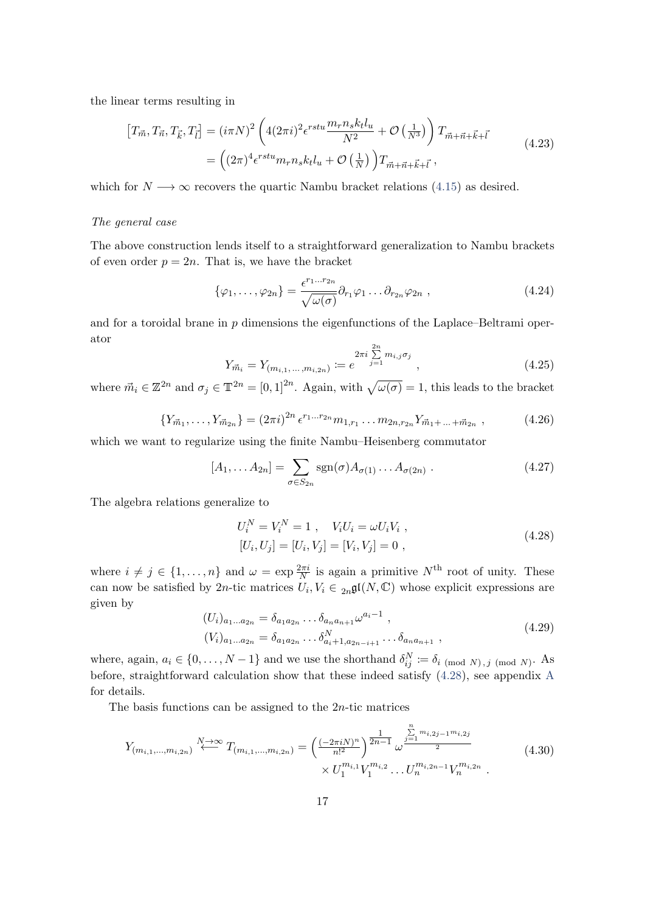the linear terms resulting in

$$
\begin{aligned}
\left[T_{\vec{m}}, T_{\vec{n}}, T_{\vec{k}}, T_{\vec{l}}\right] &= (i\pi N)^2 \left(4(2\pi i)^2 \epsilon^{rstu} \frac{m_r n_s k_t l_u}{N^2} + \mathcal{O}\left(\tfrac{1}{N^3}\right)\right) T_{\vec{m}+\vec{n}+\vec{k}+\vec{l}} \\
&= \left((2\pi)^4 \epsilon^{rstu} m_r n_s k_t l_u + \mathcal{O}\left(\tfrac{1}{N}\right)\right) T_{\vec{m}+\vec{n}+\vec{k}+\vec{l}} \,,
\end{aligned}
\tag{4.23}
$$

which for $N \longrightarrow \infty$ recovers the quartic Nambu bracket relations (4.15) as desired.

*The general case*

The above construction lends itself to a straightforward generalization to Nambu brackets of even order $p = 2n$. That is, we have the bracket

$$
\{\varphi_1, \ldots, \varphi_{2n}\} = \frac{\epsilon^{r_1 \ldots r_{2n}}}{\sqrt{\omega(\sigma)}} \partial_{r_1} \varphi_1 \ldots \partial_{r_{2n}} \varphi_{2n} \,,
\tag{4.24}
$$

and for a toroidal brane in $p$ dimensions the eigenfunctions of the Laplace–Beltrami operator

$$
Y_{\vec{m}_i} = Y_{(m_{i,1}, \ldots, m_{i,2n})} := e^{2\pi i \sum\limits_{j=1}^{2n} m_{i,j} \sigma_j} \,,
\tag{4.25}
$$

where $\vec{m}_i \in \mathbb{Z}^{2n}$ and $\sigma_j \in \mathbb{T}^{2n} = [0,1]^{2n}$. Again, with $\sqrt{\omega(\sigma)} = 1$, this leads to the bracket

$$
\{Y_{\vec{m}_1}, \ldots, Y_{\vec{m}_{2n}}\} = (2\pi i)^{2n} \epsilon^{r_1 \ldots r_{2n}} m_{1,r_1} \ldots m_{2n,r_{2n}} Y_{\vec{m}_1 + \ldots + \vec{m}_{2n}} \,,
\tag{4.26}
$$

which we want to regularize using the finite Nambu–Heisenberg commutator

$$
[A_1, \ldots A_{2n}] = \sum_{\sigma \in S_{2n}} \operatorname{sgn}(\sigma) A_{\sigma(1)} \ldots A_{\sigma(2n)} \,.
\tag{4.27}
$$

The algebra relations generalize to

$$
\begin{aligned}
&U_i^N = V_i^N = 1 \,, \quad V_i U_i = \omega U_i V_i \,, \\
&[U_i, U_j] = [U_i, V_j] = [V_i, V_j] = 0 \,,
\end{aligned}
\tag{4.28}
$$

where $i \neq j \in \{1, \ldots, n\}$ and $\omega = \exp \frac{2\pi i}{N}$ is again a primitive $N^{\text{th}}$ root of unity. These can now be satisfied by $2n$-tic matrices $U_i, V_i \in {}_{2n}\mathfrak{gl}(N, \mathbb{C})$ whose explicit expressions are given by

$$
\begin{aligned}
(U_i)_{a_1 \ldots a_{2n}} &= \delta_{a_1 a_{2n}} \ldots \delta_{a_n a_{n+1}} \omega^{a_i - 1} \,, \\
(V_i)_{a_1 \ldots a_{2n}} &= \delta_{a_1 a_{2n}} \ldots \delta^N_{a_i + 1, a_{2n-i+1}} \ldots \delta_{a_n a_{n+1}} \,,
\end{aligned}
\tag{4.29}
$$

where, again, $a_i \in \{0, \ldots, N-1\}$ and we use the shorthand $\delta^N_{ij} := \delta_{i \ (\mathrm{mod}\ N), j \ (\mathrm{mod}\ N)}$. As before, straightforward calculation show that these indeed satisfy (4.28), see appendix A for details.

The basis functions can be assigned to the $2n$-tic matrices

$$
\begin{aligned}
Y_{(m_{i,1}, \ldots, m_{i,2n})} \overset{N \to \infty}{\longleftarrow} T_{(m_{i,1}, \ldots, m_{i,2n})} = \left(\tfrac{(-2\pi i N)^n}{n!^2}\right)^{\frac{1}{2n-1}} \omega^{\frac{\sum_{j=1}^{n} m_{i,2j-1} m_{i,2j}}{2}} \\
\times U_1^{m_{i,1}} V_1^{m_{i,2}} \ldots U_n^{m_{i,2n-1}} V_n^{m_{i,2n}} \,.
\end{aligned}
\tag{4.30}
$$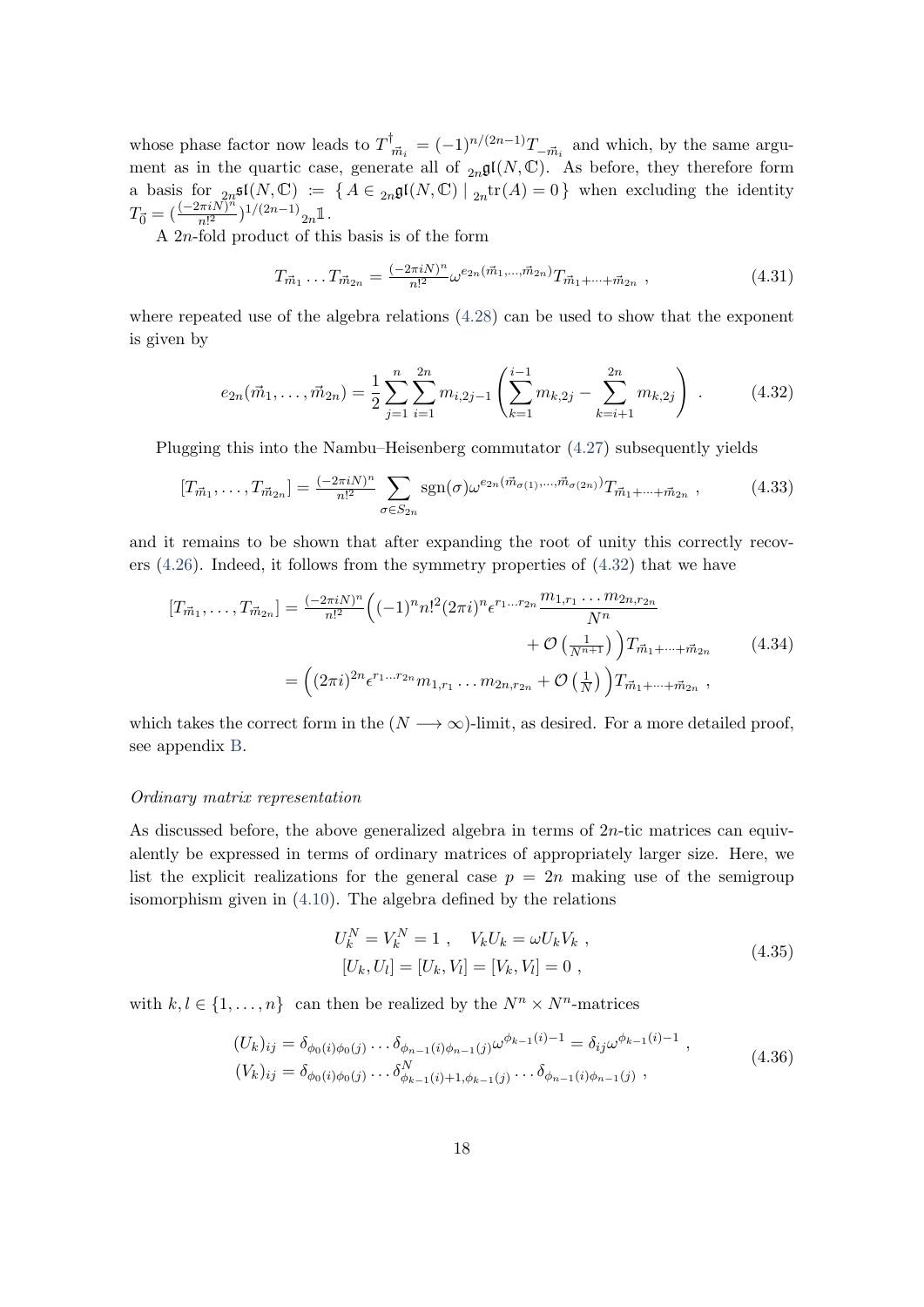whose phase factor now leads to $T^\dagger_{\vec{m}_i} = (-1)^{n/(2n-1)} T_{-\vec{m}_i}$ and which, by the same argument as in the quartic case, generate all of ${}_{2n}\mathfrak{gl}(N,\mathbb{C})$. As before, they therefore form a basis for ${}_{2n}\mathfrak{sl}(N,\mathbb{C}) := \{ A \in {}_{2n}\mathfrak{gl}(N,\mathbb{C}) \mid {}_{2n}\mathrm{tr}(A) = 0 \}$ when excluding the identity $T_{\vec{0}} = (\frac{(-2\pi i N)^n}{n!^2})^{1/(2n-1)} {}_{2n}\mathbb{1}$.

A $2n$-fold product of this basis is of the form

$$T_{\vec{m}_1} \dots T_{\vec{m}_{2n}} = \tfrac{(-2\pi i N)^n}{n!^2} \omega^{e_{2n}(\vec{m}_1,\dots,\vec{m}_{2n})} T_{\vec{m}_1+\dots+\vec{m}_{2n}} \;, \tag{4.31}$$

where repeated use of the algebra relations (4.28) can be used to show that the exponent is given by

$$e_{2n}(\vec{m}_1,\dots,\vec{m}_{2n}) = \frac{1}{2}\sum_{j=1}^{n}\sum_{i=1}^{2n} m_{i,2j-1}\left(\sum_{k=1}^{i-1} m_{k,2j} - \sum_{k=i+1}^{2n} m_{k,2j}\right) \;. \tag{4.32}$$

Plugging this into the Nambu–Heisenberg commutator (4.27) subsequently yields

$$[T_{\vec{m}_1},\dots,T_{\vec{m}_{2n}}] = \tfrac{(-2\pi i N)^n}{n!^2} \sum_{\sigma\in S_{2n}} \mathrm{sgn}(\sigma) \omega^{e_{2n}(\vec{m}_{\sigma(1)},\dots,\vec{m}_{\sigma(2n)})} T_{\vec{m}_1+\dots+\vec{m}_{2n}} \;, \tag{4.33}$$

and it remains to be shown that after expanding the root of unity this correctly recovers (4.26). Indeed, it follows from the symmetry properties of (4.32) that we have

$$\begin{aligned}
[T_{\vec{m}_1},\dots,T_{\vec{m}_{2n}}] &= \tfrac{(-2\pi i N)^n}{n!^2}\Big( (-1)^n n!^2 (2\pi i)^n \epsilon^{r_1\dots r_{2n}} \frac{m_{1,r_1}\dots m_{2n,r_{2n}}}{N^n} \\
&\qquad\qquad\qquad\qquad\qquad + \mathcal{O}\left(\tfrac{1}{N^{n+1}}\right) \Big) T_{\vec{m}_1+\dots+\vec{m}_{2n}} \\
&= \Big( (2\pi i)^{2n} \epsilon^{r_1\dots r_{2n}} m_{1,r_1}\dots m_{2n,r_{2n}} + \mathcal{O}\left(\tfrac{1}{N}\right) \Big) T_{\vec{m}_1+\dots+\vec{m}_{2n}} \;,
\end{aligned} \tag{4.34}$$

which takes the correct form in the $(N \longrightarrow \infty)$-limit, as desired. For a more detailed proof, see appendix B.

*Ordinary matrix representation*

As discussed before, the above generalized algebra in terms of $2n$-tic matrices can equivalently be expressed in terms of ordinary matrices of appropriately larger size. Here, we list the explicit realizations for the general case $p = 2n$ making use of the semigroup isomorphism given in (4.10). The algebra defined by the relations

$$\begin{aligned}
U_k^N = V_k^N = 1 \;, \quad V_k U_k = \omega U_k V_k \;, \\
[U_k, U_l] = [U_k, V_l] = [V_k, V_l] = 0 \;,
\end{aligned} \tag{4.35}$$

with $k, l \in \{1,\dots,n\}$ can then be realized by the $N^n \times N^n$-matrices

$$\begin{aligned}
(U_k)_{ij} &= \delta_{\phi_0(i)\phi_0(j)} \dots \delta_{\phi_{n-1}(i)\phi_{n-1}(j)} \omega^{\phi_{k-1}(i)-1} = \delta_{ij}\omega^{\phi_{k-1}(i)-1} \;, \\
(V_k)_{ij} &= \delta_{\phi_0(i)\phi_0(j)} \dots \delta^N_{\phi_{k-1}(i)+1,\phi_{k-1}(j)} \dots \delta_{\phi_{n-1}(i)\phi_{n-1}(j)} \;,
\end{aligned} \tag{4.36}$$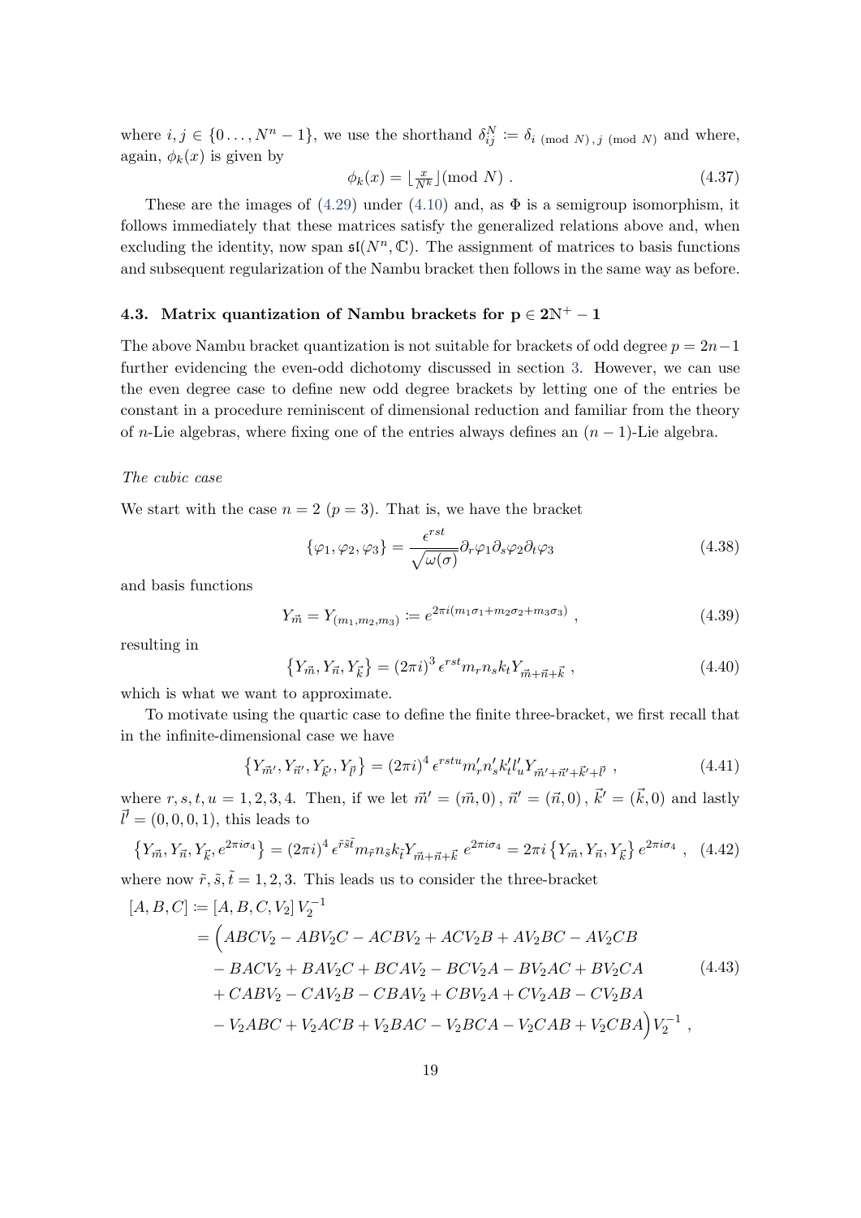where $i, j \in \{0 \ldots, N^n - 1\}$, we use the shorthand $\delta_{ij}^N := \delta_{i \pmod N), j \pmod N)}$ and where, again, $\phi_k(x)$ is given by

$$\phi_k(x) = \lfloor \tfrac{x}{N^k} \rfloor (\text{mod } N) \; . \tag{4.37}$$

These are the images of (4.29) under (4.10) and, as $\Phi$ is a semigroup isomorphism, it follows immediately that these matrices satisfy the generalized relations above and, when excluding the identity, now span $\mathfrak{sl}(N^n, \mathbb{C})$. The assignment of matrices to basis functions and subsequent regularization of the Nambu bracket then follows in the same way as before.

## 4.3. Matrix quantization of Nambu brackets for $\mathbf{p \in 2N^+ - 1}$

The above Nambu bracket quantization is not suitable for brackets of odd degree $p = 2n-1$ further evidencing the even-odd dichotomy discussed in section 3. However, we can use the even degree case to define new odd degree brackets by letting one of the entries be constant in a procedure reminiscent of dimensional reduction and familiar from the theory of $n$-Lie algebras, where fixing one of the entries always defines an $(n-1)$-Lie algebra.

*The cubic case*

We start with the case $n = 2$ ($p = 3$). That is, we have the bracket

$$\{\varphi_1, \varphi_2, \varphi_3\} = \frac{\epsilon^{rst}}{\sqrt{\omega(\sigma)}} \partial_r \varphi_1 \partial_s \varphi_2 \partial_t \varphi_3 \tag{4.38}$$

and basis functions

$$Y_{\vec{m}} = Y_{(m_1, m_2, m_3)} := e^{2\pi i (m_1 \sigma_1 + m_2 \sigma_2 + m_3 \sigma_3)} \; , \tag{4.39}$$

resulting in

$$\left\{ Y_{\vec{m}}, Y_{\vec{n}}, Y_{\vec{k}} \right\} = (2\pi i)^3 \, \epsilon^{rst} m_r n_s k_t Y_{\vec{m}+\vec{n}+\vec{k}} \; , \tag{4.40}$$

which is what we want to approximate.

To motivate using the quartic case to define the finite three-bracket, we first recall that in the infinite-dimensional case we have

$$\left\{ Y_{\vec{m}'}, Y_{\vec{n}'}, Y_{\vec{k}'}, Y_{\vec{l}'} \right\} = (2\pi i)^4 \, \epsilon^{rstu} m'_r n'_s k'_t l'_u Y_{\vec{m}'+\vec{n}'+\vec{k}'+\vec{l}'} \; , \tag{4.41}$$

where $r, s, t, u = 1, 2, 3, 4$. Then, if we let $\vec{m}' = (\vec{m}, 0)$, $\vec{n}' = (\vec{n}, 0)$, $\vec{k}' = (\vec{k}, 0)$ and lastly $\vec{l}' = (0, 0, 0, 1)$, this leads to

$$\left\{ Y_{\vec{m}}, Y_{\vec{n}}, Y_{\vec{k}}, e^{2\pi i \sigma_4} \right\} = (2\pi i)^4 \, \epsilon^{\tilde{r}\tilde{s}\tilde{t}} m_{\tilde{r}} n_{\tilde{s}} k_{\tilde{t}} Y_{\vec{m}+\vec{n}+\vec{k}} \; e^{2\pi i \sigma_4} = 2\pi i \left\{ Y_{\vec{m}}, Y_{\vec{n}}, Y_{\vec{k}} \right\} e^{2\pi i \sigma_4} \; , \tag{4.42}$$

where now $\tilde{r}, \tilde{s}, \tilde{t} = 1, 2, 3$. This leads us to consider the three-bracket

$$\begin{aligned}
[A, B, C] &:= [A, B, C, V_2] \, V_2^{-1} \\
&= \Big( ABCV_2 - ABV_2C - ACBV_2 + ACV_2B + AV_2BC - AV_2CB \\
&\quad - BACV_2 + BAV_2C + BCAV_2 - BCV_2A - BV_2AC + BV_2CA \\
&\quad + CABV_2 - CAV_2B - CBAV_2 + CBV_2A + CV_2AB - CV_2BA \\
&\quad - V_2ABC + V_2ACB + V_2BAC - V_2BCA - V_2CAB + V_2CBA \Big) V_2^{-1} \; ,
\end{aligned} \tag{4.43}$$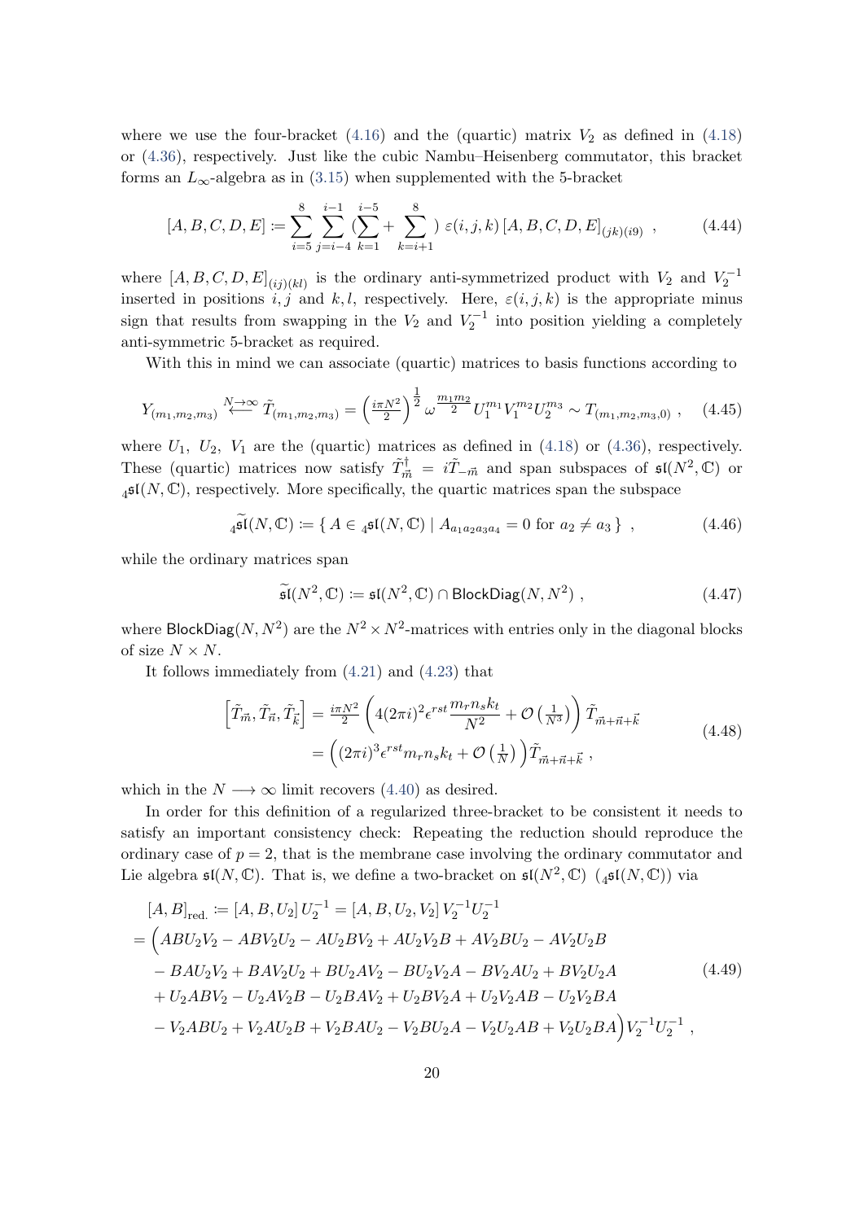where we use the four-bracket (4.16) and the (quartic) matrix $V_2$ as defined in (4.18) or (4.36), respectively. Just like the cubic Nambu–Heisenberg commutator, this bracket forms an $L_\infty$-algebra as in (3.15) when supplemented with the 5-bracket

$$
[A,B,C,D,E] := \sum_{i=5}^{8} \sum_{j=i-4}^{i-1} \Big(\sum_{k=1}^{i-5} + \sum_{k=i+1}^{8}\Big)\, \varepsilon(i,j,k)\, [A,B,C,D,E]_{(jk)(i9)} \ , \tag{4.44}
$$

where $[A,B,C,D,E]_{(ij)(kl)}$ is the ordinary anti-symmetrized product with $V_2$ and $V_2^{-1}$ inserted in positions $i,j$ and $k,l$, respectively. Here, $\varepsilon(i,j,k)$ is the appropriate minus sign that results from swapping in the $V_2$ and $V_2^{-1}$ into position yielding a completely anti-symmetric 5-bracket as required.

With this in mind we can associate (quartic) matrices to basis functions according to

$$
Y_{(m_1,m_2,m_3)} \xleftarrow{N\to\infty} \tilde{T}_{(m_1,m_2,m_3)} = \left(\tfrac{i\pi N^2}{2}\right)^{\frac{1}{2}} \omega^{\frac{m_1 m_2}{2}}\, U_1^{m_1} V_1^{m_2} U_2^{m_3} \sim T_{(m_1,m_2,m_3,0)} \ , \tag{4.45}
$$

where $U_1$, $U_2$, $V_1$ are the (quartic) matrices as defined in (4.18) or (4.36), respectively. These (quartic) matrices now satisfy $\tilde{T}^\dagger_{\vec{m}} = i\tilde{T}_{-\vec{m}}$ and span subspaces of $\mathfrak{sl}(N^2,\mathbb{C})$ or ${}_4\mathfrak{sl}(N,\mathbb{C})$, respectively. More specifically, the quartic matrices span the subspace

$$
{}_4\widetilde{\mathfrak{sl}}(N,\mathbb{C}) := \{\, A \in {}_4\mathfrak{sl}(N,\mathbb{C}) \mid A_{a_1a_2a_3a_4} = 0 \text{ for } a_2 \neq a_3 \,\} \ , \tag{4.46}
$$

while the ordinary matrices span

$$
\widetilde{\mathfrak{sl}}(N^2,\mathbb{C}) := \mathfrak{sl}(N^2,\mathbb{C}) \cap \mathsf{BlockDiag}(N,N^2) \ , \tag{4.47}
$$

where $\mathsf{BlockDiag}(N,N^2)$ are the $N^2\times N^2$-matrices with entries only in the diagonal blocks of size $N\times N$.

It follows immediately from (4.21) and (4.23) that

$$
\begin{aligned}
\Big[\tilde{T}_{\vec{m}}, \tilde{T}_{\vec{n}}, \tilde{T}_{\vec{k}}\Big] &= \tfrac{i\pi N^2}{2}\left(4(2\pi i)^2 \epsilon^{rst}\frac{m_r n_s k_t}{N^2} + \mathcal{O}\left(\tfrac{1}{N^3}\right)\right)\tilde{T}_{\vec{m}+\vec{n}+\vec{k}} \\
&= \Big((2\pi i)^3 \epsilon^{rst} m_r n_s k_t + \mathcal{O}\left(\tfrac{1}{N}\right)\Big)\tilde{T}_{\vec{m}+\vec{n}+\vec{k}} \ ,
\end{aligned} \tag{4.48}
$$

which in the $N \longrightarrow \infty$ limit recovers (4.40) as desired.

In order for this definition of a regularized three-bracket to be consistent it needs to satisfy an important consistency check: Repeating the reduction should reproduce the ordinary case of $p=2$, that is the membrane case involving the ordinary commutator and Lie algebra $\mathfrak{sl}(N,\mathbb{C})$. That is, we define a two-bracket on $\mathfrak{sl}(N^2,\mathbb{C})$ (${}_4\mathfrak{sl}(N,\mathbb{C})$) via

$$
\begin{aligned}
&[A,B]_{\text{red.}} := [A,B,U_2]\,U_2^{-1} = [A,B,U_2,V_2]\,V_2^{-1}U_2^{-1} \\
&= \Big(ABU_2V_2 - ABV_2U_2 - AU_2BV_2 + AU_2V_2B + AV_2BU_2 - AV_2U_2B \\
&\quad - BAU_2V_2 + BAV_2U_2 + BU_2AV_2 - BU_2V_2A - BV_2AU_2 + BV_2U_2A \\
&\quad + U_2ABV_2 - U_2AV_2B - U_2BAV_2 + U_2BV_2A + U_2V_2AB - U_2V_2BA \\
&\quad - V_2ABU_2 + V_2AU_2B + V_2BAU_2 - V_2BU_2A - V_2U_2AB + V_2U_2BA\Big)V_2^{-1}U_2^{-1} \ ,
\end{aligned} \tag{4.49}
$$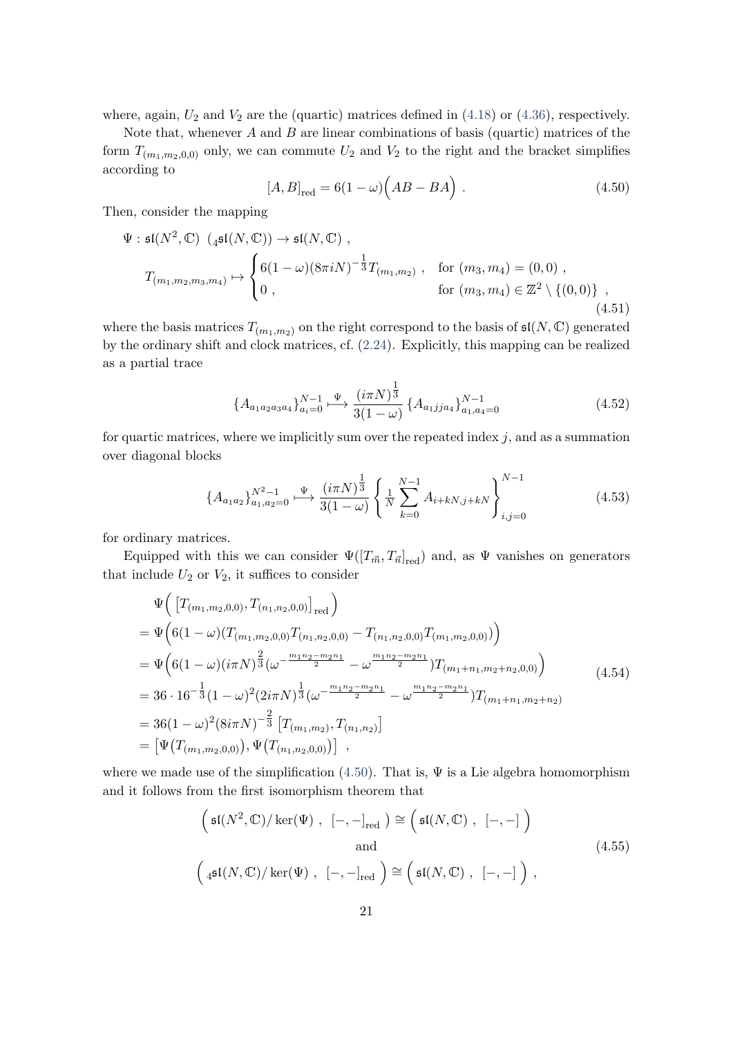where, again, $U_2$ and $V_2$ are the (quartic) matrices defined in (4.18) or (4.36), respectively.

Note that, whenever $A$ and $B$ are linear combinations of basis (quartic) matrices of the form $T_{(m_1,m_2,0,0)}$ only, we can commute $U_2$ and $V_2$ to the right and the bracket simplifies according to

$$[A, B]_{\text{red}} = 6(1-\omega)\Big(AB - BA\Big) \ . \tag{4.50}$$

Then, consider the mapping

$$\begin{aligned}
&\Psi : \mathfrak{sl}(N^2, \mathbb{C}) \ \ ({}_4\mathfrak{sl}(N,\mathbb{C})) \to \mathfrak{sl}(N,\mathbb{C}) \ , \\
&\qquad T_{(m_1,m_2,m_3,m_4)} \mapsto \begin{cases} 6(1-\omega)(8\pi i N)^{-\frac{1}{3}} T_{(m_1,m_2)} \ , & \text{for } (m_3,m_4) = (0,0) \ , \\ 0 \ , & \text{for } (m_3,m_4) \in \mathbb{Z}^2 \setminus \{(0,0)\} \ \ , \end{cases}
\end{aligned} \tag{4.51}$$

where the basis matrices $T_{(m_1,m_2)}$ on the right correspond to the basis of $\mathfrak{sl}(N,\mathbb{C})$ generated by the ordinary shift and clock matrices, cf. (2.24). Explicitly, this mapping can be realized as a partial trace

$$\{A_{a_1 a_2 a_3 a_4}\}_{a_i=0}^{N-1} \overset{\Psi}{\longmapsto} \frac{(i\pi N)^{\frac{1}{3}}}{3(1-\omega)} \{A_{a_1 j j a_4}\}_{a_1,a_4=0}^{N-1} \tag{4.52}$$

for quartic matrices, where we implicitly sum over the repeated index $j$, and as a summation over diagonal blocks

$$\{A_{a_1 a_2}\}_{a_1,a_2=0}^{N^2-1} \overset{\Psi}{\longmapsto} \frac{(i\pi N)^{\frac{1}{3}}}{3(1-\omega)} \left\{ \tfrac{1}{N} \sum_{k=0}^{N-1} A_{i+kN, j+kN} \right\}_{i,j=0}^{N-1} \tag{4.53}$$

for ordinary matrices.

Equipped with this we can consider $\Psi([T_{\vec{m}}, T_{\vec{n}}]_{\text{red}})$ and, as $\Psi$ vanishes on generators that include $U_2$ or $V_2$, it suffices to consider

$$\begin{aligned}
&\Psi\Big( \big[T_{(m_1,m_2,0,0)}, T_{(n_1,n_2,0,0)}\big]_{\text{red}} \Big) \\
&= \Psi\Big( 6(1-\omega)(T_{(m_1,m_2,0,0)} T_{(n_1,n_2,0,0)} - T_{(n_1,n_2,0,0)} T_{(m_1,m_2,0,0)}) \Big) \\
&= \Psi\Big( 6(1-\omega)(i\pi N)^{\frac{2}{3}} (\omega^{-\frac{m_1 n_2 - m_2 n_1}{2}} - \omega^{\frac{m_1 n_2 - m_2 n_1}{2}}) T_{(m_1+n_1, m_2+n_2,0,0)} \Big) \\
&= 36 \cdot 16^{-\frac{1}{3}} (1-\omega)^2 (2i\pi N)^{\frac{1}{3}} (\omega^{-\frac{m_1 n_2 - m_2 n_1}{2}} - \omega^{\frac{m_1 n_2 - m_2 n_1}{2}}) T_{(m_1+n_1, m_2+n_2)} \\
&= 36(1-\omega)^2 (8i\pi N)^{-\frac{2}{3}} \big[T_{(m_1,m_2)}, T_{(n_1,n_2)}\big] \\
&= \big[\Psi\big(T_{(m_1,m_2,0,0)}\big), \Psi\big(T_{(n_1,n_2,0,0)}\big)\big] \ \ ,
\end{aligned} \tag{4.54}$$

where we made use of the simplification (4.50). That is, $\Psi$ is a Lie algebra homomorphism and it follows from the first isomorphism theorem that

$$\begin{aligned}
\Big( \mathfrak{sl}(N^2,\mathbb{C})/\ker(\Psi) \ , \ \ [-,-]_{\text{red}} \Big) &\cong \Big( \mathfrak{sl}(N,\mathbb{C}) \ , \ \ [-,-] \Big) \\
&\text{and} \\
\Big( {}_4\mathfrak{sl}(N,\mathbb{C})/\ker(\Psi) \ , \ \ [-,-]_{\text{red}} \Big) &\cong \Big( \mathfrak{sl}(N,\mathbb{C}) \ , \ \ [-,-] \Big) \ ,
\end{aligned} \tag{4.55}$$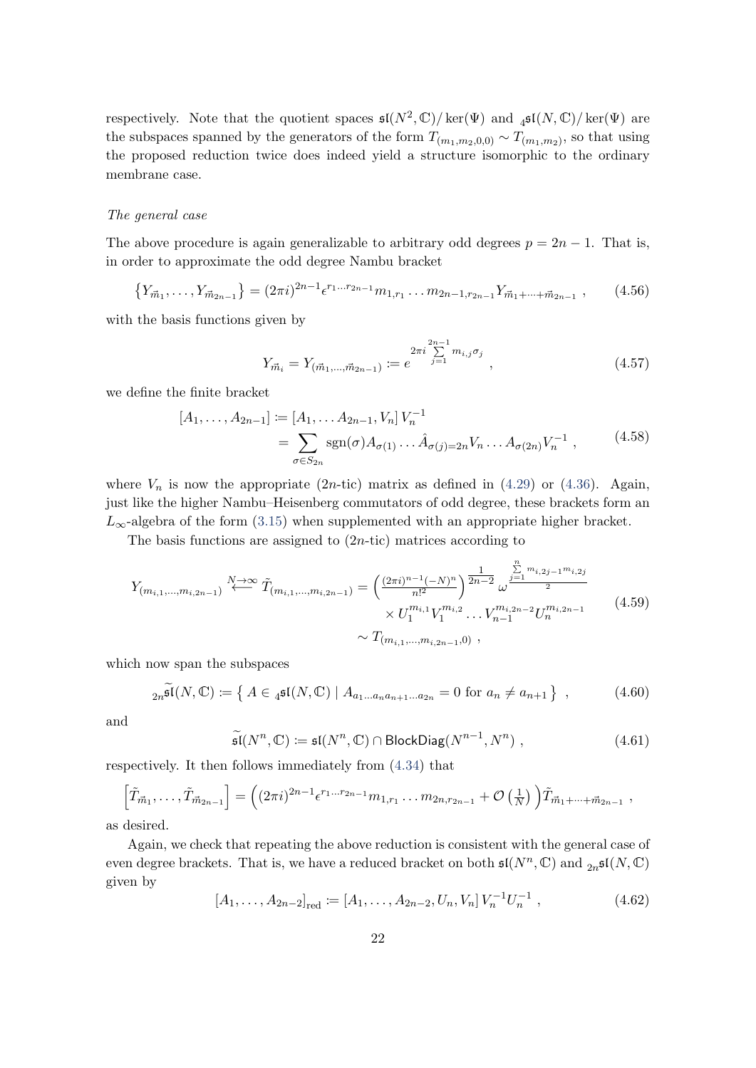respectively. Note that the quotient spaces $\mathfrak{sl}(N^2, \mathbb{C})/\ker(\Psi)$ and ${}_4\mathfrak{sl}(N, \mathbb{C})/\ker(\Psi)$ are the subspaces spanned by the generators of the form $T_{(m_1,m_2,0,0)} \sim T_{(m_1,m_2)}$, so that using the proposed reduction twice does indeed yield a structure isomorphic to the ordinary membrane case.

*The general case*

The above procedure is again generalizable to arbitrary odd degrees $p = 2n-1$. That is, in order to approximate the odd degree Nambu bracket

$$\left\{Y_{\vec{m}_1}, \ldots, Y_{\vec{m}_{2n-1}}\right\} = (2\pi i)^{2n-1} \epsilon^{r_1 \ldots r_{2n-1}} m_{1,r_1} \ldots m_{2n-1,r_{2n-1}} Y_{\vec{m}_1 + \cdots + \vec{m}_{2n-1}} \ , \tag{4.56}$$

with the basis functions given by

$$Y_{\vec{m}_i} = Y_{(\vec{m}_1, \ldots, \vec{m}_{2n-1})} := e^{2\pi i \sum\limits_{j=1}^{2n-1} m_{i,j} \sigma_j} \ , \tag{4.57}$$

we define the finite bracket

$$\begin{aligned} [A_1, \ldots, A_{2n-1}] &:= [A_1, \ldots A_{2n-1}, V_n] \, V_n^{-1} \\ &= \sum_{\sigma \in S_{2n}} \mathrm{sgn}(\sigma) A_{\sigma(1)} \ldots \hat{A}_{\sigma(j)=2n} V_n \ldots A_{\sigma(2n)} V_n^{-1} \ , \end{aligned} \tag{4.58}$$

where $V_n$ is now the appropriate ($2n$-tic) matrix as defined in (4.29) or (4.36). Again, just like the higher Nambu–Heisenberg commutators of odd degree, these brackets form an $L_\infty$-algebra of the form (3.15) when supplemented with an appropriate higher bracket.

The basis functions are assigned to ($2n$-tic) matrices according to

$$\begin{aligned} Y_{(m_{i,1}, \ldots, m_{i,2n-1})} \overset{N \to \infty}{\longleftarrow} \tilde{T}_{(m_{i,1}, \ldots, m_{i,2n-1})} &= \left( \tfrac{(2\pi i)^{n-1} (-N)^n}{n!^2} \right)^{\frac{1}{2n-2}} \omega^{\frac{\sum_{j=1}^{n} m_{i,2j-1} m_{i,2j}}{2}} \\ &\quad \times U_1^{m_{i,1}} V_1^{m_{i,2}} \ldots V_{n-1}^{m_{i,2n-2}} U_n^{m_{i,2n-1}} \\ &\sim T_{(m_{i,1}, \ldots, m_{i,2n-1}, 0)} \ , \end{aligned} \tag{4.59}$$

which now span the subspaces

$${}_{2n}\widetilde{\mathfrak{sl}}(N, \mathbb{C}) := \left\{ A \in {}_4\mathfrak{sl}(N, \mathbb{C}) \mid A_{a_1 \ldots a_n a_{n+1} \ldots a_{2n}} = 0 \text{ for } a_n \neq a_{n+1} \right\} \ , \tag{4.60}$$

and

$$\widetilde{\mathfrak{sl}}(N^n, \mathbb{C}) := \mathfrak{sl}(N^n, \mathbb{C}) \cap \mathsf{BlockDiag}(N^{n-1}, N^n) \ , \tag{4.61}$$

respectively. It then follows immediately from (4.34) that

$$\left[\tilde{T}_{\vec{m}_1}, \ldots, \tilde{T}_{\vec{m}_{2n-1}}\right] = \left( (2\pi i)^{2n-1} \epsilon^{r_1 \ldots r_{2n-1}} m_{1,r_1} \ldots m_{2n,r_{2n-1}} + \mathcal{O}\left(\tfrac{1}{N}\right) \right) \tilde{T}_{\vec{m}_1 + \cdots + \vec{m}_{2n-1}} \ ,$$

as desired.

Again, we check that repeating the above reduction is consistent with the general case of even degree brackets. That is, we have a reduced bracket on both $\mathfrak{sl}(N^n, \mathbb{C})$ and ${}_{2n}\mathfrak{sl}(N, \mathbb{C})$ given by

$$[A_1, \ldots, A_{2n-2}]_{\mathrm{red}} := [A_1, \ldots, A_{2n-2}, U_n, V_n] \, V_n^{-1} U_n^{-1} \ , \tag{4.62}$$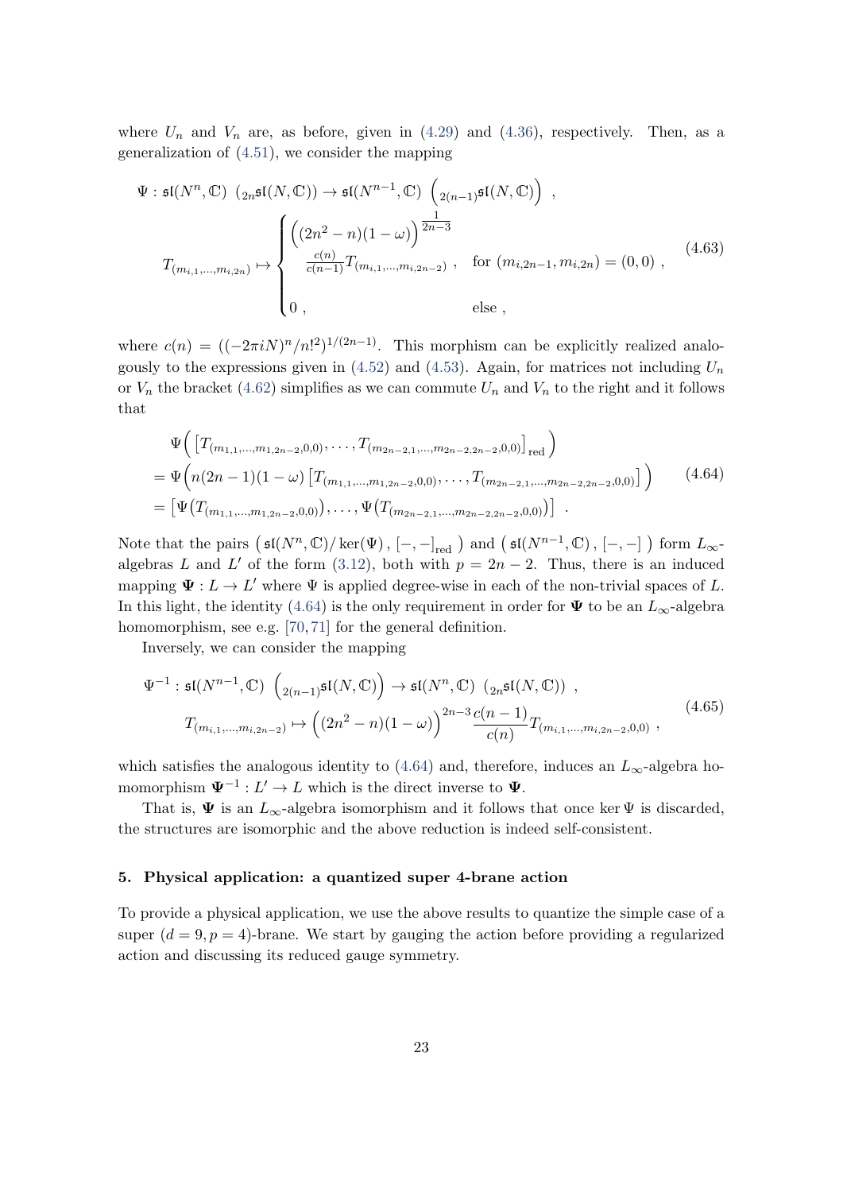where $U_n$ and $V_n$ are, as before, given in (4.29) and (4.36), respectively. Then, as a generalization of (4.51), we consider the mapping

$$
\begin{aligned}
\Psi : \mathfrak{sl}(N^n, \mathbb{C}) \ \left({}_{2n}\mathfrak{sl}(N, \mathbb{C})\right) &\to \mathfrak{sl}(N^{n-1}, \mathbb{C}) \ \left({}_{2(n-1)}\mathfrak{sl}(N, \mathbb{C})\right) \ , \\
T_{(m_{i,1},\ldots,m_{i,2n})} &\mapsto \begin{cases} \Big((2n^2-n)(1-\omega)\Big)^{\frac{1}{2n-3}} \\ \quad \frac{c(n)}{c(n-1)} T_{(m_{i,1},\ldots,m_{i,2n-2})} \ , & \text{for } (m_{i,2n-1}, m_{i,2n}) = (0,0) \ , \\ \\ 0 \ , & \text{else} \ , \end{cases}
\end{aligned}
\tag{4.63}
$$

where $c(n) = ((-2\pi i N)^n / n!^2)^{1/(2n-1)}$. This morphism can be explicitly realized analogously to the expressions given in (4.52) and (4.53). Again, for matrices not including $U_n$ or $V_n$ the bracket (4.62) simplifies as we can commute $U_n$ and $V_n$ to the right and it follows that

$$
\begin{aligned}
&\Psi\Big( \big[T_{(m_{1,1},\ldots,m_{1,2n-2},0,0)}, \ldots, T_{(m_{2n-2,1},\ldots,m_{2n-2,2n-2},0,0)}\big]_{\text{red}} \Big) \\
&= \Psi\Big( n(2n-1)(1-\omega) \big[T_{(m_{1,1},\ldots,m_{1,2n-2},0,0)}, \ldots, T_{(m_{2n-2,1},\ldots,m_{2n-2,2n-2},0,0)}\big] \Big) \\
&= \big[\Psi\big(T_{(m_{1,1},\ldots,m_{1,2n-2},0,0)}\big), \ldots, \Psi\big(T_{(m_{2n-2,1},\ldots,m_{2n-2,2n-2},0,0)}\big)\big] \ .
\end{aligned}
\tag{4.64}
$$

Note that the pairs $\big( \mathfrak{sl}(N^n, \mathbb{C}) / \ker(\Psi) \,, [-,-]_{\text{red}} \big)$ and $\big( \mathfrak{sl}(N^{n-1}, \mathbb{C}) \,, [-,-] \big)$ form $L_\infty$-algebras $L$ and $L'$ of the form (3.12), both with $p = 2n-2$. Thus, there is an induced mapping $\mathbf{\Psi} : L \to L'$ where $\Psi$ is applied degree-wise in each of the non-trivial spaces of $L$. In this light, the identity (4.64) is the only requirement in order for $\mathbf{\Psi}$ to be an $L_\infty$-algebra homomorphism, see e.g. [70, 71] for the general definition.

Inversely, we can consider the mapping

$$
\begin{aligned}
\Psi^{-1} : \mathfrak{sl}(N^{n-1}, \mathbb{C}) \ \left({}_{2(n-1)}\mathfrak{sl}(N, \mathbb{C})\right) &\to \mathfrak{sl}(N^n, \mathbb{C}) \ \left({}_{2n}\mathfrak{sl}(N, \mathbb{C})\right) \ , \\
T_{(m_{i,1},\ldots,m_{i,2n-2})} &\mapsto \Big((2n^2-n)(1-\omega)\Big)^{2n-3} \frac{c(n-1)}{c(n)} T_{(m_{i,1},\ldots,m_{i,2n-2},0,0)} \ ,
\end{aligned}
\tag{4.65}
$$

which satisfies the analogous identity to (4.64) and, therefore, induces an $L_\infty$-algebra homomorphism $\mathbf{\Psi}^{-1} : L' \to L$ which is the direct inverse to $\mathbf{\Psi}$.

That is, $\mathbf{\Psi}$ is an $L_\infty$-algebra isomorphism and it follows that once $\ker \Psi$ is discarded, the structures are isomorphic and the above reduction is indeed self-consistent.

## 5. Physical application: a quantized super 4-brane action

To provide a physical application, we use the above results to quantize the simple case of a super $(d = 9, p = 4)$-brane. We start by gauging the action before providing a regularized action and discussing its reduced gauge symmetry.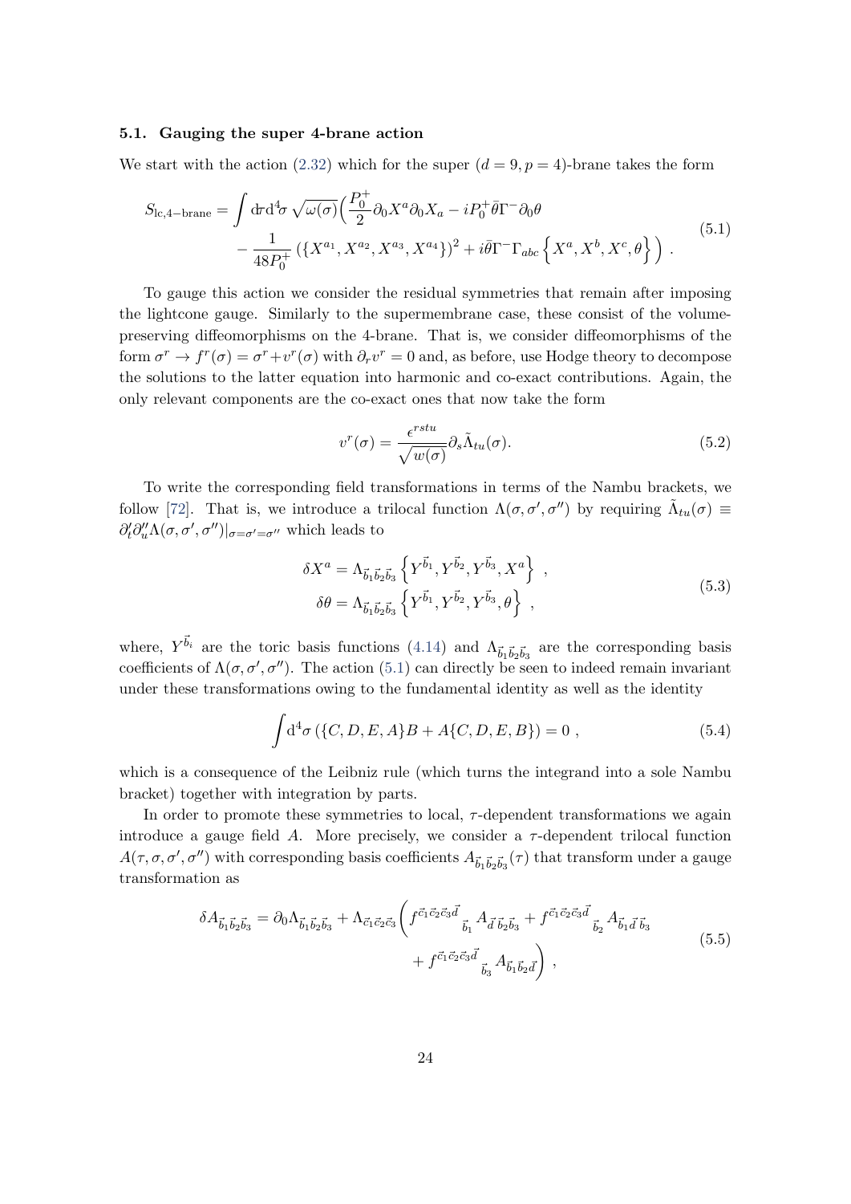### 5.1. Gauging the super 4-brane action

We start with the action (2.32) which for the super $(d = 9, p = 4)$-brane takes the form

$$
\begin{aligned}
S_{\text{lc},4-\text{brane}} = \int \mathrm{d}\tau \mathrm{d}^4\sigma \, \sqrt{\omega(\sigma)} \Big( & \frac{P_0^+}{2} \partial_0 X^a \partial_0 X_a - i P_0^+ \bar{\theta} \Gamma^- \partial_0 \theta \\
& - \frac{1}{48 P_0^+} \left( \{X^{a_1}, X^{a_2}, X^{a_3}, X^{a_4}\} \right)^2 + i \bar{\theta} \Gamma^- \Gamma_{abc} \left\{ X^a, X^b, X^c, \theta \right\} \Big) \ .
\end{aligned}
\tag{5.1}
$$

To gauge this action we consider the residual symmetries that remain after imposing the lightcone gauge. Similarly to the supermembrane case, these consist of the volume-preserving diffeomorphisms on the 4-brane. That is, we consider diffeomorphisms of the form $\sigma^r \to f^r(\sigma) = \sigma^r + v^r(\sigma)$ with $\partial_r v^r = 0$ and, as before, use Hodge theory to decompose the solutions to the latter equation into harmonic and co-exact contributions. Again, the only relevant components are the co-exact ones that now take the form

$$
v^r(\sigma) = \frac{\epsilon^{rstu}}{\sqrt{w(\sigma)}} \partial_s \tilde{\Lambda}_{tu}(\sigma). \tag{5.2}
$$

To write the corresponding field transformations in terms of the Nambu brackets, we follow [72]. That is, we introduce a trilocal function $\Lambda(\sigma, \sigma', \sigma'')$ by requiring $\tilde{\Lambda}_{tu}(\sigma) \equiv \partial'_t \partial''_u \Lambda(\sigma, \sigma', \sigma'')|_{\sigma=\sigma'=\sigma''}$ which leads to

$$
\begin{aligned}
\delta X^a &= \Lambda_{\vec{b}_1 \vec{b}_2 \vec{b}_3} \left\{ Y^{\vec{b}_1}, Y^{\vec{b}_2}, Y^{\vec{b}_3}, X^a \right\} \ , \\
\delta \theta &= \Lambda_{\vec{b}_1 \vec{b}_2 \vec{b}_3} \left\{ Y^{\vec{b}_1}, Y^{\vec{b}_2}, Y^{\vec{b}_3}, \theta \right\} \ ,
\end{aligned}
\tag{5.3}
$$

where, $Y^{\vec{b}_i}$ are the toric basis functions (4.14) and $\Lambda_{\vec{b}_1 \vec{b}_2 \vec{b}_3}$ are the corresponding basis coefficients of $\Lambda(\sigma, \sigma', \sigma'')$. The action (5.1) can directly be seen to indeed remain invariant under these transformations owing to the fundamental identity as well as the identity

$$
\int \mathrm{d}^4\sigma \left( \{C, D, E, A\} B + A \{C, D, E, B\} \right) = 0 \ , \tag{5.4}
$$

which is a consequence of the Leibniz rule (which turns the integrand into a sole Nambu bracket) together with integration by parts.

In order to promote these symmetries to local, $\tau$-dependent transformations we again introduce a gauge field $A$. More precisely, we consider a $\tau$-dependent trilocal function $A(\tau, \sigma, \sigma', \sigma'')$ with corresponding basis coefficients $A_{\vec{b}_1 \vec{b}_2 \vec{b}_3}(\tau)$ that transform under a gauge transformation as

$$
\begin{aligned}
\delta A_{\vec{b}_1 \vec{b}_2 \vec{b}_3} = \partial_0 \Lambda_{\vec{b}_1 \vec{b}_2 \vec{b}_3} + \Lambda_{\vec{c}_1 \vec{c}_2 \vec{c}_3} \bigg( & f^{\vec{c}_1 \vec{c}_2 \vec{c}_3 \vec{d}}{}_{\vec{b}_1} A_{\vec{d} \, \vec{b}_2 \vec{b}_3} + f^{\vec{c}_1 \vec{c}_2 \vec{c}_3 \vec{d}}{}_{\vec{b}_2} A_{\vec{b}_1 \vec{d} \, \vec{b}_3} \\
& + f^{\vec{c}_1 \vec{c}_2 \vec{c}_3 \vec{d}}{}_{\vec{b}_3} A_{\vec{b}_1 \vec{b}_2 \vec{d}} \bigg) \ ,
\end{aligned}
\tag{5.5}
$$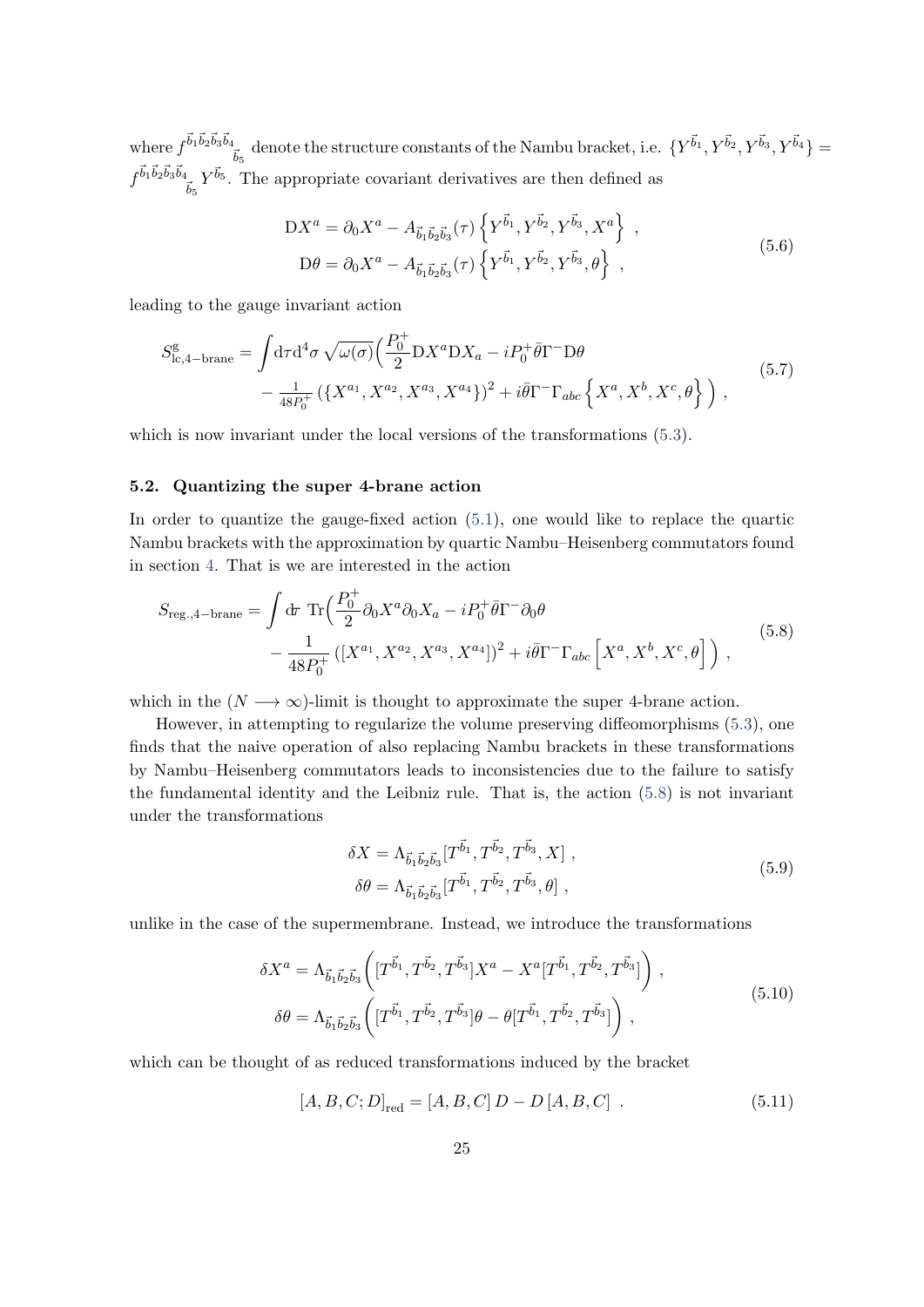where $f^{\vec{b}_1\vec{b}_2\vec{b}_3\vec{b}_4}{}_{\vec{b}_5}$ denote the structure constants of the Nambu bracket, i.e. $\{Y^{\vec{b}_1}, Y^{\vec{b}_2}, Y^{\vec{b}_3}, Y^{\vec{b}_4}\} = f^{\vec{b}_1\vec{b}_2\vec{b}_3\vec{b}_4}{}_{\vec{b}_5} Y^{\vec{b}_5}$. The appropriate covariant derivatives are then defined as

$$
\begin{aligned}
\mathrm{D}X^a &= \partial_0 X^a - A_{\vec{b}_1\vec{b}_2\vec{b}_3}(\tau)\left\{Y^{\vec{b}_1}, Y^{\vec{b}_2}, Y^{\vec{b}_3}, X^a\right\} \ , \\
\mathrm{D}\theta &= \partial_0 X^a - A_{\vec{b}_1\vec{b}_2\vec{b}_3}(\tau)\left\{Y^{\vec{b}_1}, Y^{\vec{b}_2}, Y^{\vec{b}_3}, \theta\right\} \ ,
\end{aligned}
\tag{5.6}
$$

leading to the gauge invariant action

$$
\begin{aligned}
S^{\mathrm{g}}_{\mathrm{lc},4-\mathrm{brane}} = \int \mathrm{d}\tau \mathrm{d}^4\sigma \, \sqrt{\omega(\sigma)}\Big(&\frac{P_0^+}{2}\mathrm{D}X^a\mathrm{D}X_a - iP_0^+\bar{\theta}\Gamma^-\mathrm{D}\theta \\
&- \tfrac{1}{48P_0^+}\left(\{X^{a_1}, X^{a_2}, X^{a_3}, X^{a_4}\}\right)^2 + i\bar{\theta}\Gamma^-\Gamma_{abc}\left\{X^a, X^b, X^c, \theta\right\}\Big) \ ,
\end{aligned}
\tag{5.7}
$$

which is now invariant under the local versions of the transformations (5.3).

### 5.2. Quantizing the super 4-brane action

In order to quantize the gauge-fixed action (5.1), one would like to replace the quartic Nambu brackets with the approximation by quartic Nambu–Heisenberg commutators found in section 4. That is we are interested in the action

$$
\begin{aligned}
S_{\mathrm{reg.},4-\mathrm{brane}} = \int \mathrm{d}\tau \ \mathrm{Tr}\Big(&\frac{P_0^+}{2}\partial_0 X^a\partial_0 X_a - iP_0^+\bar{\theta}\Gamma^-\partial_0\theta \\
&- \frac{1}{48P_0^+}\left([X^{a_1}, X^{a_2}, X^{a_3}, X^{a_4}]\right)^2 + i\bar{\theta}\Gamma^-\Gamma_{abc}\left[X^a, X^b, X^c, \theta\right]\Big) \ ,
\end{aligned}
\tag{5.8}
$$

which in the $(N \longrightarrow \infty)$-limit is thought to approximate the super 4-brane action.

However, in attempting to regularize the volume preserving diffeomorphisms (5.3), one finds that the naive operation of also replacing Nambu brackets in these transformations by Nambu–Heisenberg commutators leads to inconsistencies due to the failure to satisfy the fundamental identity and the Leibniz rule. That is, the action (5.8) is not invariant under the transformations

$$
\begin{aligned}
\delta X &= \Lambda_{\vec{b}_1\vec{b}_2\vec{b}_3}[T^{\vec{b}_1}, T^{\vec{b}_2}, T^{\vec{b}_3}, X] \ , \\
\delta\theta &= \Lambda_{\vec{b}_1\vec{b}_2\vec{b}_3}[T^{\vec{b}_1}, T^{\vec{b}_2}, T^{\vec{b}_3}, \theta] \ ,
\end{aligned}
\tag{5.9}
$$

unlike in the case of the supermembrane. Instead, we introduce the transformations

$$
\begin{aligned}
\delta X^a &= \Lambda_{\vec{b}_1\vec{b}_2\vec{b}_3}\left([T^{\vec{b}_1}, T^{\vec{b}_2}, T^{\vec{b}_3}]X^a - X^a[T^{\vec{b}_1}, T^{\vec{b}_2}, T^{\vec{b}_3}]\right) \ , \\
\delta\theta &= \Lambda_{\vec{b}_1\vec{b}_2\vec{b}_3}\left([T^{\vec{b}_1}, T^{\vec{b}_2}, T^{\vec{b}_3}]\theta - \theta[T^{\vec{b}_1}, T^{\vec{b}_2}, T^{\vec{b}_3}]\right) \ ,
\end{aligned}
\tag{5.10}
$$

which can be thought of as reduced transformations induced by the bracket

$$
[A, B, C; D]_{\mathrm{red}} = [A, B, C]\,D - D\,[A, B, C] \ . \tag{5.11}
$$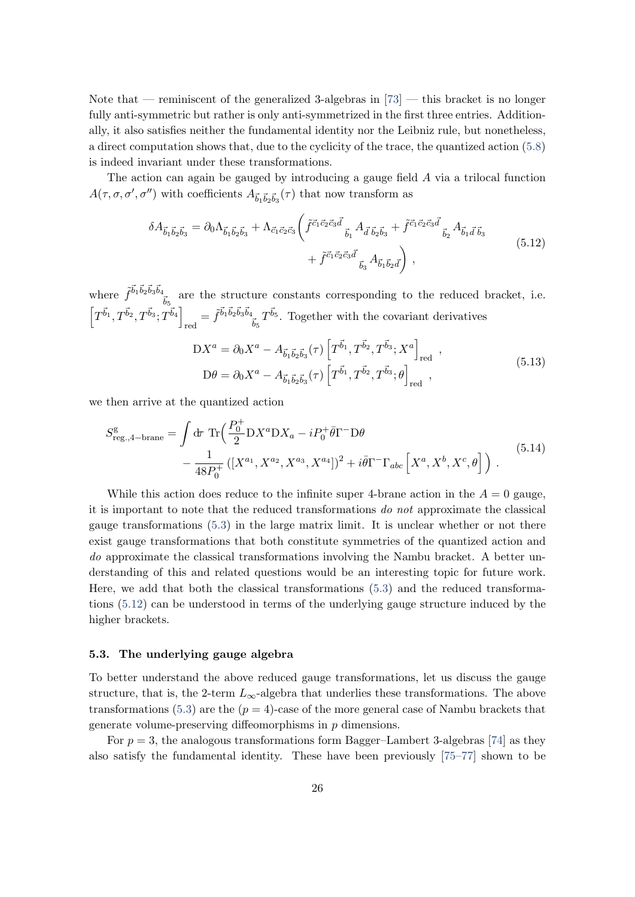Note that — reminiscent of the generalized 3-algebras in [73] — this bracket is no longer fully anti-symmetric but rather is only anti-symmetrized in the first three entries. Additionally, it also satisfies neither the fundamental identity nor the Leibniz rule, but nonetheless, a direct computation shows that, due to the cyclicity of the trace, the quantized action (5.8) is indeed invariant under these transformations.

The action can again be gauged by introducing a gauge field $A$ via a trilocal function $A(\tau,\sigma,\sigma',\sigma'')$ with coefficients $A_{\vec{b}_1\vec{b}_2\vec{b}_3}(\tau)$ that now transform as

$$
\begin{aligned}
\delta A_{\vec{b}_1\vec{b}_2\vec{b}_3} = \partial_0 \Lambda_{\vec{b}_1\vec{b}_2\vec{b}_3} + \Lambda_{\vec{c}_1\vec{c}_2\vec{c}_3}\bigg( & \tilde{f}^{\vec{c}_1\vec{c}_2\vec{c}_3\vec{d}}{}_{\vec{b}_1} A_{\vec{d}\,\vec{b}_2\vec{b}_3} + \tilde{f}^{\vec{c}_1\vec{c}_2\vec{c}_3\vec{d}}{}_{\vec{b}_2} A_{\vec{b}_1\vec{d}\,\vec{b}_3} \\
& + \tilde{f}^{\vec{c}_1\vec{c}_2\vec{c}_3\vec{d}}{}_{\vec{b}_3} A_{\vec{b}_1\vec{b}_2\vec{d}}\bigg)~,
\end{aligned} \tag{5.12}
$$

where $\tilde{f}^{\vec{b}_1\vec{b}_2\vec{b}_3\vec{b}_4}{}_{\vec{b}_5}$ are the structure constants corresponding to the reduced bracket, i.e. $\Big[T^{\vec{b}_1},T^{\vec{b}_2},T^{\vec{b}_3};T^{\vec{b}_4}\Big]_{\rm red} = \tilde{f}^{\vec{b}_1\vec{b}_2\vec{b}_3\vec{b}_4}{}_{\vec{b}_5}\,T^{\vec{b}_5}$. Together with the covariant derivatives

$$
\begin{aligned}
{\rm D}X^a &= \partial_0 X^a - A_{\vec{b}_1\vec{b}_2\vec{b}_3}(\tau)\Big[T^{\vec{b}_1},T^{\vec{b}_2},T^{\vec{b}_3};X^a\Big]_{\rm red}~, \\
{\rm D}\theta &= \partial_0 X^a - A_{\vec{b}_1\vec{b}_2\vec{b}_3}(\tau)\Big[T^{\vec{b}_1},T^{\vec{b}_2},T^{\vec{b}_3};\theta\Big]_{\rm red}~,
\end{aligned} \tag{5.13}
$$

we then arrive at the quantized action

$$
\begin{aligned}
S^{\rm g}_{\rm reg.,4-brane} = \int {\rm d}\tau~{\rm Tr}\Big( & \frac{P_0^+}{2}{\rm D}X^a{\rm D}X_a - iP_0^+\bar{\theta}\Gamma^-{\rm D}\theta \\
& - \frac{1}{48P_0^+}\left([X^{a_1},X^{a_2},X^{a_3},X^{a_4}]\right)^2 + i\bar{\theta}\Gamma^-\Gamma_{abc}\Big[X^a,X^b,X^c,\theta\Big]\Big)~.
\end{aligned} \tag{5.14}
$$

While this action does reduce to the infinite super 4-brane action in the $A=0$ gauge, it is important to note that the reduced transformations *do not* approximate the classical gauge transformations (5.3) in the large matrix limit. It is unclear whether or not there exist gauge transformations that both constitute symmetries of the quantized action and *do* approximate the classical transformations involving the Nambu bracket. A better understanding of this and related questions would be an interesting topic for future work. Here, we add that both the classical transformations (5.3) and the reduced transformations (5.12) can be understood in terms of the underlying gauge structure induced by the higher brackets.

### 5.3. The underlying gauge algebra

To better understand the above reduced gauge transformations, let us discuss the gauge structure, that is, the 2-term $L_\infty$-algebra that underlies these transformations. The above transformations (5.3) are the $(p=4)$-case of the more general case of Nambu brackets that generate volume-preserving diffeomorphisms in $p$ dimensions.

For $p=3$, the analogous transformations form Bagger–Lambert 3-algebras [74] as they also satisfy the fundamental identity. These have been previously [75–77] shown to be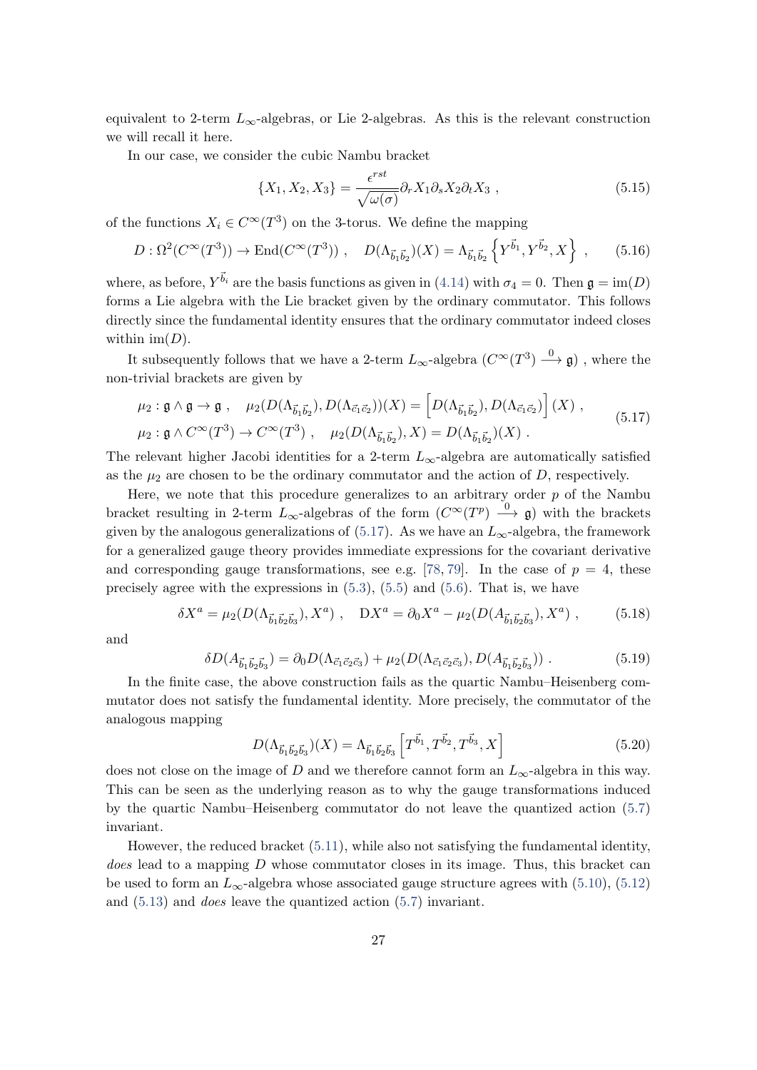equivalent to 2-term $L_\infty$-algebras, or Lie 2-algebras. As this is the relevant construction we will recall it here.

In our case, we consider the cubic Nambu bracket

$$\{X_1, X_2, X_3\} = \frac{\epsilon^{rst}}{\sqrt{\omega(\sigma)}}\partial_r X_1 \partial_s X_2 \partial_t X_3 \ , \tag{5.15}$$

of the functions $X_i \in C^\infty(T^3)$ on the 3-torus. We define the mapping

$$D : \Omega^2(C^\infty(T^3)) \to \mathrm{End}(C^\infty(T^3)) \ , \quad D(\Lambda_{\vec{b}_1\vec{b}_2})(X) = \Lambda_{\vec{b}_1\vec{b}_2}\left\{Y^{\vec{b}_1}, Y^{\vec{b}_2}, X\right\} \ , \tag{5.16}$$

where, as before, $Y^{\vec{b}_i}$ are the basis functions as given in (4.14) with $\sigma_4 = 0$. Then $\mathfrak{g} = \mathrm{im}(D)$ forms a Lie algebra with the Lie bracket given by the ordinary commutator. This follows directly since the fundamental identity ensures that the ordinary commutator indeed closes within $\mathrm{im}(D)$.

It subsequently follows that we have a 2-term $L_\infty$-algebra $(C^\infty(T^3) \xrightarrow{0} \mathfrak{g})$ , where the non-trivial brackets are given by

$$\begin{aligned} &\mu_2 : \mathfrak{g} \wedge \mathfrak{g} \to \mathfrak{g} \ , \quad \mu_2(D(\Lambda_{\vec{b}_1\vec{b}_2}), D(\Lambda_{\vec{c}_1\vec{c}_2}))(X) = \left[D(\Lambda_{\vec{b}_1\vec{b}_2}), D(\Lambda_{\vec{c}_1\vec{c}_2})\right](X) \ , \\ &\mu_2 : \mathfrak{g} \wedge C^\infty(T^3) \to C^\infty(T^3) \ , \quad \mu_2(D(\Lambda_{\vec{b}_1\vec{b}_2}), X) = D(\Lambda_{\vec{b}_1\vec{b}_2})(X) \ . \end{aligned} \tag{5.17}$$

The relevant higher Jacobi identities for a 2-term $L_\infty$-algebra are automatically satisfied as the $\mu_2$ are chosen to be the ordinary commutator and the action of $D$, respectively.

Here, we note that this procedure generalizes to an arbitrary order $p$ of the Nambu bracket resulting in 2-term $L_\infty$-algebras of the form $(C^\infty(T^p) \xrightarrow{0} \mathfrak{g})$ with the brackets given by the analogous generalizations of (5.17). As we have an $L_\infty$-algebra, the framework for a generalized gauge theory provides immediate expressions for the covariant derivative and corresponding gauge transformations, see e.g. [78, 79]. In the case of $p = 4$, these precisely agree with the expressions in (5.3), (5.5) and (5.6). That is, we have

$$\delta X^a = \mu_2(D(\Lambda_{\vec{b}_1\vec{b}_2\vec{b}_3}), X^a) \ , \quad \mathrm{D}X^a = \partial_0 X^a - \mu_2(D(A_{\vec{b}_1\vec{b}_2\vec{b}_3}), X^a) \ , \tag{5.18}$$

and

$$\delta D(A_{\vec{b}_1\vec{b}_2\vec{b}_3}) = \partial_0 D(\Lambda_{\vec{c}_1\vec{c}_2\vec{c}_3}) + \mu_2(D(\Lambda_{\vec{c}_1\vec{c}_2\vec{c}_3}), D(A_{\vec{b}_1\vec{b}_2\vec{b}_3})) \ . \tag{5.19}$$

In the finite case, the above construction fails as the quartic Nambu–Heisenberg commutator does not satisfy the fundamental identity. More precisely, the commutator of the analogous mapping

$$D(\Lambda_{\vec{b}_1\vec{b}_2\vec{b}_3})(X) = \Lambda_{\vec{b}_1\vec{b}_2\vec{b}_3}\left[T^{\vec{b}_1}, T^{\vec{b}_2}, T^{\vec{b}_3}, X\right] \tag{5.20}$$

does not close on the image of $D$ and we therefore cannot form an $L_\infty$-algebra in this way. This can be seen as the underlying reason as to why the gauge transformations induced by the quartic Nambu–Heisenberg commutator do not leave the quantized action (5.7) invariant.

However, the reduced bracket (5.11), while also not satisfying the fundamental identity, *does* lead to a mapping $D$ whose commutator closes in its image. Thus, this bracket can be used to form an $L_\infty$-algebra whose associated gauge structure agrees with (5.10), (5.12) and (5.13) and *does* leave the quantized action (5.7) invariant.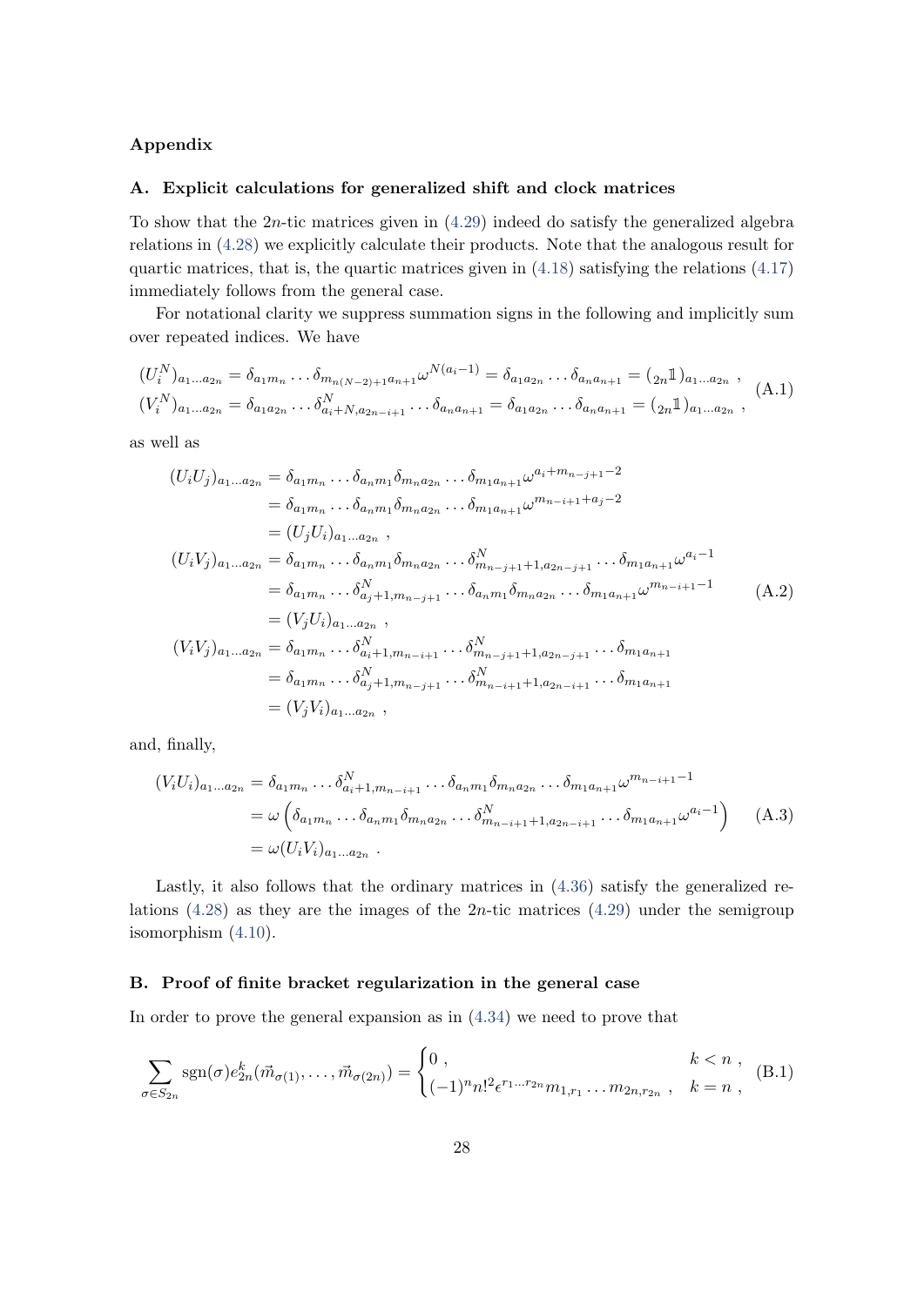## Appendix

### A. Explicit calculations for generalized shift and clock matrices

To show that the $2n$-tic matrices given in (4.29) indeed do satisfy the generalized algebra relations in (4.28) we explicitly calculate their products. Note that the analogous result for quartic matrices, that is, the quartic matrices given in (4.18) satisfying the relations (4.17) immediately follows from the general case.

For notational clarity we suppress summation signs in the following and implicitly sum over repeated indices. We have

$$
\begin{aligned}
(U_i^N)_{a_1\ldots a_{2n}} &= \delta_{a_1 m_n} \ldots \delta_{m_{n(N-2)+1} a_{n+1}} \omega^{N(a_i-1)} = \delta_{a_1 a_{2n}} \ldots \delta_{a_n a_{n+1}} = ({}_{2n}\mathbb{1})_{a_1\ldots a_{2n}} \ , \\
(V_i^N)_{a_1\ldots a_{2n}} &= \delta_{a_1 a_{2n}} \ldots \delta^N_{a_i+N, a_{2n-i+1}} \ldots \delta_{a_n a_{n+1}} = \delta_{a_1 a_{2n}} \ldots \delta_{a_n a_{n+1}} = ({}_{2n}\mathbb{1})_{a_1\ldots a_{2n}} \ ,
\end{aligned}
\tag{A.1}
$$

as well as

$$
\begin{aligned}
(U_i U_j)_{a_1\ldots a_{2n}} &= \delta_{a_1 m_n} \ldots \delta_{a_n m_1} \delta_{m_n a_{2n}} \ldots \delta_{m_1 a_{n+1}} \omega^{a_i + m_{n-j+1} - 2} \\
&= \delta_{a_1 m_n} \ldots \delta_{a_n m_1} \delta_{m_n a_{2n}} \ldots \delta_{m_1 a_{n+1}} \omega^{m_{n-i+1} + a_j - 2} \\
&= (U_j U_i)_{a_1\ldots a_{2n}} \ , \\
(U_i V_j)_{a_1\ldots a_{2n}} &= \delta_{a_1 m_n} \ldots \delta_{a_n m_1} \delta_{m_n a_{2n}} \ldots \delta^N_{m_{n-j+1}+1, a_{2n-j+1}} \ldots \delta_{m_1 a_{n+1}} \omega^{a_i - 1} \\
&= \delta_{a_1 m_n} \ldots \delta^N_{a_j+1, m_{n-j+1}} \ldots \delta_{a_n m_1} \delta_{m_n a_{2n}} \ldots \delta_{m_1 a_{n+1}} \omega^{m_{n-i+1} - 1} \\
&= (V_j U_i)_{a_1\ldots a_{2n}} \ , \\
(V_i V_j)_{a_1\ldots a_{2n}} &= \delta_{a_1 m_n} \ldots \delta^N_{a_i+1, m_{n-i+1}} \ldots \delta^N_{m_{n-j+1}+1, a_{2n-j+1}} \ldots \delta_{m_1 a_{n+1}} \\
&= \delta_{a_1 m_n} \ldots \delta^N_{a_j+1, m_{n-j+1}} \ldots \delta^N_{m_{n-i+1}+1, a_{2n-i+1}} \ldots \delta_{m_1 a_{n+1}} \\
&= (V_j V_i)_{a_1\ldots a_{2n}} \ ,
\end{aligned}
\tag{A.2}
$$

and, finally,

$$
\begin{aligned}
(V_i U_i)_{a_1\ldots a_{2n}} &= \delta_{a_1 m_n} \ldots \delta^N_{a_i+1, m_{n-i+1}} \ldots \delta_{a_n m_1} \delta_{m_n a_{2n}} \ldots \delta_{m_1 a_{n+1}} \omega^{m_{n-i+1} - 1} \\
&= \omega \left( \delta_{a_1 m_n} \ldots \delta_{a_n m_1} \delta_{m_n a_{2n}} \ldots \delta^N_{m_{n-i+1}+1, a_{2n-i+1}} \ldots \delta_{m_1 a_{n+1}} \omega^{a_i - 1} \right) \\
&= \omega (U_i V_i)_{a_1\ldots a_{2n}} \ .
\end{aligned}
\tag{A.3}
$$

Lastly, it also follows that the ordinary matrices in (4.36) satisfy the generalized relations (4.28) as they are the images of the $2n$-tic matrices (4.29) under the semigroup isomorphism (4.10).

### B. Proof of finite bracket regularization in the general case

In order to prove the general expansion as in (4.34) we need to prove that

$$
\sum_{\sigma \in S_{2n}} \mathrm{sgn}(\sigma) e^k_{2n}(\vec{m}_{\sigma(1)}, \ldots, \vec{m}_{\sigma(2n)}) =
\begin{cases}
0 \ , & k < n \ , \\
(-1)^n n!^2 \epsilon^{r_1 \ldots r_{2n}} m_{1,r_1} \ldots m_{2n,r_{2n}} \ , & k = n \ ,
\end{cases}
\tag{B.1}
$$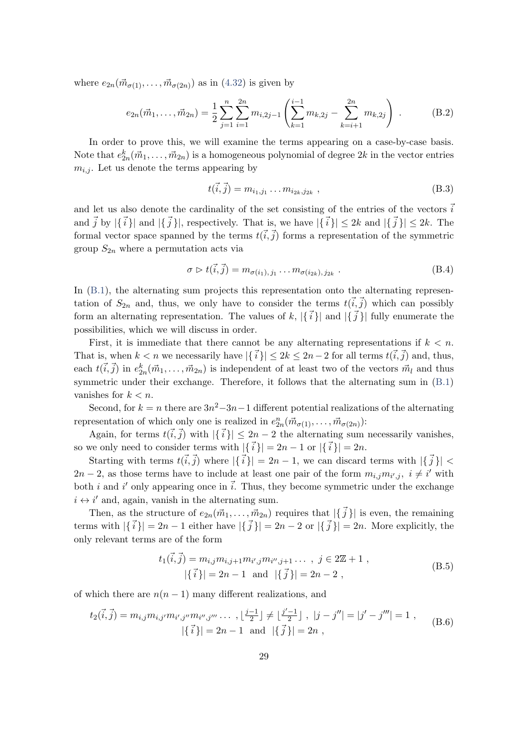where $e_{2n}(\vec{m}_{\sigma(1)}, \dots, \vec{m}_{\sigma(2n)})$ as in (4.32) is given by

$$e_{2n}(\vec{m}_1, \dots, \vec{m}_{2n}) = \frac{1}{2} \sum_{j=1}^{n} \sum_{i=1}^{2n} m_{i,2j-1} \left( \sum_{k=1}^{i-1} m_{k,2j} - \sum_{k=i+1}^{2n} m_{k,2j} \right) . \tag{B.2}$$

In order to prove this, we will examine the terms appearing on a case-by-case basis. Note that $e_{2n}^k(\vec{m}_1, \dots, \vec{m}_{2n})$ is a homogeneous polynomial of degree $2k$ in the vector entries $m_{i,j}$. Let us denote the terms appearing by

$$t(\vec{i}, \vec{j}) = m_{i_1,j_1} \dots m_{i_{2k},j_{2k}} , \tag{B.3}$$

and let us also denote the cardinality of the set consisting of the entries of the vectors $\vec{i}$ and $\vec{j}$ by $|\{\vec{i}\}|$ and $|\{\vec{j}\}|$, respectively. That is, we have $|\{\vec{i}\}| \leq 2k$ and $|\{\vec{j}\}| \leq 2k$. The formal vector space spanned by the terms $t(\vec{i}, \vec{j})$ forms a representation of the symmetric group $S_{2n}$ where a permutation acts via

$$\sigma \triangleright t(\vec{i}, \vec{j}) = m_{\sigma(i_1),\, j_1} \dots m_{\sigma(i_{2k}),\, j_{2k}} . \tag{B.4}$$

In (B.1), the alternating sum projects this representation onto the alternating representation of $S_{2n}$ and, thus, we only have to consider the terms $t(\vec{i}, \vec{j})$ which can possibly form an alternating representation. The values of $k$, $|\{\vec{i}\}|$ and $|\{\vec{j}\}|$ fully enumerate the possibilities, which we will discuss in order.

First, it is immediate that there cannot be any alternating representations if $k < n$. That is, when $k < n$ we necessarily have $|\{\vec{i}\}| \leq 2k \leq 2n-2$ for all terms $t(\vec{i}, \vec{j})$ and, thus, each $t(\vec{i}, \vec{j})$ in $e_{2n}^k(\vec{m}_1, \dots, \vec{m}_{2n})$ is independent of at least two of the vectors $\vec{m}_l$ and thus symmetric under their exchange. Therefore, it follows that the alternating sum in (B.1) vanishes for $k < n$.

Second, for $k = n$ there are $3n^2 - 3n - 1$ different potential realizations of the alternating representation of which only one is realized in $e_{2n}^n(\vec{m}_{\sigma(1)}, \dots, \vec{m}_{\sigma(2n)})$:

Again, for terms $t(\vec{i}, \vec{j})$ with $|\{\vec{i}\}| \leq 2n-2$ the alternating sum necessarily vanishes, so we only need to consider terms with $|\{\vec{i}\}| = 2n-1$ or $|\{\vec{i}\}| = 2n$.

Starting with terms $t(\vec{i}, \vec{j})$ where $|\{\vec{i}\}| = 2n-1$, we can discard terms with $|\{\vec{j}\}| < 2n-2$, as those terms have to include at least one pair of the form $m_{i,j} m_{i',j}$, $i \neq i'$ with both $i$ and $i'$ only appearing once in $\vec{i}$. Thus, they become symmetric under the exchange $i \leftrightarrow i'$ and, again, vanish in the alternating sum.

Then, as the structure of $e_{2n}(\vec{m}_1, \dots, \vec{m}_{2n})$ requires that $|\{\vec{j}\}|$ is even, the remaining terms with $|\{\vec{i}\}| = 2n-1$ either have $|\{\vec{j}\}| = 2n-2$ or $|\{\vec{j}\}| = 2n$. More explicitly, the only relevant terms are of the form

$$\begin{gathered} t_1(\vec{i}, \vec{j}) = m_{i,j} m_{i,j+1} m_{i',j} m_{i'',j+1} \dots \ , \ j \in 2\mathbb{Z}+1 \ , \\ |\{\vec{i}\}| = 2n-1 \ \text{ and } \ |\{\vec{j}\}| = 2n-2 \ , \end{gathered} \tag{B.5}$$

of which there are $n(n-1)$ many different realizations, and

$$\begin{gathered} t_2(\vec{i}, \vec{j}) = m_{i,j} m_{i,j'} m_{i',j''} m_{i'',j'''} \dots \ , \lfloor \tfrac{j-1}{2} \rfloor \neq \lfloor \tfrac{j'-1}{2} \rfloor \ , \ |j - j''| = |j' - j'''| = 1 \ , \\ |\{\vec{i}\}| = 2n-1 \ \text{ and } \ |\{\vec{j}\}| = 2n \ , \end{gathered} \tag{B.6}$$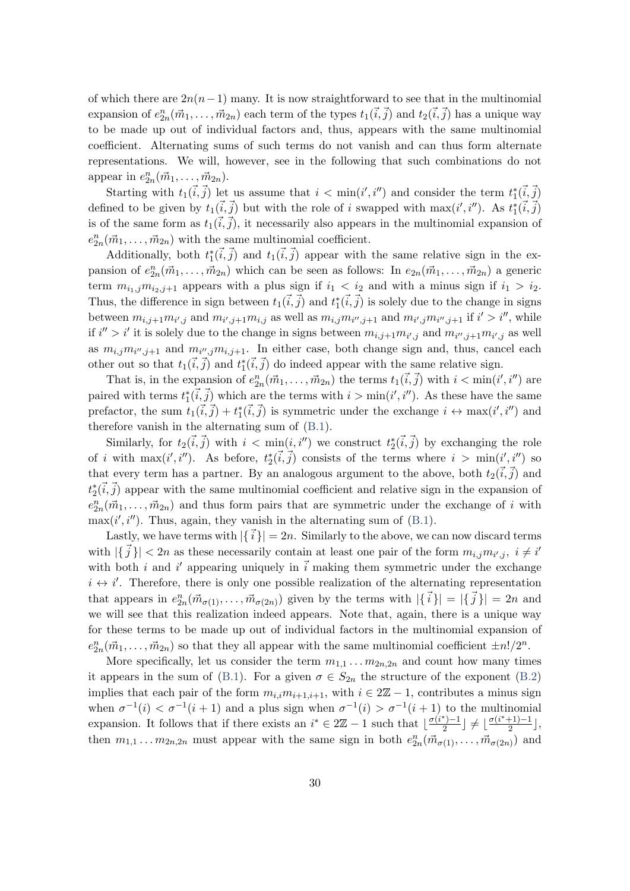of which there are $2n(n-1)$ many. It is now straightforward to see that in the multinomial expansion of $e^n_{2n}(\vec{m}_1, \ldots, \vec{m}_{2n})$ each term of the types $t_1(\vec{i}, \vec{j})$ and $t_2(\vec{i}, \vec{j})$ has a unique way to be made up out of individual factors and, thus, appears with the same multinomial coefficient. Alternating sums of such terms do not vanish and can thus form alternate representations. We will, however, see in the following that such combinations do not appear in $e^n_{2n}(\vec{m}_1, \ldots, \vec{m}_{2n})$.

Starting with $t_1(\vec{i}, \vec{j})$ let us assume that $i < \min(i', i'')$ and consider the term $t^*_1(\vec{i}, \vec{j})$ defined to be given by $t_1(\vec{i}, \vec{j})$ but with the role of $i$ swapped with $\max(i', i'')$. As $t^*_1(\vec{i}, \vec{j})$ is of the same form as $t_1(\vec{i}, \vec{j})$, it necessarily also appears in the multinomial expansion of $e^n_{2n}(\vec{m}_1, \ldots, \vec{m}_{2n})$ with the same multinomial coefficient.

Additionally, both $t^*_1(\vec{i}, \vec{j})$ and $t_1(\vec{i}, \vec{j})$ appear with the same relative sign in the expansion of $e^n_{2n}(\vec{m}_1, \ldots, \vec{m}_{2n})$ which can be seen as follows: In $e_{2n}(\vec{m}_1, \ldots, \vec{m}_{2n})$ a generic term $m_{i_1,j} m_{i_2,j+1}$ appears with a plus sign if $i_1 < i_2$ and with a minus sign if $i_1 > i_2$. Thus, the difference in sign between $t_1(\vec{i}, \vec{j})$ and $t^*_1(\vec{i}, \vec{j})$ is solely due to the change in signs between $m_{i,j+1} m_{i',j}$ and $m_{i',j+1} m_{i,j}$ as well as $m_{i,j} m_{i'',j+1}$ and $m_{i',j} m_{i'',j+1}$ if $i' > i''$, while if $i'' > i'$ it is solely due to the change in signs between $m_{i,j+1} m_{i',j}$ and $m_{i'',j+1} m_{i',j}$ as well as $m_{i,j} m_{i'',j+1}$ and $m_{i'',j} m_{i,j+1}$. In either case, both change sign and, thus, cancel each other out so that $t_1(\vec{i}, \vec{j})$ and $t^*_1(\vec{i}, \vec{j})$ do indeed appear with the same relative sign.

That is, in the expansion of $e^n_{2n}(\vec{m}_1, \ldots, \vec{m}_{2n})$ the terms $t_1(\vec{i}, \vec{j})$ with $i < \min(i', i'')$ are paired with terms $t^*_1(\vec{i}, \vec{j})$ which are the terms with $i > \min(i', i'')$. As these have the same prefactor, the sum $t_1(\vec{i}, \vec{j}) + t^*_1(\vec{i}, \vec{j})$ is symmetric under the exchange $i \leftrightarrow \max(i', i'')$ and therefore vanish in the alternating sum of (B.1).

Similarly, for $t_2(\vec{i}, \vec{j})$ with $i < \min(i, i'')$ we construct $t^*_2(\vec{i}, \vec{j})$ by exchanging the role of $i$ with $\max(i', i'')$. As before, $t^*_2(\vec{i}, \vec{j})$ consists of the terms where $i > \min(i', i'')$ so that every term has a partner. By an analogous argument to the above, both $t_2(\vec{i}, \vec{j})$ and $t^*_2(\vec{i}, \vec{j})$ appear with the same multinomial coefficient and relative sign in the expansion of $e^n_{2n}(\vec{m}_1, \ldots, \vec{m}_{2n})$ and thus form pairs that are symmetric under the exchange of $i$ with $\max(i', i'')$. Thus, again, they vanish in the alternating sum of (B.1).

Lastly, we have terms with $|\{\vec{i}\}| = 2n$. Similarly to the above, we can now discard terms with $|\{\vec{j}\}| < 2n$ as these necessarily contain at least one pair of the form $m_{i,j} m_{i',j}$, $i \neq i'$ with both $i$ and $i'$ appearing uniquely in $\vec{i}$ making them symmetric under the exchange $i \leftrightarrow i'$. Therefore, there is only one possible realization of the alternating representation that appears in $e^n_{2n}(\vec{m}_{\sigma(1)}, \ldots, \vec{m}_{\sigma(2n)})$ given by the terms with $|\{\vec{i}\}| = |\{\vec{j}\}| = 2n$ and we will see that this realization indeed appears. Note that, again, there is a unique way for these terms to be made up out of individual factors in the multinomial expansion of $e^n_{2n}(\vec{m}_1, \ldots, \vec{m}_{2n})$ so that they all appear with the same multinomial coefficient $\pm n!/2^n$.

More specifically, let us consider the term $m_{1,1} \ldots m_{2n,2n}$ and count how many times it appears in the sum of (B.1). For a given $\sigma \in S_{2n}$ the structure of the exponent (B.2) implies that each pair of the form $m_{i,i} m_{i+1,i+1}$, with $i \in 2\mathbb{Z} - 1$, contributes a minus sign when $\sigma^{-1}(i) < \sigma^{-1}(i+1)$ and a plus sign when $\sigma^{-1}(i) > \sigma^{-1}(i+1)$ to the multinomial expansion. It follows that if there exists an $i^* \in 2\mathbb{Z} - 1$ such that $\lfloor \frac{\sigma(i^*)-1}{2} \rfloor \neq \lfloor \frac{\sigma(i^*+1)-1}{2} \rfloor$, then $m_{1,1} \ldots m_{2n,2n}$ must appear with the same sign in both $e^n_{2n}(\vec{m}_{\sigma(1)}, \ldots, \vec{m}_{\sigma(2n)})$ and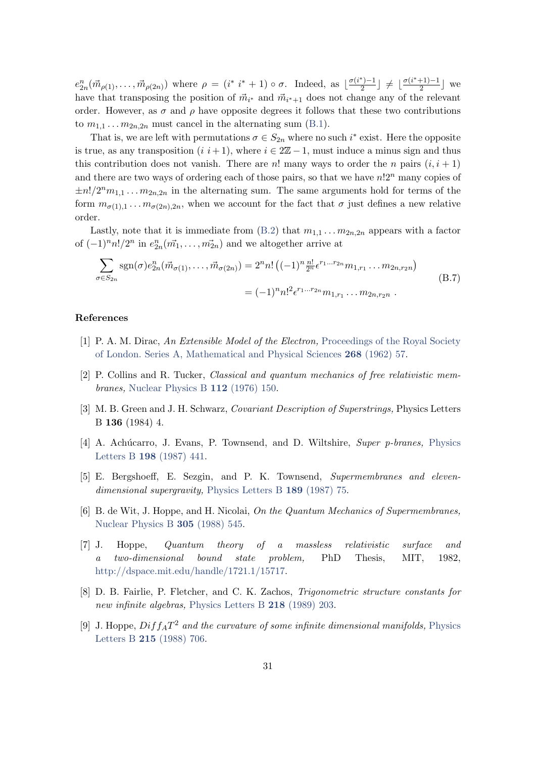$e^n_{2n}(\vec{m}_{\rho(1)},\ldots,\vec{m}_{\rho(2n)})$ where $\rho = (i^*\ i^*+1)\circ\sigma$. Indeed, as $\lfloor\frac{\sigma(i^*)-1}{2}\rfloor \neq \lfloor\frac{\sigma(i^*+1)-1}{2}\rfloor$ we have that transposing the position of $\vec{m}_{i^*}$ and $\vec{m}_{i^*+1}$ does not change any of the relevant order. However, as $\sigma$ and $\rho$ have opposite degrees it follows that these two contributions to $m_{1,1}\ldots m_{2n,2n}$ must cancel in the alternating sum (B.1).

That is, we are left with permutations $\sigma \in S_{2n}$ where no such $i^*$ exist. Here the opposite is true, as any transposition $(i\ i+1)$, where $i \in 2\mathbb{Z}-1$, must induce a minus sign and thus this contribution does not vanish. There are $n!$ many ways to order the $n$ pairs $(i, i+1)$ and there are two ways of ordering each of those pairs, so that we have $n!2^n$ many copies of $\pm n!/2^n m_{1,1}\ldots m_{2n,2n}$ in the alternating sum. The same arguments hold for terms of the form $m_{\sigma(1),1}\ldots m_{\sigma(2n),2n}$, when we account for the fact that $\sigma$ just defines a new relative order.

Lastly, note that it is immediate from (B.2) that $m_{1,1}\ldots m_{2n,2n}$ appears with a factor of $(-1)^n n!/2^n$ in $e^n_{2n}(\vec{m}_1,\ldots,\vec{m}_{2n})$ and we altogether arrive at

$$
\begin{aligned}
\sum_{\sigma\in S_{2n}} \mathrm{sgn}(\sigma) e^n_{2n}(\vec{m}_{\sigma(1)},\ldots,\vec{m}_{\sigma(2n)}) &= 2^n n! \left((-1)^n \tfrac{n!}{2^n}\epsilon^{r_1\ldots r_{2n}} m_{1,r_1}\ldots m_{2n,r_{2n}}\right) \\
&= (-1)^n n!^2 \epsilon^{r_1\ldots r_{2n}} m_{1,r_1}\ldots m_{2n,r_{2n}}\ .
\end{aligned}
\tag{B.7}
$$

## References

[1] P. A. M. Dirac, *An Extensible Model of the Electron,* Proceedings of the Royal Society of London. Series A, Mathematical and Physical Sciences **268** (1962) 57.

[2] P. Collins and R. Tucker, *Classical and quantum mechanics of free relativistic membranes,* Nuclear Physics B **112** (1976) 150.

[3] M. B. Green and J. H. Schwarz, *Covariant Description of Superstrings,* Physics Letters B **136** (1984) 4.

[4] A. Achúcarro, J. Evans, P. Townsend, and D. Wiltshire, *Super p-branes,* Physics Letters B **198** (1987) 441.

[5] E. Bergshoeff, E. Sezgin, and P. K. Townsend, *Supermembranes and eleven-dimensional supergravity,* Physics Letters B **189** (1987) 75.

[6] B. de Wit, J. Hoppe, and H. Nicolai, *On the Quantum Mechanics of Supermembranes,* Nuclear Physics B **305** (1988) 545.

[7] J. Hoppe, *Quantum theory of a massless relativistic surface and a two-dimensional bound state problem,* PhD Thesis, MIT, 1982, http://dspace.mit.edu/handle/1721.1/15717.

[8] D. B. Fairlie, P. Fletcher, and C. K. Zachos, *Trigonometric structure constants for new infinite algebras,* Physics Letters B **218** (1989) 203.

[9] J. Hoppe, *$Diff_A T^2$ and the curvature of some infinite dimensional manifolds,* Physics Letters B **215** (1988) 706.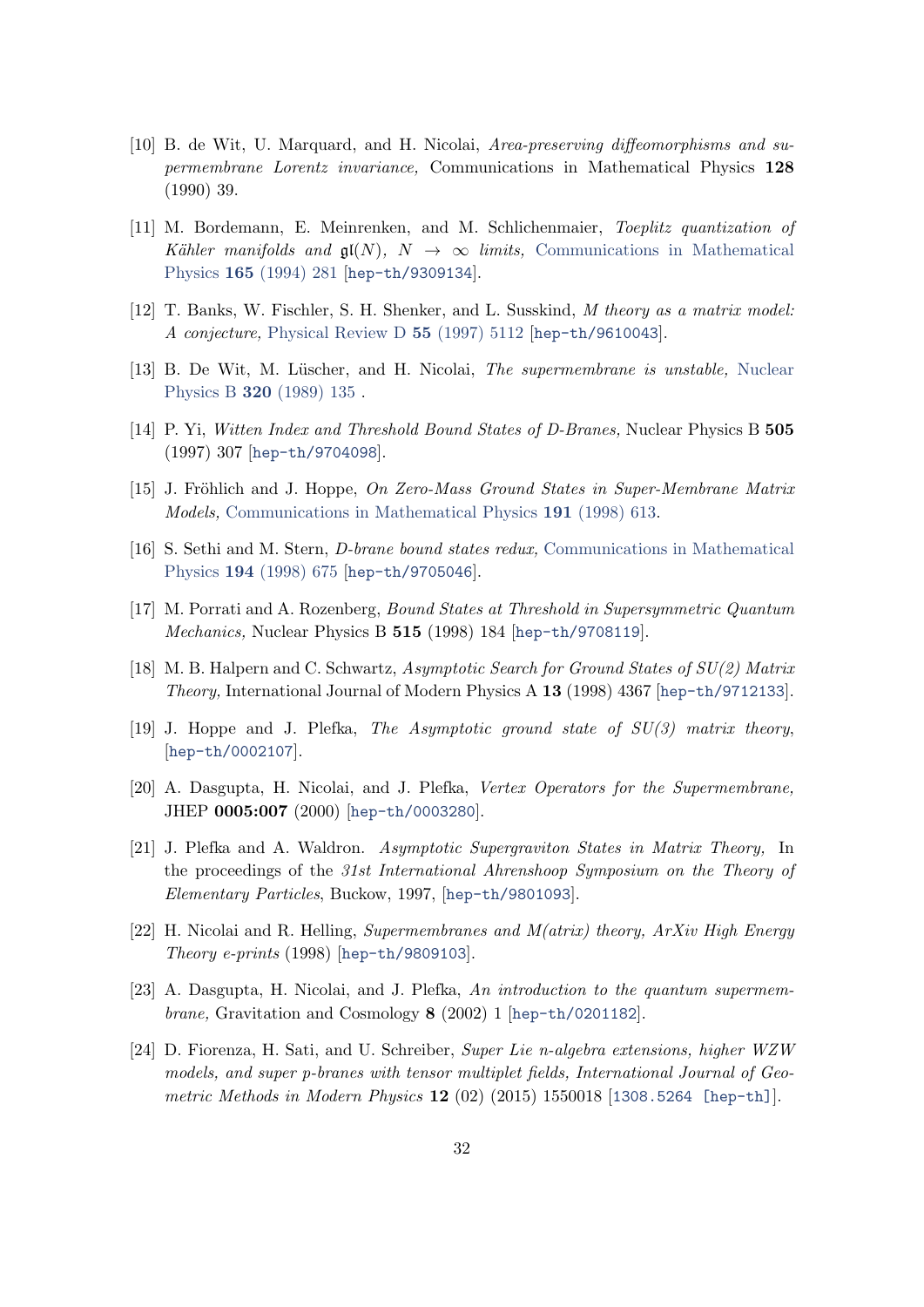[10] B. de Wit, U. Marquard, and H. Nicolai, *Area-preserving diffeomorphisms and supermembrane Lorentz invariance,* Communications in Mathematical Physics **128** (1990) 39.

[11] M. Bordemann, E. Meinrenken, and M. Schlichenmaier, *Toeplitz quantization of Kähler manifolds and $\mathfrak{gl}(N)$, $N \to \infty$ limits,* Communications in Mathematical Physics **165** (1994) 281 [hep-th/9309134].

[12] T. Banks, W. Fischler, S. H. Shenker, and L. Susskind, *M theory as a matrix model: A conjecture,* Physical Review D **55** (1997) 5112 [hep-th/9610043].

[13] B. De Wit, M. Lüscher, and H. Nicolai, *The supermembrane is unstable,* Nuclear Physics B **320** (1989) 135 .

[14] P. Yi, *Witten Index and Threshold Bound States of D-Branes,* Nuclear Physics B **505** (1997) 307 [hep-th/9704098].

[15] J. Fröhlich and J. Hoppe, *On Zero-Mass Ground States in Super-Membrane Matrix Models,* Communications in Mathematical Physics **191** (1998) 613.

[16] S. Sethi and M. Stern, *D-brane bound states redux,* Communications in Mathematical Physics **194** (1998) 675 [hep-th/9705046].

[17] M. Porrati and A. Rozenberg, *Bound States at Threshold in Supersymmetric Quantum Mechanics,* Nuclear Physics B **515** (1998) 184 [hep-th/9708119].

[18] M. B. Halpern and C. Schwartz, *Asymptotic Search for Ground States of SU(2) Matrix Theory,* International Journal of Modern Physics A **13** (1998) 4367 [hep-th/9712133].

[19] J. Hoppe and J. Plefka, *The Asymptotic ground state of SU(3) matrix theory,* [hep-th/0002107].

[20] A. Dasgupta, H. Nicolai, and J. Plefka, *Vertex Operators for the Supermembrane,* JHEP **0005:007** (2000) [hep-th/0003280].

[21] J. Plefka and A. Waldron. *Asymptotic Supergraviton States in Matrix Theory,* In the proceedings of the *31st International Ahrenshoop Symposium on the Theory of Elementary Particles*, Buckow, 1997, [hep-th/9801093].

[22] H. Nicolai and R. Helling, *Supermembranes and M(atrix) theory, ArXiv High Energy Theory e-prints* (1998) [hep-th/9809103].

[23] A. Dasgupta, H. Nicolai, and J. Plefka, *An introduction to the quantum supermembrane,* Gravitation and Cosmology **8** (2002) 1 [hep-th/0201182].

[24] D. Fiorenza, H. Sati, and U. Schreiber, *Super Lie n-algebra extensions, higher WZW models, and super p-branes with tensor multiplet fields, International Journal of Geometric Methods in Modern Physics* **12** (02) (2015) 1550018 [1308.5264 [hep-th]].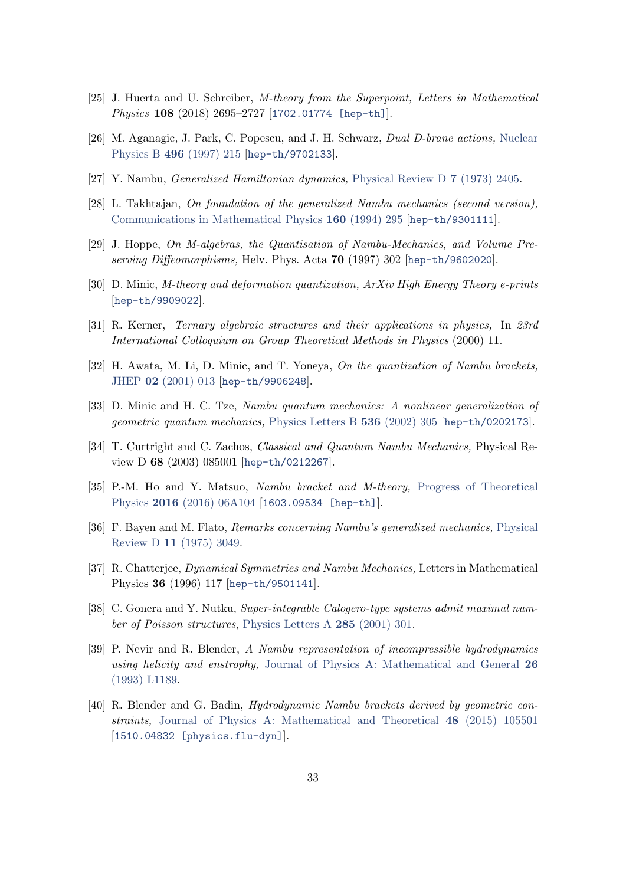[25] J. Huerta and U. Schreiber, *M-theory from the Superpoint, Letters in Mathematical Physics* **108** (2018) 2695–2727 [1702.01774 [hep-th]].

[26] M. Aganagic, J. Park, C. Popescu, and J. H. Schwarz, *Dual D-brane actions,* Nuclear Physics B **496** (1997) 215 [hep-th/9702133].

[27] Y. Nambu, *Generalized Hamiltonian dynamics,* Physical Review D **7** (1973) 2405.

[28] L. Takhtajan, *On foundation of the generalized Nambu mechanics (second version),* Communications in Mathematical Physics **160** (1994) 295 [hep-th/9301111].

[29] J. Hoppe, *On M-algebras, the Quantisation of Nambu-Mechanics, and Volume Preserving Diffeomorphisms,* Helv. Phys. Acta **70** (1997) 302 [hep-th/9602020].

[30] D. Minic, *M-theory and deformation quantization, ArXiv High Energy Theory e-prints* [hep-th/9909022].

[31] R. Kerner, *Ternary algebraic structures and their applications in physics,* In *23rd International Colloquium on Group Theoretical Methods in Physics* (2000) 11.

[32] H. Awata, M. Li, D. Minic, and T. Yoneya, *On the quantization of Nambu brackets,* JHEP **02** (2001) 013 [hep-th/9906248].

[33] D. Minic and H. C. Tze, *Nambu quantum mechanics: A nonlinear generalization of geometric quantum mechanics,* Physics Letters B **536** (2002) 305 [hep-th/0202173].

[34] T. Curtright and C. Zachos, *Classical and Quantum Nambu Mechanics,* Physical Review D **68** (2003) 085001 [hep-th/0212267].

[35] P.-M. Ho and Y. Matsuo, *Nambu bracket and M-theory,* Progress of Theoretical Physics **2016** (2016) 06A104 [1603.09534 [hep-th]].

[36] F. Bayen and M. Flato, *Remarks concerning Nambu's generalized mechanics,* Physical Review D **11** (1975) 3049.

[37] R. Chatterjee, *Dynamical Symmetries and Nambu Mechanics,* Letters in Mathematical Physics **36** (1996) 117 [hep-th/9501141].

[38] C. Gonera and Y. Nutku, *Super-integrable Calogero-type systems admit maximal number of Poisson structures,* Physics Letters A **285** (2001) 301.

[39] P. Nevir and R. Blender, *A Nambu representation of incompressible hydrodynamics using helicity and enstrophy,* Journal of Physics A: Mathematical and General **26** (1993) L1189.

[40] R. Blender and G. Badin, *Hydrodynamic Nambu brackets derived by geometric constraints,* Journal of Physics A: Mathematical and Theoretical **48** (2015) 105501 [1510.04832 [physics.flu-dyn]].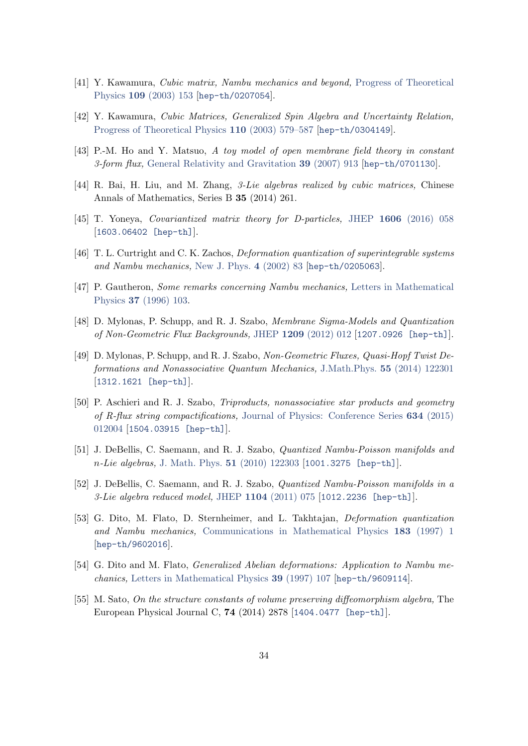[41] Y. Kawamura, *Cubic matrix, Nambu mechanics and beyond,* Progress of Theoretical Physics **109** (2003) 153 [hep-th/0207054].

[42] Y. Kawamura, *Cubic Matrices, Generalized Spin Algebra and Uncertainty Relation,* Progress of Theoretical Physics **110** (2003) 579–587 [hep-th/0304149].

[43] P.-M. Ho and Y. Matsuo, *A toy model of open membrane field theory in constant 3-form flux,* General Relativity and Gravitation **39** (2007) 913 [hep-th/0701130].

[44] R. Bai, H. Liu, and M. Zhang, *3-Lie algebras realized by cubic matrices,* Chinese Annals of Mathematics, Series B **35** (2014) 261.

[45] T. Yoneya, *Covariantized matrix theory for D-particles,* JHEP **1606** (2016) 058 [1603.06402 [hep-th]].

[46] T. L. Curtright and C. K. Zachos, *Deformation quantization of superintegrable systems and Nambu mechanics,* New J. Phys. **4** (2002) 83 [hep-th/0205063].

[47] P. Gautheron, *Some remarks concerning Nambu mechanics,* Letters in Mathematical Physics **37** (1996) 103.

[48] D. Mylonas, P. Schupp, and R. J. Szabo, *Membrane Sigma-Models and Quantization of Non-Geometric Flux Backgrounds,* JHEP **1209** (2012) 012 [1207.0926 [hep-th]].

[49] D. Mylonas, P. Schupp, and R. J. Szabo, *Non-Geometric Fluxes, Quasi-Hopf Twist Deformations and Nonassociative Quantum Mechanics,* J.Math.Phys. **55** (2014) 122301 [1312.1621 [hep-th]].

[50] P. Aschieri and R. J. Szabo, *Triproducts, nonassociative star products and geometry of R-flux string compactifications,* Journal of Physics: Conference Series **634** (2015) 012004 [1504.03915 [hep-th]].

[51] J. DeBellis, C. Saemann, and R. J. Szabo, *Quantized Nambu-Poisson manifolds and n-Lie algebras,* J. Math. Phys. **51** (2010) 122303 [1001.3275 [hep-th]].

[52] J. DeBellis, C. Saemann, and R. J. Szabo, *Quantized Nambu-Poisson manifolds in a 3-Lie algebra reduced model,* JHEP **1104** (2011) 075 [1012.2236 [hep-th]].

[53] G. Dito, M. Flato, D. Sternheimer, and L. Takhtajan, *Deformation quantization and Nambu mechanics,* Communications in Mathematical Physics **183** (1997) 1 [hep-th/9602016].

[54] G. Dito and M. Flato, *Generalized Abelian deformations: Application to Nambu mechanics,* Letters in Mathematical Physics **39** (1997) 107 [hep-th/9609114].

[55] M. Sato, *On the structure constants of volume preserving diffeomorphism algebra,* The European Physical Journal C, **74** (2014) 2878 [1404.0477 [hep-th]].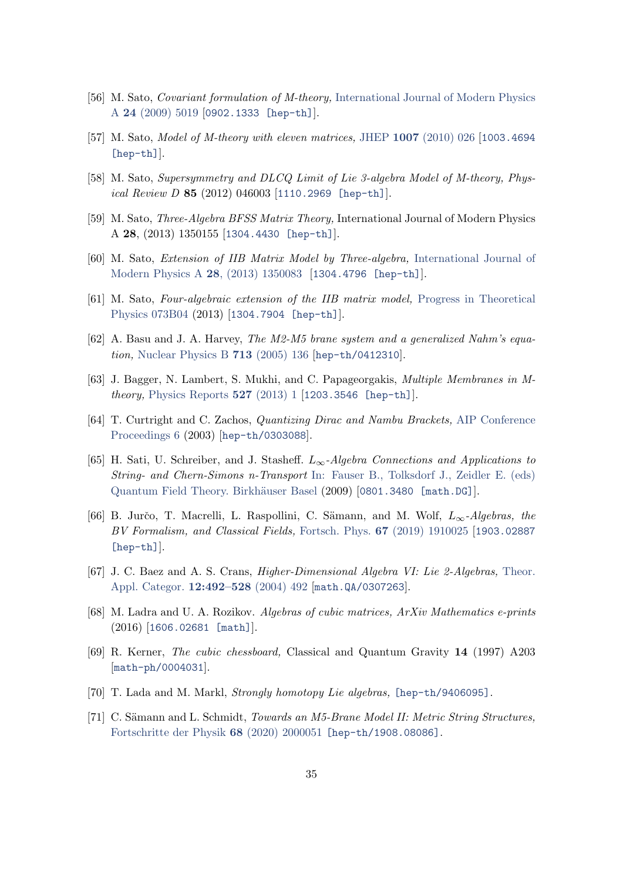[56] M. Sato, *Covariant formulation of M-theory,* International Journal of Modern Physics A **24** (2009) 5019 [0902.1333 [hep-th]].

[57] M. Sato, *Model of M-theory with eleven matrices,* JHEP **1007** (2010) 026 [1003.4694 [hep-th]].

[58] M. Sato, *Supersymmetry and DLCQ Limit of Lie 3-algebra Model of M-theory, Physical Review D* **85** (2012) 046003 [1110.2969 [hep-th]].

[59] M. Sato, *Three-Algebra BFSS Matrix Theory,* International Journal of Modern Physics A **28**, (2013) 1350155 [1304.4430 [hep-th]].

[60] M. Sato, *Extension of IIB Matrix Model by Three-algebra,* International Journal of Modern Physics A **28**, (2013) 1350083 [1304.4796 [hep-th]].

[61] M. Sato, *Four-algebraic extension of the IIB matrix model,* Progress in Theoretical Physics 073B04 (2013) [1304.7904 [hep-th]].

[62] A. Basu and J. A. Harvey, *The M2-M5 brane system and a generalized Nahm's equation,* Nuclear Physics B **713** (2005) 136 [hep-th/0412310].

[63] J. Bagger, N. Lambert, S. Mukhi, and C. Papageorgakis, *Multiple Membranes in M-theory,* Physics Reports **527** (2013) 1 [1203.3546 [hep-th]].

[64] T. Curtright and C. Zachos, *Quantizing Dirac and Nambu Brackets,* AIP Conference Proceedings 6 (2003) [hep-th/0303088].

[65] H. Sati, U. Schreiber, and J. Stasheff. *$L_\infty$-Algebra Connections and Applications to String- and Chern-Simons n-Transport* In: Fauser B., Tolksdorf J., Zeidler E. (eds) Quantum Field Theory. Birkhäuser Basel (2009) [0801.3480 [math.DG]].

[66] B. Jurčo, T. Macrelli, L. Raspollini, C. Sämann, and M. Wolf, *$L_\infty$-Algebras, the BV Formalism, and Classical Fields,* Fortsch. Phys. **67** (2019) 1910025 [1903.02887 [hep-th]].

[67] J. C. Baez and A. S. Crans, *Higher-Dimensional Algebra VI: Lie 2-Algebras,* Theor. Appl. Categor. **12:492–528** (2004) 492 [math.QA/0307263].

[68] M. Ladra and U. A. Rozikov. *Algebras of cubic matrices, ArXiv Mathematics e-prints* (2016) [1606.02681 [math]].

[69] R. Kerner, *The cubic chessboard,* Classical and Quantum Gravity **14** (1997) A203 [math-ph/0004031].

[70] T. Lada and M. Markl, *Strongly homotopy Lie algebras,* [hep-th/9406095].

[71] C. Sämann and L. Schmidt, *Towards an M5-Brane Model II: Metric String Structures,* Fortschritte der Physik **68** (2020) 2000051 [hep-th/1908.08086].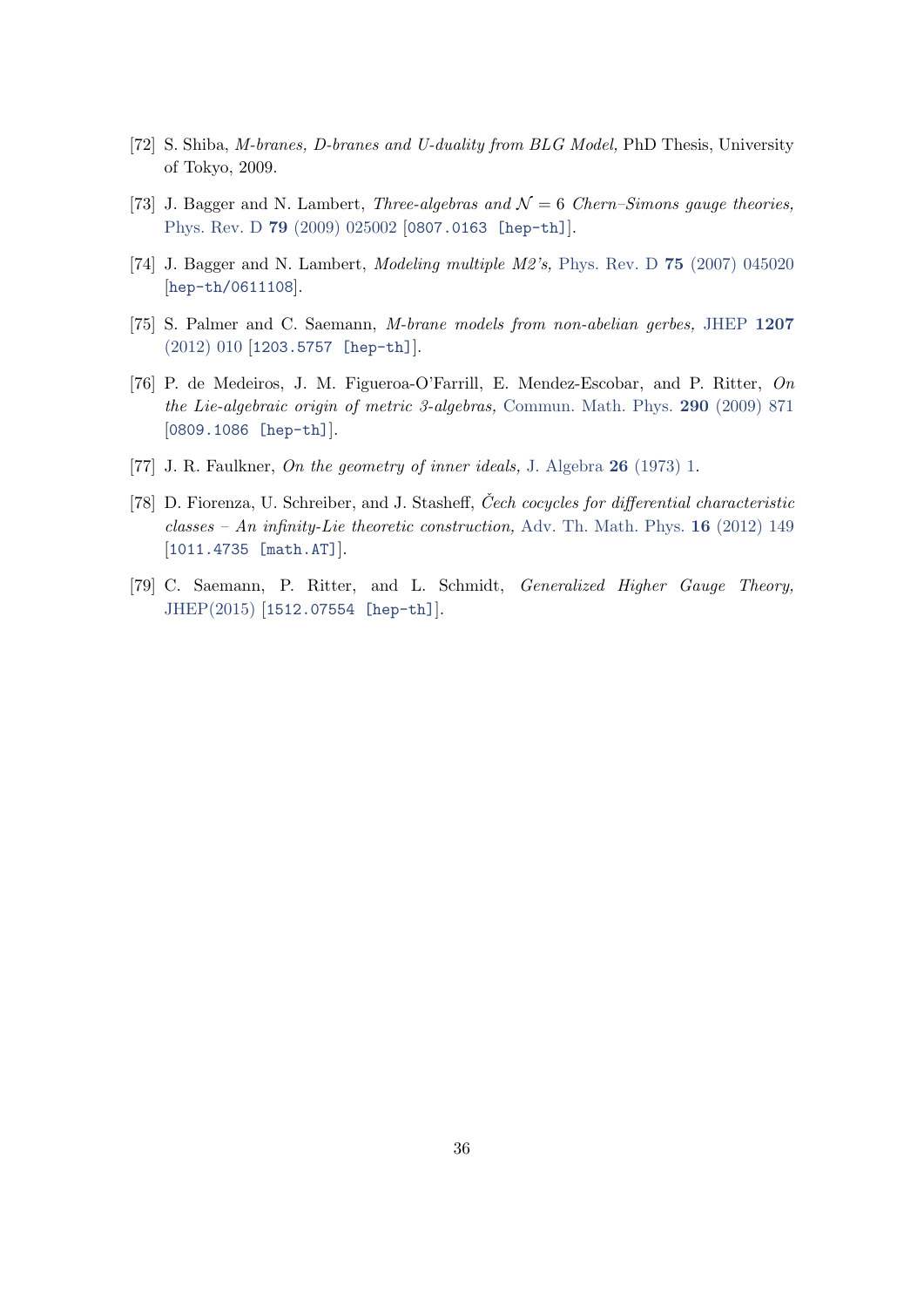[72] S. Shiba, *M-branes, D-branes and U-duality from BLG Model,* PhD Thesis, University of Tokyo, 2009.

[73] J. Bagger and N. Lambert, *Three-algebras and $\mathcal{N} = 6$ Chern–Simons gauge theories,* Phys. Rev. D **79** (2009) 025002 [0807.0163 [hep-th]].

[74] J. Bagger and N. Lambert, *Modeling multiple M2's,* Phys. Rev. D **75** (2007) 045020 [hep-th/0611108].

[75] S. Palmer and C. Saemann, *M-brane models from non-abelian gerbes,* JHEP **1207** (2012) 010 [1203.5757 [hep-th]].

[76] P. de Medeiros, J. M. Figueroa-O'Farrill, E. Mendez-Escobar, and P. Ritter, *On the Lie-algebraic origin of metric 3-algebras,* Commun. Math. Phys. **290** (2009) 871 [0809.1086 [hep-th]].

[77] J. R. Faulkner, *On the geometry of inner ideals,* J. Algebra **26** (1973) 1.

[78] D. Fiorenza, U. Schreiber, and J. Stasheff, *Čech cocycles for differential characteristic classes – An infinity-Lie theoretic construction,* Adv. Th. Math. Phys. **16** (2012) 149 [1011.4735 [math.AT]].

[79] C. Saemann, P. Ritter, and L. Schmidt, *Generalized Higher Gauge Theory,* JHEP(2015) [1512.07554 [hep-th]].